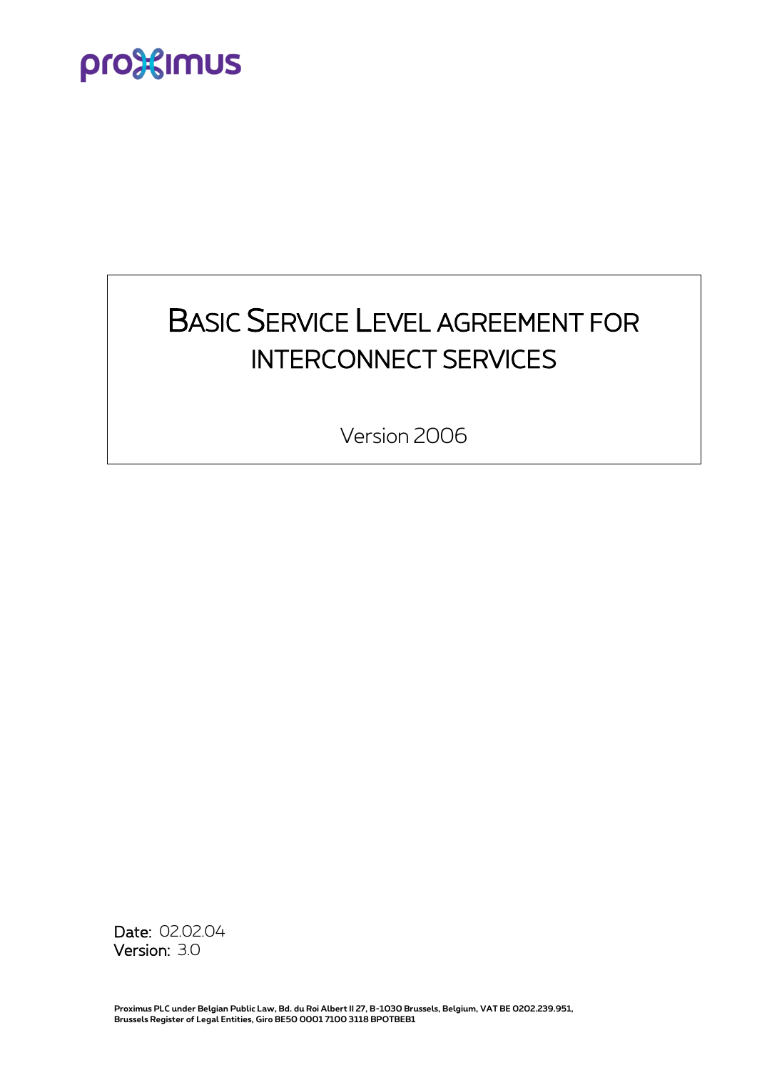proximus

# BASIC SERVICE LEVEL AGREEMENT FOR INTERCONNECT SERVICES

Version 2006

**Date:** 02.02.04
**Version:** 3.0

**Proximus PLC under Belgian Public Law, Bd. du Roi Albert II 27, B-1030 Brussels, Belgium, VAT BE 0202.239.951, Brussels Register of Legal Entities, Giro BE50 0001 7100 3118 BPOTBEB1**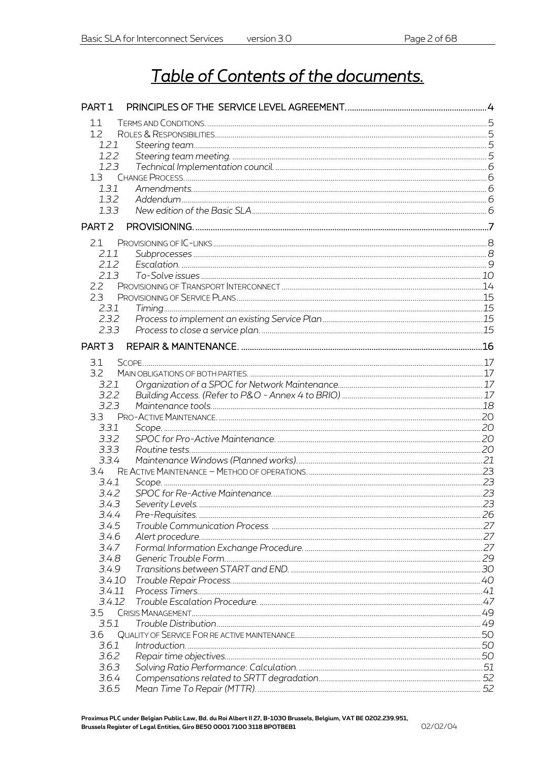# *Table of Contents of the documents.*

PART 1 PRINCIPLES OF THE SERVICE LEVEL AGREEMENT. ....... 4

1.1 TERMS AND CONDITIONS. ....... 5
1.2 ROLES & RESPONSIBILITIES ....... 5
1.2.1 *Steering team* ....... 5
1.2.2 *Steering team meeting.* ....... 5
1.2.3 *Technical Implementation council.* ....... 6
1.3 CHANGE PROCESS. ....... 6
1.3.1 *Amendments.* ....... 6
1.3.2 *Addendum* ....... 6
1.3.3 *New edition of the Basic SLA* ....... 6

PART 2 PROVISIONING. ....... 7

2.1 PROVISIONING OF IC-LINKS ....... 8
2.1.1 *Subprocesses* ....... 8
2.1.2 *Escalation.* ....... 9
2.1.3 *To-Solve issues* ....... 10
2.2 PROVISIONING OF TRANSPORT INTERCONNECT ....... 14
2.3 PROVISIONING OF SERVICE PLANS ....... 15
2.3.1 *Timing* ....... 15
2.3.2 *Process to implement an existing Service Plan* ....... 15
2.3.3 *Process to close a service plan.* ....... 15

PART 3 REPAIR & MAINTENANCE. ....... 16

3.1 SCOPE. ....... 17
3.2 MAIN OBLIGATIONS OF BOTH PARTIES. ....... 17
3.2.1 *Organization of a SPOC for Network Maintenance* ....... 17
3.2.2 *Building Access. (Refer to P&O - Annex 4 to BRIO)* ....... 17
3.2.3 *Maintenance tools.* ....... 18
3.3 PRO-ACTIVE MAINTENANCE. ....... 20
3.3.1 *Scope.* ....... 20
3.3.2 *SPOC for Pro-Active Maintenance.* ....... 20
3.3.3 *Routine tests.* ....... 20
3.3.4 *Maintenance Windows (Planned works).* ....... 21
3.4 RE ACTIVE MAINTENANCE – METHOD OF OPERATIONS. ....... 23
3.4.1 *Scope.* ....... 23
3.4.2 *SPOC for Re-Active Maintenance.* ....... 23
3.4.3 *Severity Levels.* ....... 23
3.4.4 *Pre-Requisites.* ....... 26
3.4.5 *Trouble Communication Process.* ....... 27
3.4.6 *Alert procedure* ....... 27
3.4.7 *Formal Information Exchange Procedure.* ....... 27
3.4.8 *Generic Trouble Form.* ....... 29
3.4.9 *Transitions between START and END.* ....... 30
3.4.10 *Trouble Repair Process.* ....... 40
3.4.11 *Process Timers.* ....... 41
3.4.12 *Trouble Escalation Procedure.* ....... 47
3.5 CRISIS MANAGEMENT ....... 49
3.5.1 *Trouble Distribution* ....... 49
3.6 QUALITY OF SERVICE FOR RE ACTIVE MAINTENANCE ....... 50
3.6.1 *Introduction.* ....... 50
3.6.2 *Repair time objectives* ....... 50
3.6.3 *Solving Ratio Performance: Calculation.* ....... 51
3.6.4 *Compensations related to SRTT degradation* ....... 52
3.6.5 *Mean Time To Repair (MTTR).* ....... 52

**Proximus PLC under Belgian Public Law, Bd. du Roi Albert II 27, B-1030 Brussels, Belgium, VAT BE 0202.239.951, Brussels Register of Legal Entities, Giro BE50 0001 7100 3118 BPOTBEB1**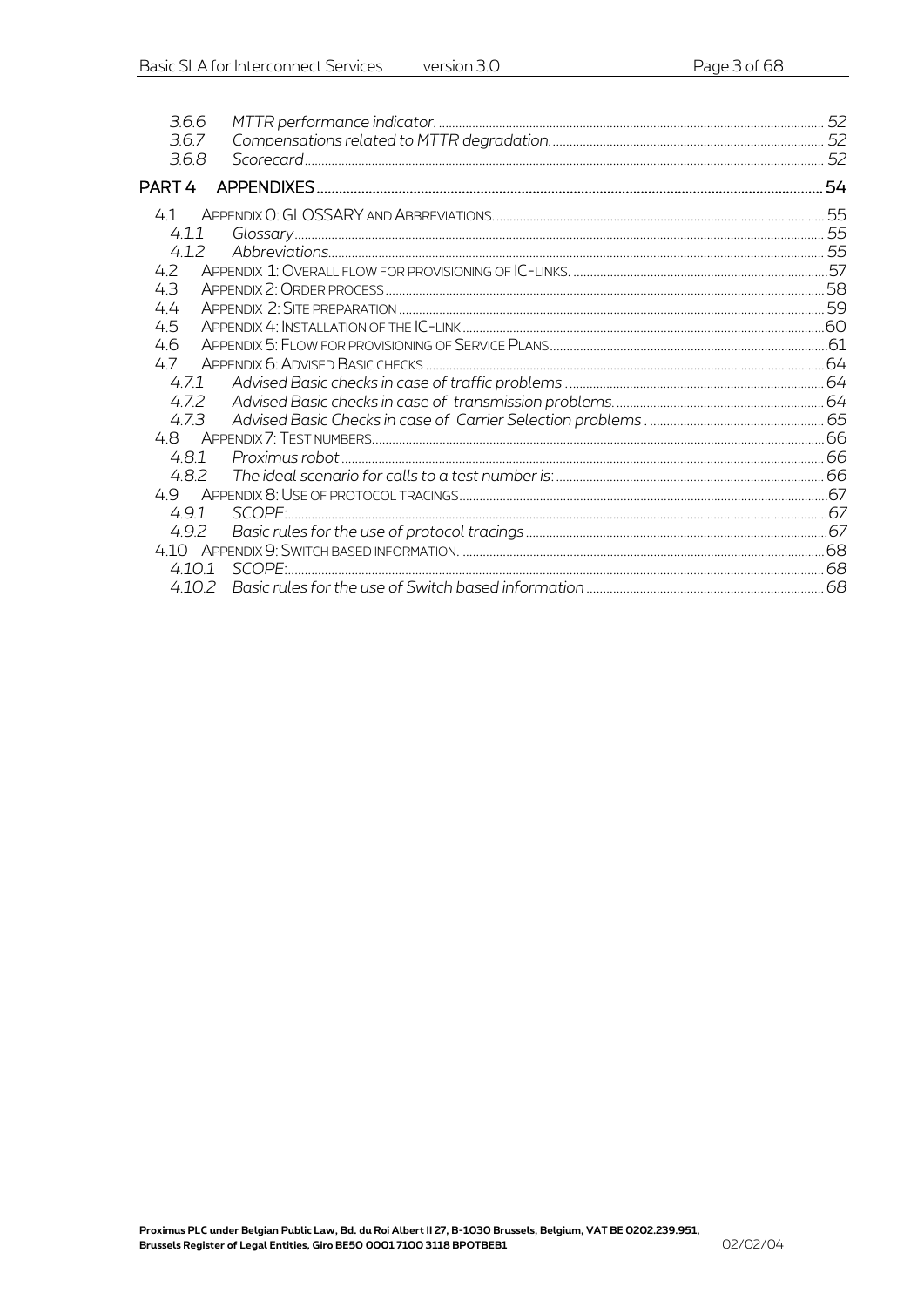3.6.6 MTTR performance indicator. 52
3.6.7 Compensations related to MTTR degradation. 52
3.6.8 Scorecard 52

PART 4 APPENDIXES 54

4.1 APPENDIX 0: GLOSSARY AND ABBREVIATIONS. 55
4.1.1 Glossary 55
4.1.2 Abbreviations 55
4.2 APPENDIX 1: OVERALL FLOW FOR PROVISIONING OF IC-LINKS. 57
4.3 APPENDIX 2: ORDER PROCESS 58
4.4 APPENDIX 2: SITE PREPARATION 59
4.5 APPENDIX 4: INSTALLATION OF THE IC-LINK 60
4.6 APPENDIX 5: FLOW FOR PROVISIONING OF SERVICE PLANS 61
4.7 APPENDIX 6: ADVISED BASIC CHECKS 64
4.7.1 Advised Basic checks in case of traffic problems 64
4.7.2 Advised Basic checks in case of transmission problems. 64
4.7.3 Advised Basic Checks in case of Carrier Selection problems . 65
4.8 APPENDIX 7: TEST NUMBERS. 66
4.8.1 Proximus robot 66
4.8.2 The ideal scenario for calls to a test number is: 66
4.9 APPENDIX 8: USE OF PROTOCOL TRACINGS. 67
4.9.1 SCOPE: 67
4.9.2 Basic rules for the use of protocol tracings 67
4.10 APPENDIX 9: SWITCH BASED INFORMATION. 68
4.10.1 SCOPE: 68
4.10.2 Basic rules for the use of Switch based information 68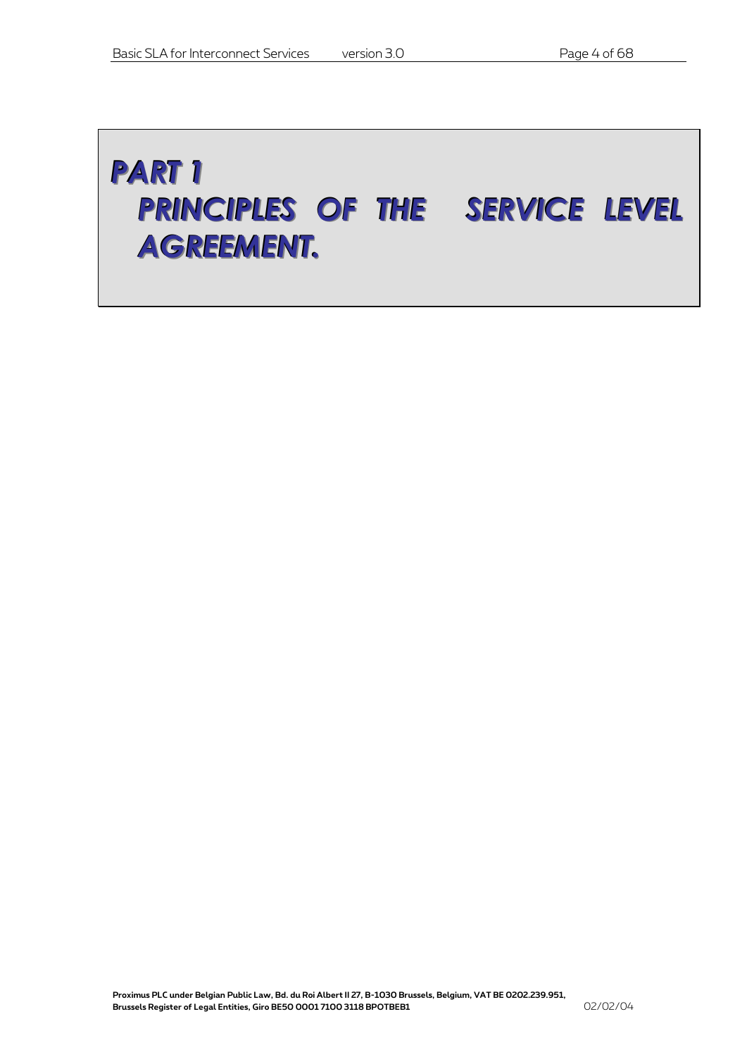# PART 1
# PRINCIPLES OF THE SERVICE LEVEL AGREEMENT.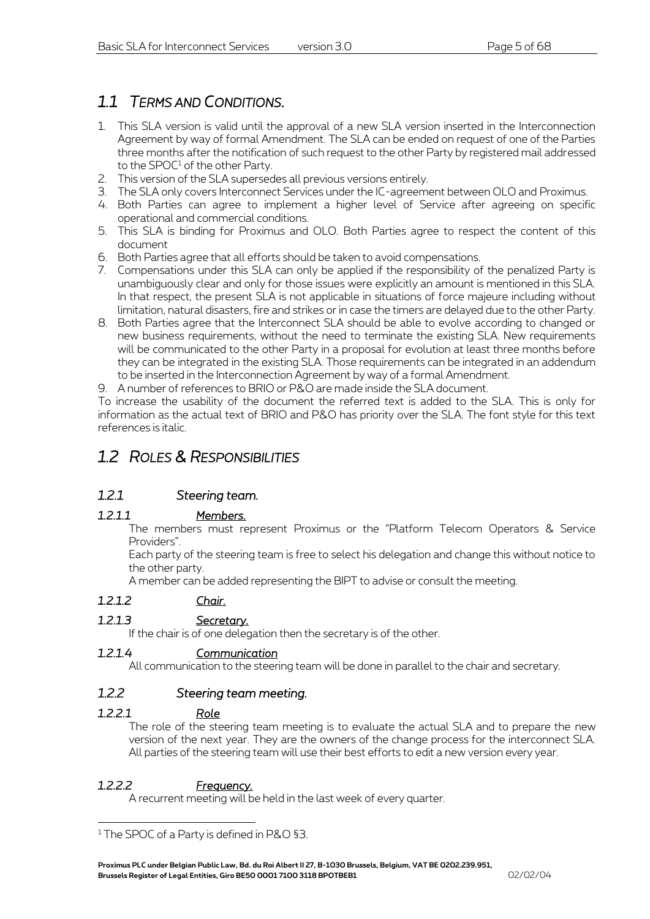## *1.1 Terms and Conditions.*

1. This SLA version is valid until the approval of a new SLA version inserted in the Interconnection Agreement by way of formal Amendment. The SLA can be ended on request of one of the Parties three months after the notification of such request to the other Party by registered mail addressed to the SPOC[1] of the other Party.
2. This version of the SLA supersedes all previous versions entirely.
3. The SLA only covers Interconnect Services under the IC-agreement between OLO and Proximus.
4. Both Parties can agree to implement a higher level of Service after agreeing on specific operational and commercial conditions.
5. This SLA is binding for Proximus and OLO. Both Parties agree to respect the content of this document
6. Both Parties agree that all efforts should be taken to avoid compensations.
7. Compensations under this SLA can only be applied if the responsibility of the penalized Party is unambiguously clear and only for those issues were explicitly an amount is mentioned in this SLA. In that respect, the present SLA is not applicable in situations of force majeure including without limitation, natural disasters, fire and strikes or in case the timers are delayed due to the other Party.
8. Both Parties agree that the Interconnect SLA should be able to evolve according to changed or new business requirements, without the need to terminate the existing SLA. New requirements will be communicated to the other Party in a proposal for evolution at least three months before they can be integrated in the existing SLA. Those requirements can be integrated in an addendum to be inserted in the Interconnection Agreement by way of a formal Amendment.
9. A number of references to BRIO or P&O are made inside the SLA document.

To increase the usability of the document the referred text is added to the SLA. This is only for information as the actual text of BRIO and P&O has priority over the SLA. The font style for this text references is italic.

## *1.2 Roles & Responsibilities*

### *1.2.1 Steering team.*

#### *1.2.1.1 Members.*

The members must represent Proximus or the "Platform Telecom Operators & Service Providers".

Each party of the steering team is free to select his delegation and change this without notice to the other party.

A member can be added representing the BIPT to advise or consult the meeting.

#### *1.2.1.2 Chair.*

#### *1.2.1.3 Secretary.*

If the chair is of one delegation then the secretary is of the other.

#### *1.2.1.4 Communication*

All communication to the steering team will be done in parallel to the chair and secretary.

### *1.2.2 Steering team meeting.*

#### *1.2.2.1 Role*

The role of the steering team meeting is to evaluate the actual SLA and to prepare the new version of the next year. They are the owners of the change process for the interconnect SLA. All parties of the steering team will use their best efforts to edit a new version every year.

#### *1.2.2.2 Frequency.*

A recurrent meeting will be held in the last week of every quarter.

---

[1] The SPOC of a Party is defined in P&O §3.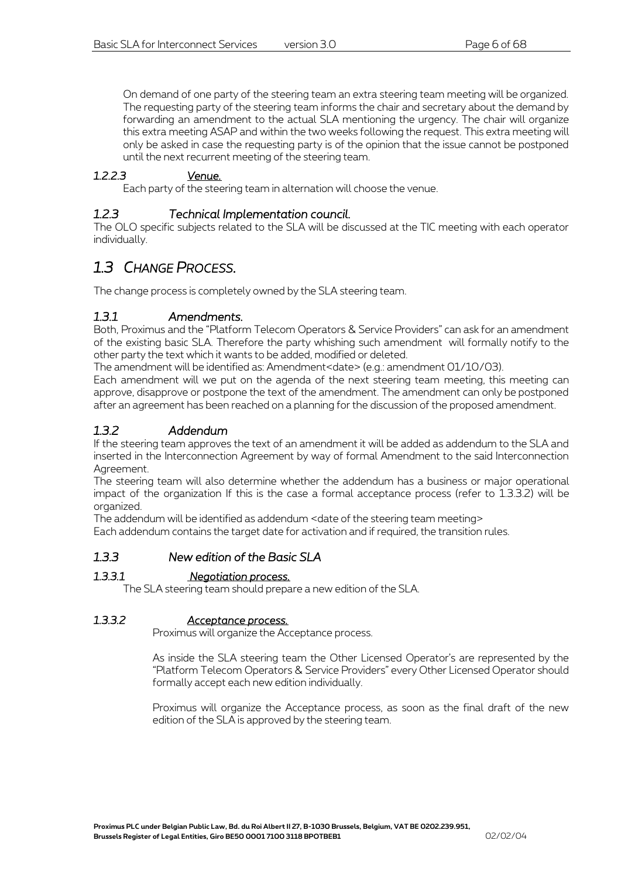On demand of one party of the steering team an extra steering team meeting will be organized. The requesting party of the steering team informs the chair and secretary about the demand by forwarding an amendment to the actual SLA mentioning the urgency. The chair will organize this extra meeting ASAP and within the two weeks following the request. This extra meeting will only be asked in case the requesting party is of the opinion that the issue cannot be postponed until the next recurrent meeting of the steering team.

#### *1.2.2.3 Venue.*

Each party of the steering team in alternation will choose the venue.

### *1.2.3 Technical Implementation council.*

The OLO specific subjects related to the SLA will be discussed at the TIC meeting with each operator individually.

## *1.3 CHANGE PROCESS.*

The change process is completely owned by the SLA steering team.

### *1.3.1 Amendments.*

Both, Proximus and the "Platform Telecom Operators & Service Providers" can ask for an amendment of the existing basic SLA. Therefore the party whishing such amendment will formally notify to the other party the text which it wants to be added, modified or deleted.

The amendment will be identified as: Amendment<date> (e.g.: amendment 01/10/03).

Each amendment will we put on the agenda of the next steering team meeting, this meeting can approve, disapprove or postpone the text of the amendment. The amendment can only be postponed after an agreement has been reached on a planning for the discussion of the proposed amendment.

### *1.3.2 Addendum*

If the steering team approves the text of an amendment it will be added as addendum to the SLA and inserted in the Interconnection Agreement by way of formal Amendment to the said Interconnection Agreement.

The steering team will also determine whether the addendum has a business or major operational impact of the organization If this is the case a formal acceptance process (refer to 1.3.3.2) will be organized.

The addendum will be identified as addendum <date of the steering team meeting>

Each addendum contains the target date for activation and if required, the transition rules.

### *1.3.3 New edition of the Basic SLA*

#### *1.3.3.1 Negotiation process.*

The SLA steering team should prepare a new edition of the SLA.

#### *1.3.3.2 Acceptance process.*

Proximus will organize the Acceptance process.

As inside the SLA steering team the Other Licensed Operator's are represented by the "Platform Telecom Operators & Service Providers" every Other Licensed Operator should formally accept each new edition individually.

Proximus will organize the Acceptance process, as soon as the final draft of the new edition of the SLA is approved by the steering team.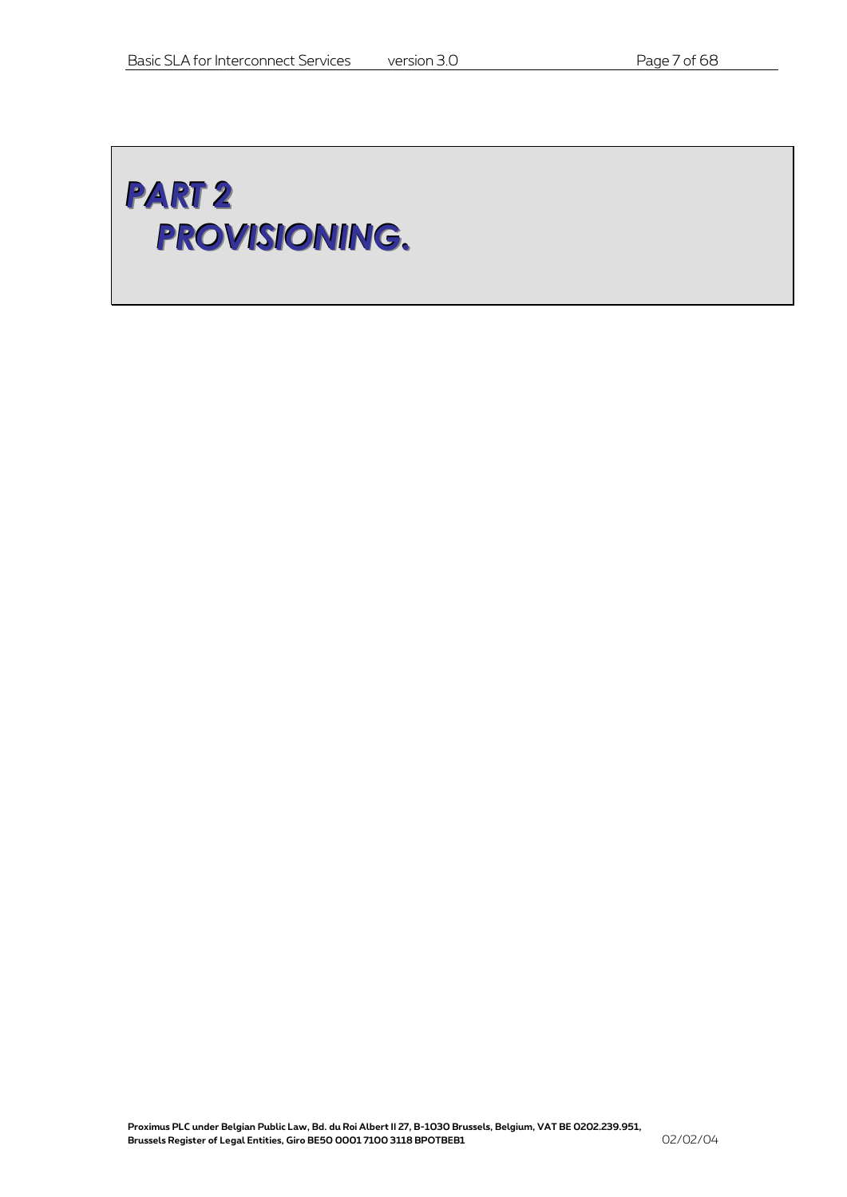# PART 2
# PROVISIONING.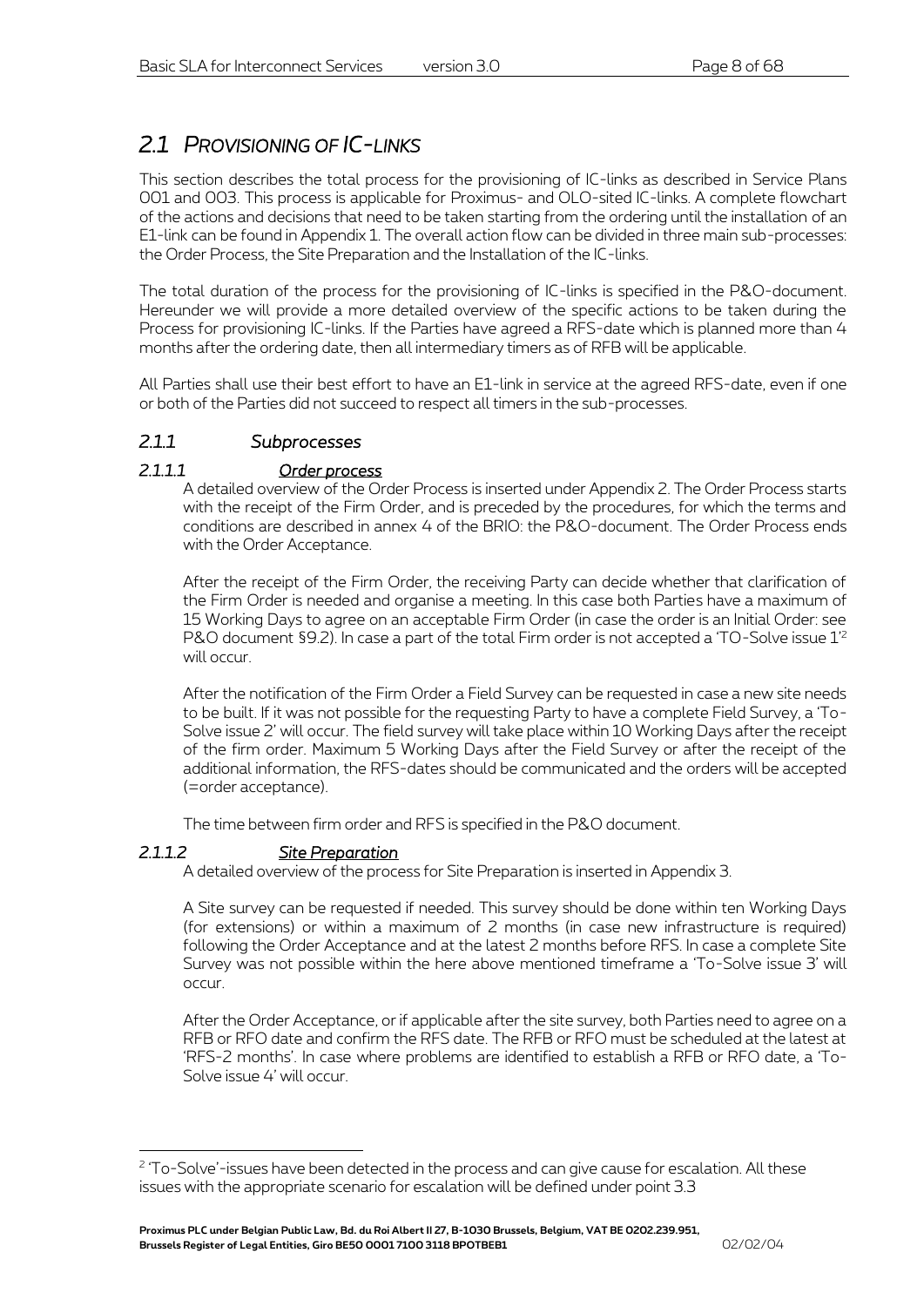## 2.1 *Provisioning of IC-links*

This section describes the total process for the provisioning of IC-links as described in Service Plans 001 and 003. This process is applicable for Proximus- and OLO-sited IC-links. A complete flowchart of the actions and decisions that need to be taken starting from the ordering until the installation of an E1-link can be found in Appendix 1. The overall action flow can be divided in three main sub-processes: the Order Process, the Site Preparation and the Installation of the IC-links.

The total duration of the process for the provisioning of IC-links is specified in the P&O-document. Hereunder we will provide a more detailed overview of the specific actions to be taken during the Process for provisioning IC-links. If the Parties have agreed a RFS-date which is planned more than 4 months after the ordering date, then all intermediary timers as of RFB will be applicable.

All Parties shall use their best effort to have an E1-link in service at the agreed RFS-date, even if one or both of the Parties did not succeed to respect all timers in the sub-processes.

### *2.1.1 Subprocesses*

#### *2.1.1.1 Order process*

A detailed overview of the Order Process is inserted under Appendix 2. The Order Process starts with the receipt of the Firm Order, and is preceded by the procedures, for which the terms and conditions are described in annex 4 of the BRIO: the P&O-document. The Order Process ends with the Order Acceptance.

After the receipt of the Firm Order, the receiving Party can decide whether that clarification of the Firm Order is needed and organise a meeting. In this case both Parties have a maximum of 15 Working Days to agree on an acceptable Firm Order (in case the order is an Initial Order: see P&O document §9.2). In case a part of the total Firm order is not accepted a 'TO-Solve issue 1'[2] will occur.

After the notification of the Firm Order a Field Survey can be requested in case a new site needs to be built. If it was not possible for the requesting Party to have a complete Field Survey, a 'To-Solve issue 2' will occur. The field survey will take place within 10 Working Days after the receipt of the firm order. Maximum 5 Working Days after the Field Survey or after the receipt of the additional information, the RFS-dates should be communicated and the orders will be accepted (=order acceptance).

The time between firm order and RFS is specified in the P&O document.

#### *2.1.1.2 Site Preparation*

A detailed overview of the process for Site Preparation is inserted in Appendix 3.

A Site survey can be requested if needed. This survey should be done within ten Working Days (for extensions) or within a maximum of 2 months (in case new infrastructure is required) following the Order Acceptance and at the latest 2 months before RFS. In case a complete Site Survey was not possible within the here above mentioned timeframe a 'To-Solve issue 3' will occur.

After the Order Acceptance, or if applicable after the site survey, both Parties need to agree on a RFB or RFO date and confirm the RFS date. The RFB or RFO must be scheduled at the latest at 'RFS-2 months'. In case where problems are identified to establish a RFB or RFO date, a 'To-Solve issue 4' will occur.

---

[2] 'To-Solve'-issues have been detected in the process and can give cause for escalation. All these issues with the appropriate scenario for escalation will be defined under point 3.3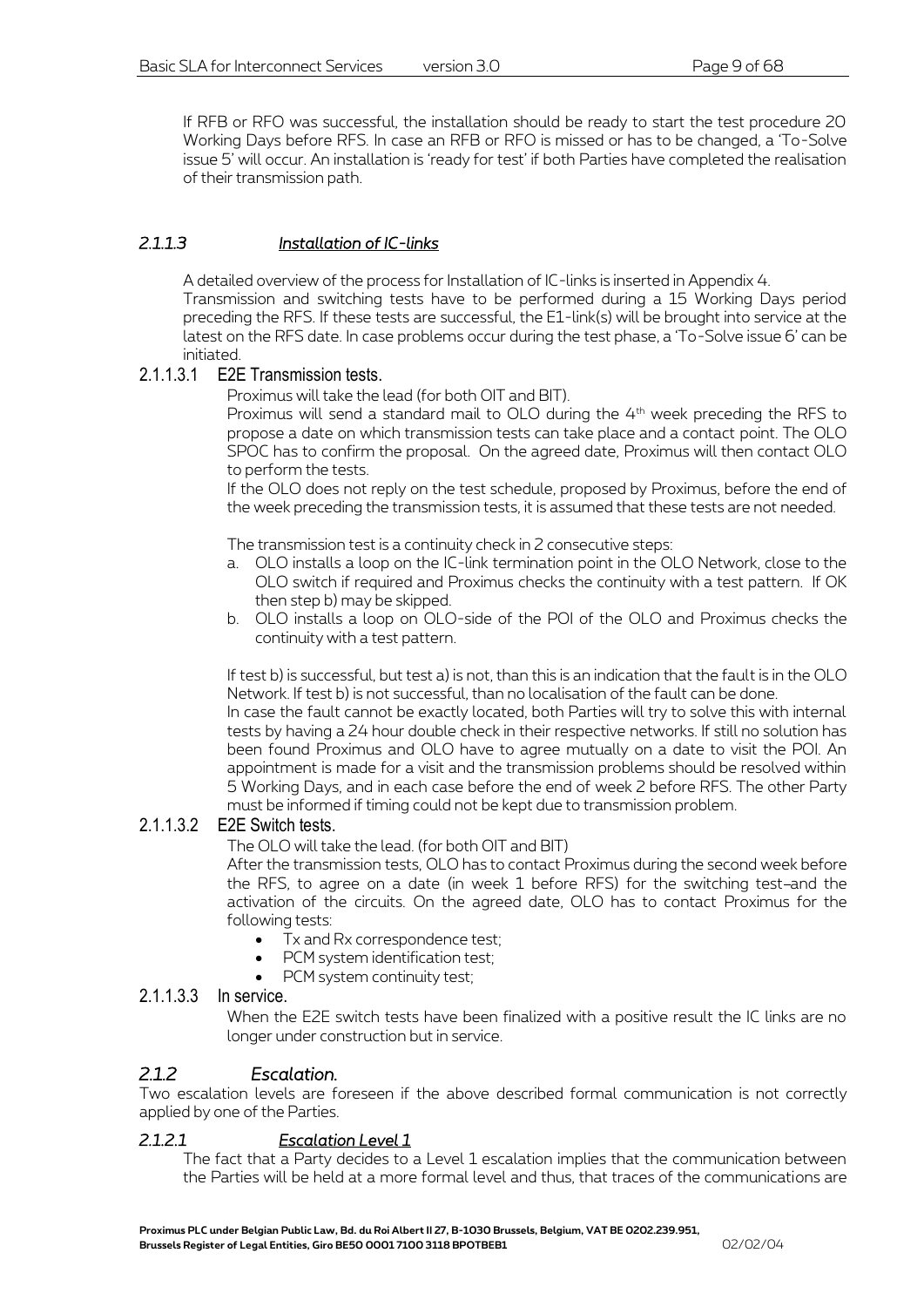If RFB or RFO was successful, the installation should be ready to start the test procedure 20 Working Days before RFS. In case an RFB or RFO is missed or has to be changed, a 'To-Solve issue 5' will occur. An installation is 'ready for test' if both Parties have completed the realisation of their transmission path.

#### *2.1.1.3 Installation of IC-links*

A detailed overview of the process for Installation of IC-links is inserted in Appendix 4.
Transmission and switching tests have to be performed during a 15 Working Days period preceding the RFS. If these tests are successful, the E1-link(s) will be brought into service at the latest on the RFS date. In case problems occur during the test phase, a 'To-Solve issue 6' can be initiated.

##### 2.1.1.3.1 E2E Transmission tests.

Proximus will take the lead (for both OIT and BIT).
Proximus will send a standard mail to OLO during the 4th week preceding the RFS to propose a date on which transmission tests can take place and a contact point. The OLO SPOC has to confirm the proposal. On the agreed date, Proximus will then contact OLO to perform the tests.
If the OLO does not reply on the test schedule, proposed by Proximus, before the end of the week preceding the transmission tests, it is assumed that these tests are not needed.

The transmission test is a continuity check in 2 consecutive steps:

a. OLO installs a loop on the IC-link termination point in the OLO Network, close to the OLO switch if required and Proximus checks the continuity with a test pattern. If OK then step b) may be skipped.
b. OLO installs a loop on OLO-side of the POI of the OLO and Proximus checks the continuity with a test pattern.

If test b) is successful, but test a) is not, than this is an indication that the fault is in the OLO Network. If test b) is not successful, than no localisation of the fault can be done.
In case the fault cannot be exactly located, both Parties will try to solve this with internal tests by having a 24 hour double check in their respective networks. If still no solution has been found Proximus and OLO have to agree mutually on a date to visit the POI. An appointment is made for a visit and the transmission problems should be resolved within 5 Working Days, and in each case before the end of week 2 before RFS. The other Party must be informed if timing could not be kept due to transmission problem.

##### 2.1.1.3.2 E2E Switch tests.

The OLO will take the lead. (for both OIT and BIT)
After the transmission tests, OLO has to contact Proximus during the second week before the RFS, to agree on a date (in week 1 before RFS) for the switching test–and the activation of the circuits. On the agreed date, OLO has to contact Proximus for the following tests:

- Tx and Rx correspondence test;
- PCM system identification test;
- PCM system continuity test;

##### 2.1.1.3.3 In service.

When the E2E switch tests have been finalized with a positive result the IC links are no longer under construction but in service.

### *2.1.2 Escalation.*

Two escalation levels are foreseen if the above described formal communication is not correctly applied by one of the Parties.

#### *2.1.2.1 Escalation Level 1*

The fact that a Party decides to a Level 1 escalation implies that the communication between the Parties will be held at a more formal level and thus, that traces of the communications are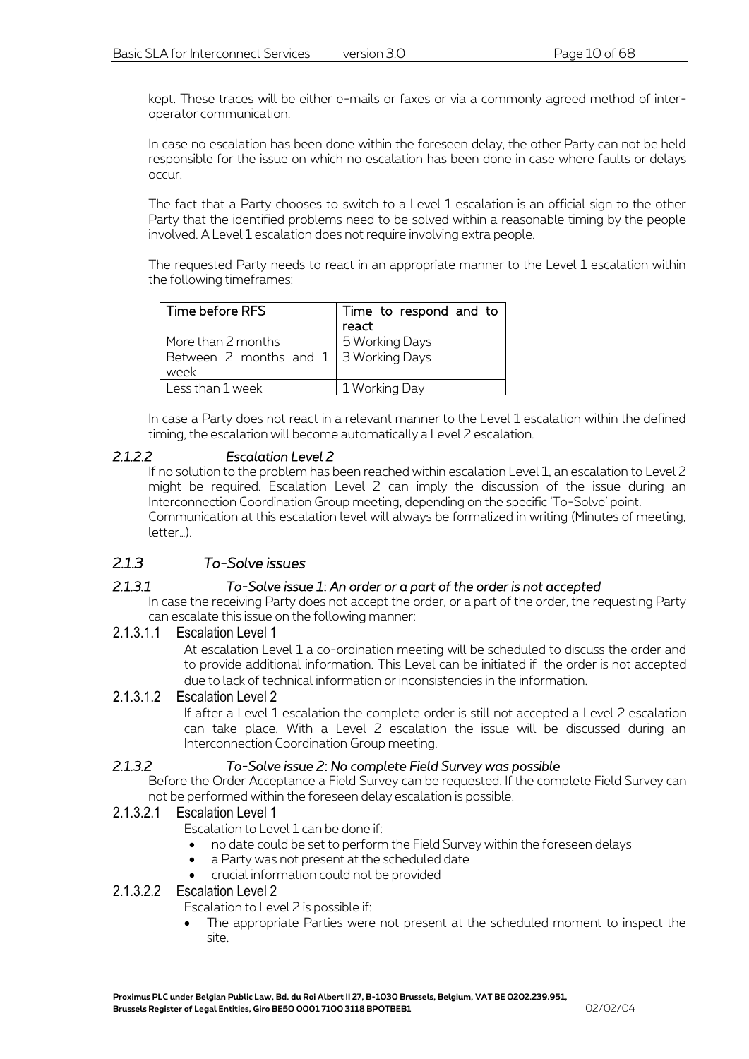kept. These traces will be either e-mails or faxes or via a commonly agreed method of inter-operator communication.

In case no escalation has been done within the foreseen delay, the other Party can not be held responsible for the issue on which no escalation has been done in case where faults or delays occur.

The fact that a Party chooses to switch to a Level 1 escalation is an official sign to the other Party that the identified problems need to be solved within a reasonable timing by the people involved. A Level 1 escalation does not require involving extra people.

The requested Party needs to react in an appropriate manner to the Level 1 escalation within the following timeframes:

| Time before RFS | Time to respond and to react |
|---|---|
| More than 2 months | 5 Working Days |
| Between 2 months and 1 week | 3 Working Days |
| Less than 1 week | 1 Working Day |

In case a Party does not react in a relevant manner to the Level 1 escalation within the defined timing, the escalation will become automatically a Level 2 escalation.

#### 2.1.2.2 *Escalation Level 2*

If no solution to the problem has been reached within escalation Level 1, an escalation to Level 2 might be required. Escalation Level 2 can imply the discussion of the issue during an Interconnection Coordination Group meeting, depending on the specific 'To-Solve' point.
Communication at this escalation level will always be formalized in writing (Minutes of meeting, letter…).

### 2.1.3 *To-Solve issues*

#### 2.1.3.1 *To-Solve issue 1: An order or a part of the order is not accepted*

In case the receiving Party does not accept the order, or a part of the order, the requesting Party can escalate this issue on the following manner:

##### 2.1.3.1.1 Escalation Level 1

At escalation Level 1 a co-ordination meeting will be scheduled to discuss the order and to provide additional information. This Level can be initiated if the order is not accepted due to lack of technical information or inconsistencies in the information.

##### 2.1.3.1.2 Escalation Level 2

If after a Level 1 escalation the complete order is still not accepted a Level 2 escalation can take place. With a Level 2 escalation the issue will be discussed during an Interconnection Coordination Group meeting.

#### 2.1.3.2 *To-Solve issue 2: No complete Field Survey was possible*

Before the Order Acceptance a Field Survey can be requested. If the complete Field Survey can not be performed within the foreseen delay escalation is possible.

##### 2.1.3.2.1 Escalation Level 1

Escalation to Level 1 can be done if:

- no date could be set to perform the Field Survey within the foreseen delays
- a Party was not present at the scheduled date
- crucial information could not be provided

##### 2.1.3.2.2 Escalation Level 2

Escalation to Level 2 is possible if:

- The appropriate Parties were not present at the scheduled moment to inspect the site.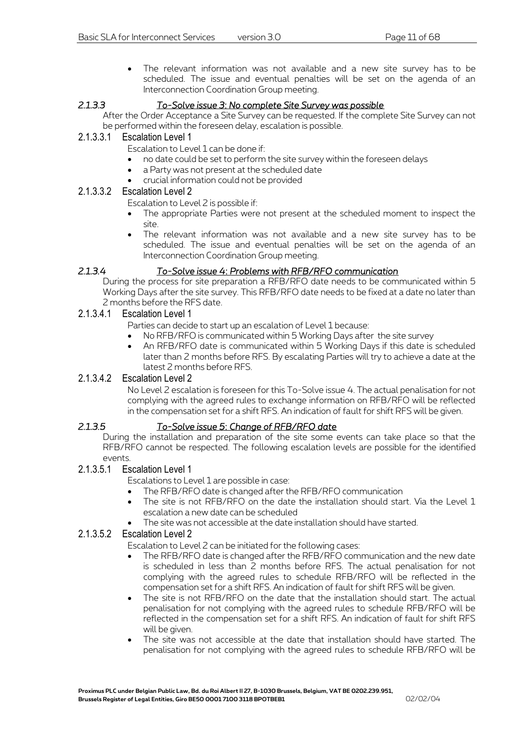- The relevant information was not available and a new site survey has to be scheduled. The issue and eventual penalties will be set on the agenda of an Interconnection Coordination Group meeting.

#### *2.1.3.3 To-Solve issue 3: No complete Site Survey was possible*

After the Order Acceptance a Site Survey can be requested. If the complete Site Survey can not be performed within the foreseen delay, escalation is possible.

##### 2.1.3.3.1 Escalation Level 1

Escalation to Level 1 can be done if:

- no date could be set to perform the site survey within the foreseen delays
- a Party was not present at the scheduled date
- crucial information could not be provided

##### 2.1.3.3.2 Escalation Level 2

Escalation to Level 2 is possible if:

- The appropriate Parties were not present at the scheduled moment to inspect the site.
- The relevant information was not available and a new site survey has to be scheduled. The issue and eventual penalties will be set on the agenda of an Interconnection Coordination Group meeting.

#### *2.1.3.4 To-Solve issue 4: Problems with RFB/RFO communication*

During the process for site preparation a RFB/RFO date needs to be communicated within 5 Working Days after the site survey. This RFB/RFO date needs to be fixed at a date no later than 2 months before the RFS date.

##### 2.1.3.4.1 Escalation Level 1

Parties can decide to start up an escalation of Level 1 because:

- No RFB/RFO is communicated within 5 Working Days after the site survey
- An RFB/RFO date is communicated within 5 Working Days if this date is scheduled later than 2 months before RFS. By escalating Parties will try to achieve a date at the latest 2 months before RFS.

##### 2.1.3.4.2 Escalation Level 2

No Level 2 escalation is foreseen for this To-Solve issue 4. The actual penalisation for not complying with the agreed rules to exchange information on RFB/RFO will be reflected in the compensation set for a shift RFS. An indication of fault for shift RFS will be given.

#### *2.1.3.5 To-Solve issue 5: Change of RFB/RFO date*

During the installation and preparation of the site some events can take place so that the RFB/RFO cannot be respected. The following escalation levels are possible for the identified events.

##### 2.1.3.5.1 Escalation Level 1

Escalations to Level 1 are possible in case:

- The RFB/RFO date is changed after the RFB/RFO communication
- The site is not RFB/RFO on the date the installation should start. Via the Level 1 escalation a new date can be scheduled
- The site was not accessible at the date installation should have started.

##### 2.1.3.5.2 Escalation Level 2

Escalation to Level 2 can be initiated for the following cases:

- The RFB/RFO date is changed after the RFB/RFO communication and the new date is scheduled in less than 2 months before RFS. The actual penalisation for not complying with the agreed rules to schedule RFB/RFO will be reflected in the compensation set for a shift RFS. An indication of fault for shift RFS will be given.
- The site is not RFB/RFO on the date that the installation should start. The actual penalisation for not complying with the agreed rules to schedule RFB/RFO will be reflected in the compensation set for a shift RFS. An indication of fault for shift RFS will be given.
- The site was not accessible at the date that installation should have started. The penalisation for not complying with the agreed rules to schedule RFB/RFO will be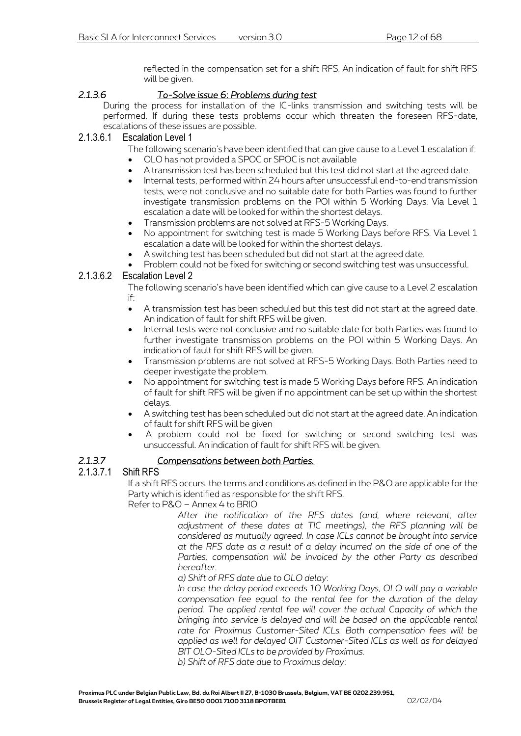reflected in the compensation set for a shift RFS. An indication of fault for shift RFS will be given.

#### *2.1.3.6 To-Solve issue 6: Problems during test*

During the process for installation of the IC-links transmission and switching tests will be performed. If during these tests problems occur which threaten the foreseen RFS-date, escalations of these issues are possible.

##### 2.1.3.6.1 Escalation Level 1

The following scenario's have been identified that can give cause to a Level 1 escalation if:

- OLO has not provided a SPOC or SPOC is not available
- A transmission test has been scheduled but this test did not start at the agreed date.
- Internal tests, performed within 24 hours after unsuccessful end-to-end transmission tests, were not conclusive and no suitable date for both Parties was found to further investigate transmission problems on the POI within 5 Working Days. Via Level 1 escalation a date will be looked for within the shortest delays.
- Transmission problems are not solved at RFS-5 Working Days.
- No appointment for switching test is made 5 Working Days before RFS. Via Level 1 escalation a date will be looked for within the shortest delays.
- A switching test has been scheduled but did not start at the agreed date.
- Problem could not be fixed for switching or second switching test was unsuccessful.

##### 2.1.3.6.2 Escalation Level 2

The following scenario's have been identified which can give cause to a Level 2 escalation if:

- A transmission test has been scheduled but this test did not start at the agreed date. An indication of fault for shift RFS will be given.
- Internal tests were not conclusive and no suitable date for both Parties was found to further investigate transmission problems on the POI within 5 Working Days. An indication of fault for shift RFS will be given.
- Transmission problems are not solved at RFS-5 Working Days. Both Parties need to deeper investigate the problem.
- No appointment for switching test is made 5 Working Days before RFS. An indication of fault for shift RFS will be given if no appointment can be set up within the shortest delays.
- A switching test has been scheduled but did not start at the agreed date. An indication of fault for shift RFS will be given
- A problem could not be fixed for switching or second switching test was unsuccessful. An indication of fault for shift RFS will be given.

#### *2.1.3.7 Compensations between both Parties.*

##### 2.1.3.7.1 Shift RFS

If a shift RFS occurs. the terms and conditions as defined in the P&O are applicable for the Party which is identified as responsible for the shift RFS.

Refer to P&O – Annex 4 to BRIO

> *After the notification of the RFS dates (and, where relevant, after adjustment of these dates at TIC meetings), the RFS planning will be considered as mutually agreed. In case ICLs cannot be brought into service at the RFS date as a result of a delay incurred on the side of one of the Parties, compensation will be invoiced by the other Party as described hereafter.*
>
> *a) Shift of RFS date due to OLO delay:*
>
> *In case the delay period exceeds 10 Working Days, OLO will pay a variable compensation fee equal to the rental fee for the duration of the delay period. The applied rental fee will cover the actual Capacity of which the bringing into service is delayed and will be based on the applicable rental rate for Proximus Customer-Sited ICLs. Both compensation fees will be applied as well for delayed OIT Customer-Sited ICLs as well as for delayed BIT OLO-Sited ICLs to be provided by Proximus.*
>
> *b) Shift of RFS date due to Proximus delay:*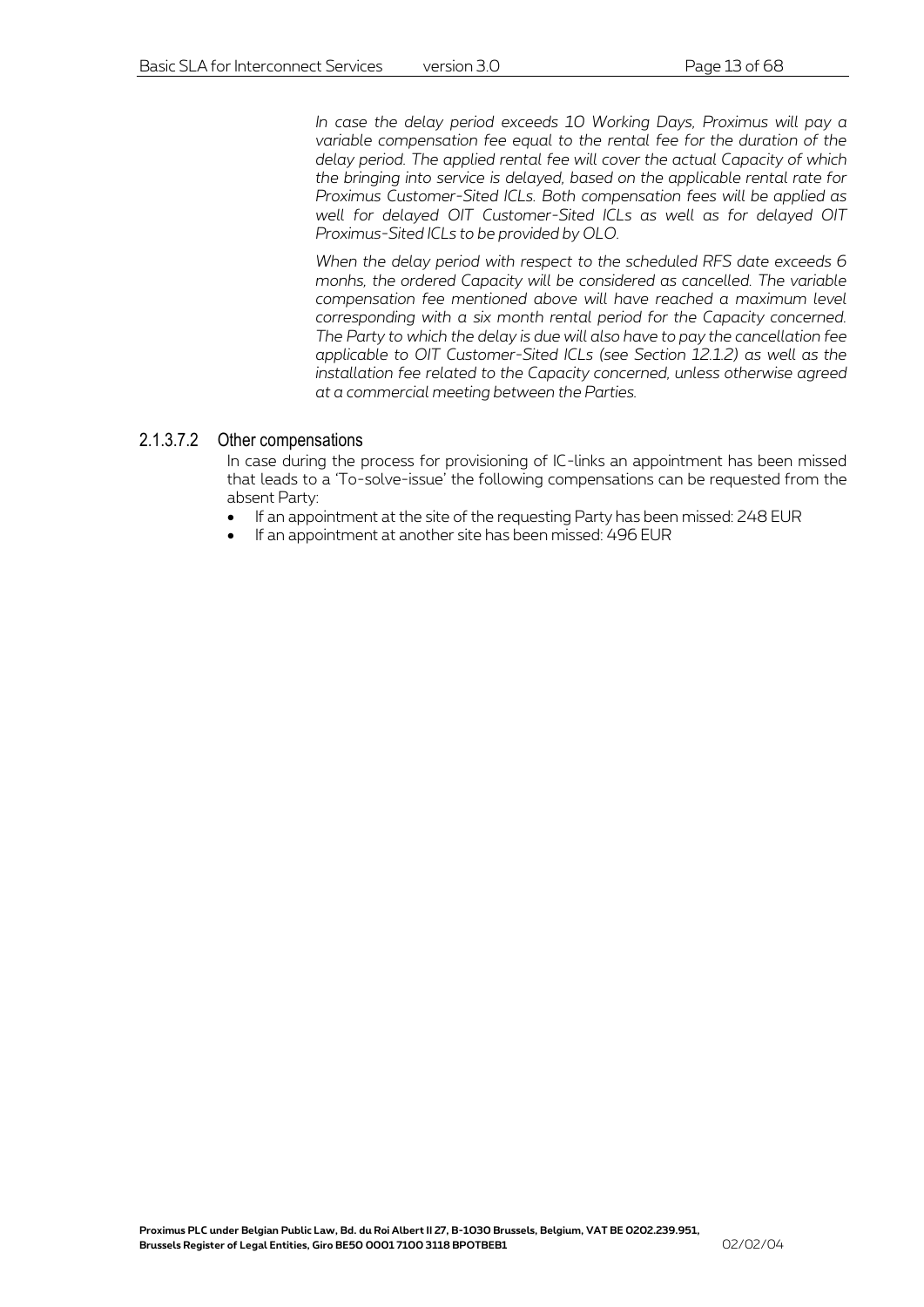*In case the delay period exceeds 10 Working Days, Proximus will pay a variable compensation fee equal to the rental fee for the duration of the delay period. The applied rental fee will cover the actual Capacity of which the bringing into service is delayed, based on the applicable rental rate for Proximus Customer-Sited ICLs. Both compensation fees will be applied as well for delayed OIT Customer-Sited ICLs as well as for delayed OIT Proximus-Sited ICLs to be provided by OLO.*

*When the delay period with respect to the scheduled RFS date exceeds 6 monhs, the ordered Capacity will be considered as cancelled. The variable compensation fee mentioned above will have reached a maximum level corresponding with a six month rental period for the Capacity concerned. The Party to which the delay is due will also have to pay the cancellation fee applicable to OIT Customer-Sited ICLs (see Section 12.1.2) as well as the installation fee related to the Capacity concerned, unless otherwise agreed at a commercial meeting between the Parties.*

#### 2.1.3.7.2 Other compensations

In case during the process for provisioning of IC-links an appointment has been missed that leads to a 'To-solve-issue' the following compensations can be requested from the absent Party:

- If an appointment at the site of the requesting Party has been missed: 248 EUR
- If an appointment at another site has been missed: 496 EUR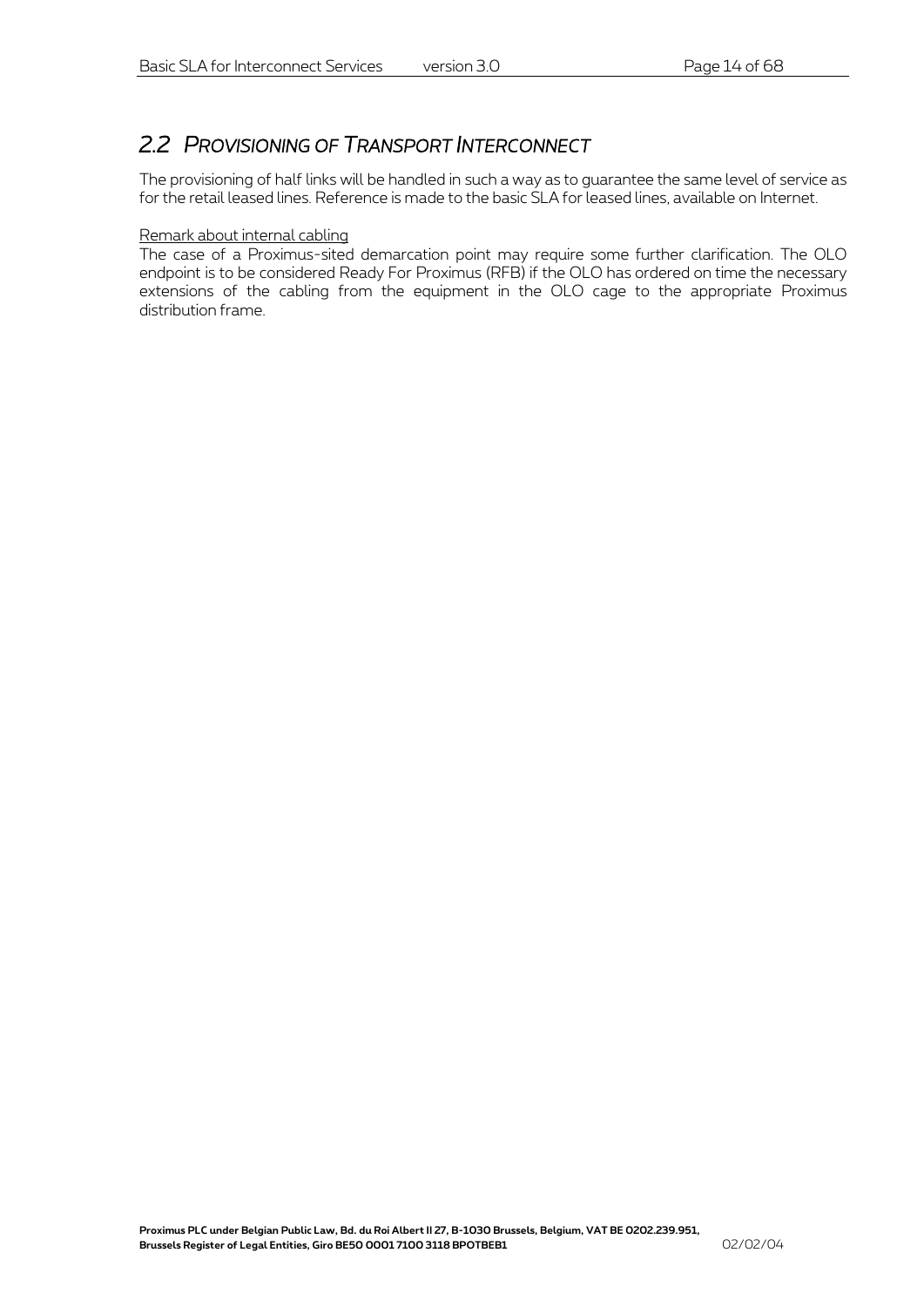## 2.2 PROVISIONING OF TRANSPORT INTERCONNECT

The provisioning of half links will be handled in such a way as to guarantee the same level of service as for the retail leased lines. Reference is made to the basic SLA for leased lines, available on Internet.

Remark about internal cabling

The case of a Proximus-sited demarcation point may require some further clarification. The OLO endpoint is to be considered Ready For Proximus (RFB) if the OLO has ordered on time the necessary extensions of the cabling from the equipment in the OLO cage to the appropriate Proximus distribution frame.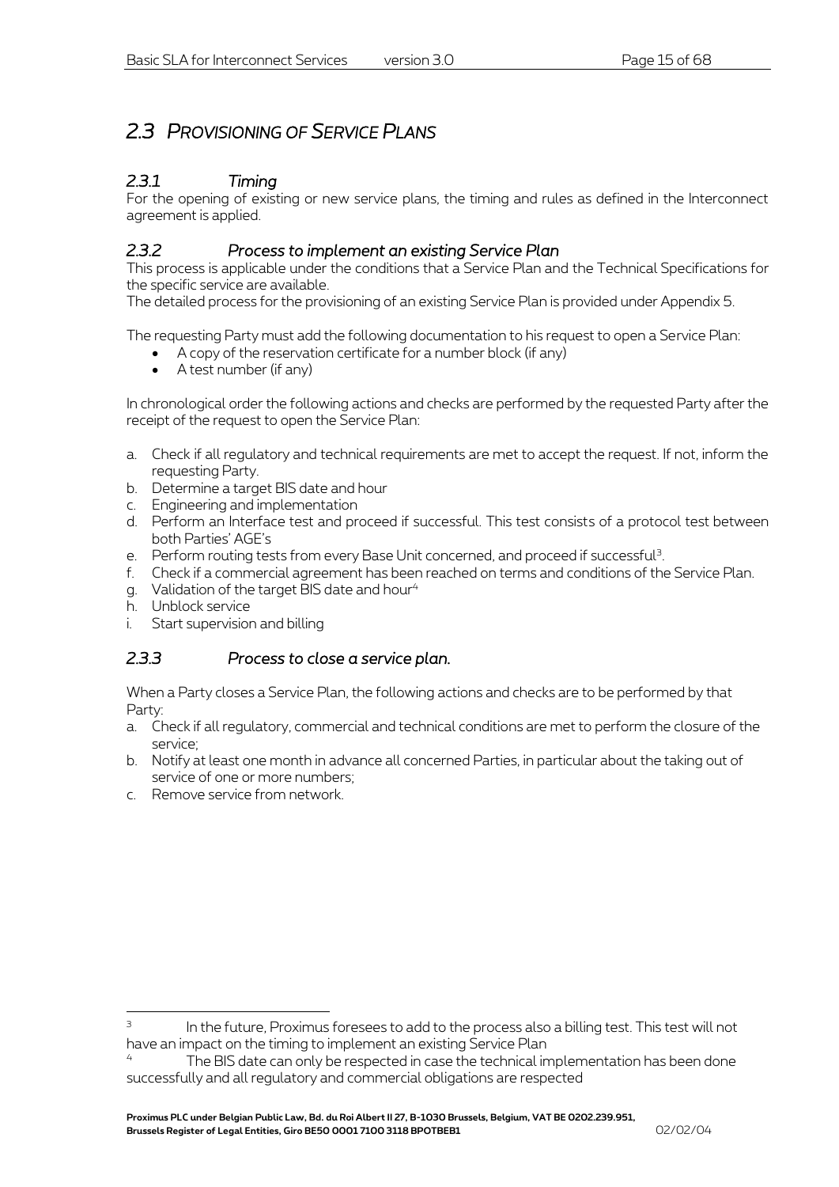## *2.3 PROVISIONING OF SERVICE PLANS*

### *2.3.1 Timing*

For the opening of existing or new service plans, the timing and rules as defined in the Interconnect agreement is applied.

### *2.3.2 Process to implement an existing Service Plan*

This process is applicable under the conditions that a Service Plan and the Technical Specifications for the specific service are available.
The detailed process for the provisioning of an existing Service Plan is provided under Appendix 5.

The requesting Party must add the following documentation to his request to open a Service Plan:

- A copy of the reservation certificate for a number block (if any)
- A test number (if any)

In chronological order the following actions and checks are performed by the requested Party after the receipt of the request to open the Service Plan:

a. Check if all regulatory and technical requirements are met to accept the request. If not, inform the requesting Party.
b. Determine a target BIS date and hour
c. Engineering and implementation
d. Perform an Interface test and proceed if successful. This test consists of a protocol test between both Parties' AGE's
e. Perform routing tests from every Base Unit concerned, and proceed if successful[3].
f. Check if a commercial agreement has been reached on terms and conditions of the Service Plan.
g. Validation of the target BIS date and hour[4]
h. Unblock service
i. Start supervision and billing

### *2.3.3 Process to close a service plan.*

When a Party closes a Service Plan, the following actions and checks are to be performed by that Party:

a. Check if all regulatory, commercial and technical conditions are met to perform the closure of the service;
b. Notify at least one month in advance all concerned Parties, in particular about the taking out of service of one or more numbers;
c. Remove service from network.

---

[3] In the future, Proximus foresees to add to the process also a billing test. This test will not have an impact on the timing to implement an existing Service Plan

[4] The BIS date can only be respected in case the technical implementation has been done successfully and all regulatory and commercial obligations are respected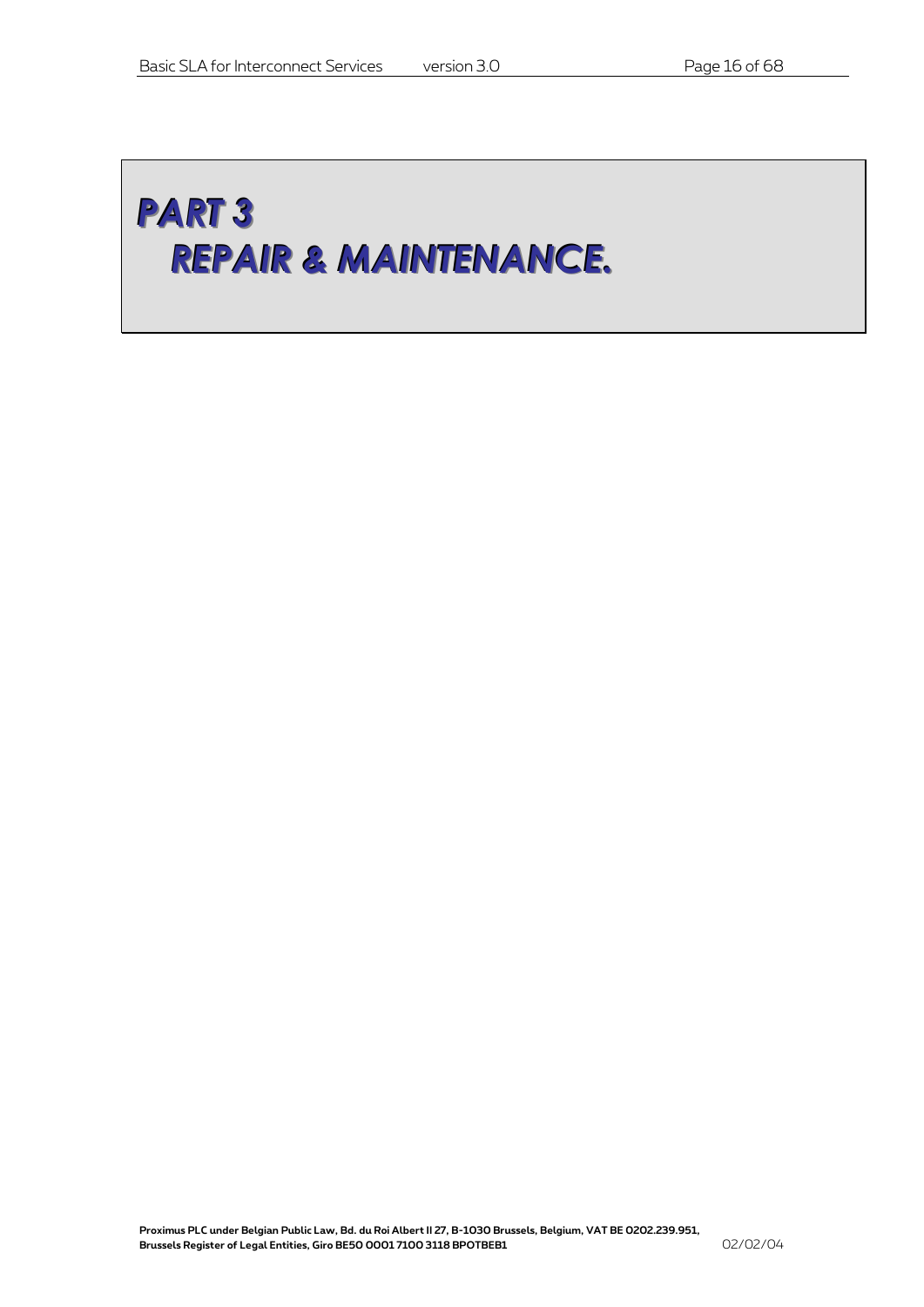# PART 3
# REPAIR & MAINTENANCE.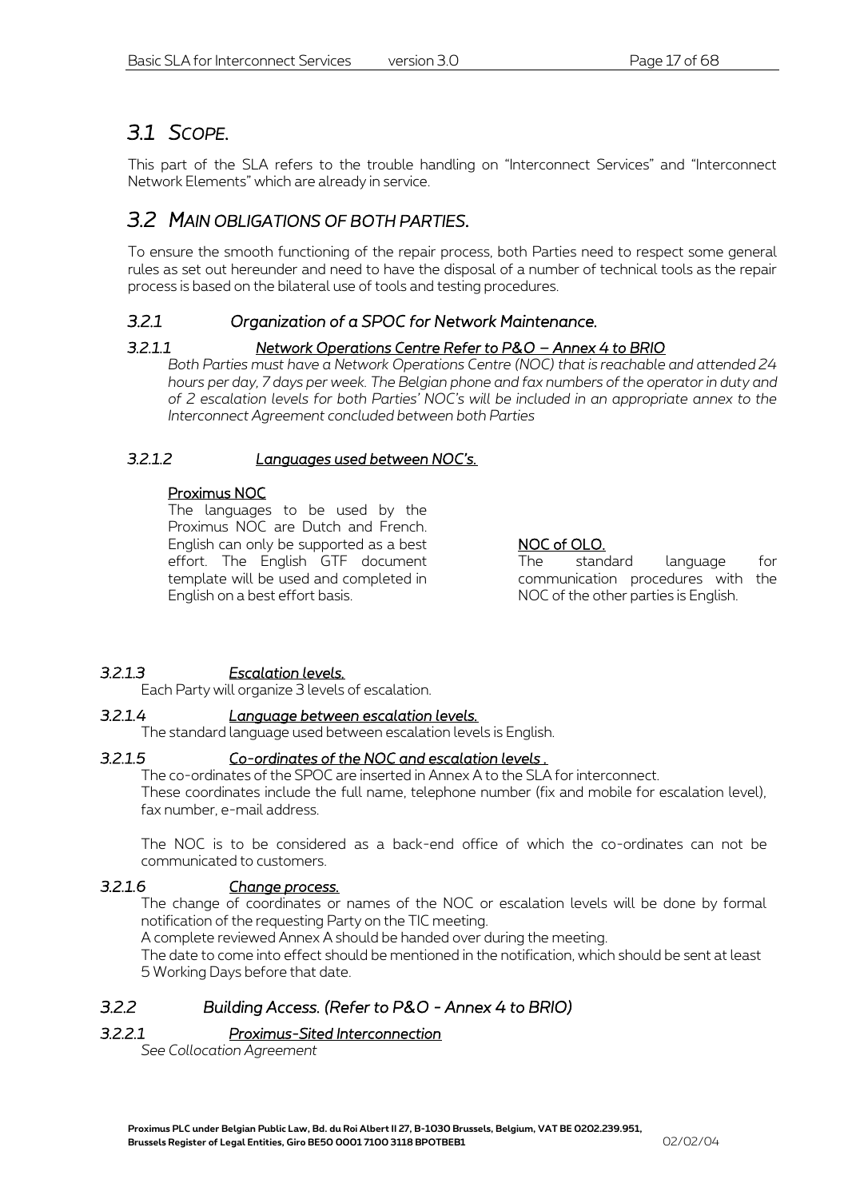## 3.1 SCOPE.

This part of the SLA refers to the trouble handling on "Interconnect Services" and "Interconnect Network Elements" which are already in service.

## 3.2 MAIN OBLIGATIONS OF BOTH PARTIES.

To ensure the smooth functioning of the repair process, both Parties need to respect some general rules as set out hereunder and need to have the disposal of a number of technical tools as the repair process is based on the bilateral use of tools and testing procedures.

### 3.2.1 Organization of a SPOC for Network Maintenance.

#### 3.2.1.1 Network Operations Centre Refer to P&O – Annex 4 to BRIO

*Both Parties must have a Network Operations Centre (NOC) that is reachable and attended 24 hours per day, 7 days per week. The Belgian phone and fax numbers of the operator in duty and of 2 escalation levels for both Parties' NOC's will be included in an appropriate annex to the Interconnect Agreement concluded between both Parties*

#### 3.2.1.2 Languages used between NOC's.

**Proximus NOC**

The languages to be used by the Proximus NOC are Dutch and French. English can only be supported as a best effort. The English GTF document template will be used and completed in English on a best effort basis.

**NOC of OLO.**

The standard language for communication procedures with the NOC of the other parties is English.

#### 3.2.1.3 Escalation levels.

Each Party will organize 3 levels of escalation.

#### 3.2.1.4 Language between escalation levels.

The standard language used between escalation levels is English.

#### 3.2.1.5 Co-ordinates of the NOC and escalation levels .

The co-ordinates of the SPOC are inserted in Annex A to the SLA for interconnect.
These coordinates include the full name, telephone number (fix and mobile for escalation level), fax number, e-mail address.

The NOC is to be considered as a back-end office of which the co-ordinates can not be communicated to customers.

#### 3.2.1.6 Change process.

The change of coordinates or names of the NOC or escalation levels will be done by formal notification of the requesting Party on the TIC meeting.
A complete reviewed Annex A should be handed over during the meeting.
The date to come into effect should be mentioned in the notification, which should be sent at least 5 Working Days before that date.

### 3.2.2 Building Access. (Refer to P&O - Annex 4 to BRIO)

#### 3.2.2.1 Proximus-Sited Interconnection

*See Collocation Agreement*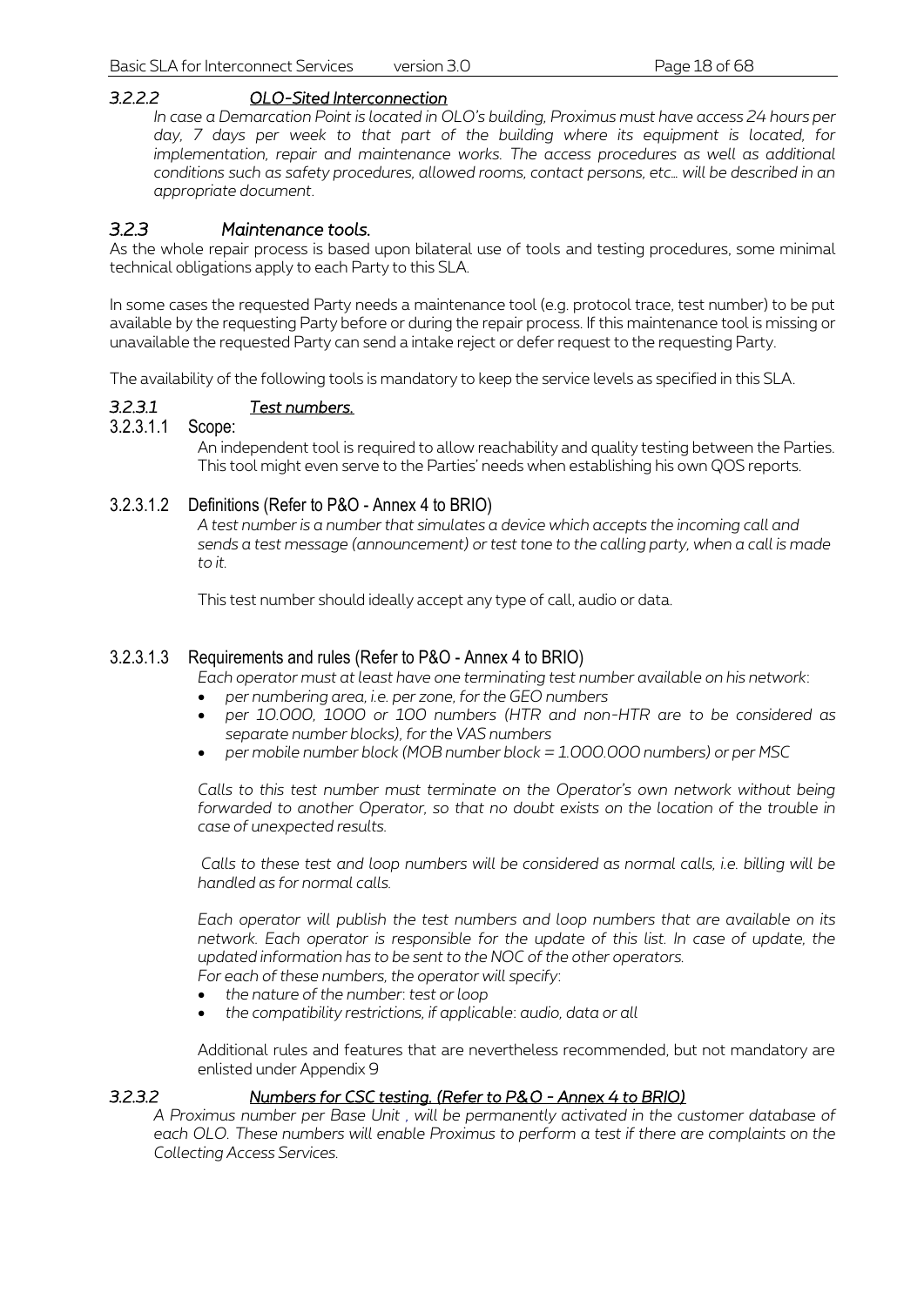#### *3.2.2.2 OLO-Sited Interconnection*

*In case a Demarcation Point is located in OLO's building, Proximus must have access 24 hours per day, 7 days per week to that part of the building where its equipment is located, for implementation, repair and maintenance works. The access procedures as well as additional conditions such as safety procedures, allowed rooms, contact persons, etc… will be described in an appropriate document*.

### *3.2.3 Maintenance tools.*

As the whole repair process is based upon bilateral use of tools and testing procedures, some minimal technical obligations apply to each Party to this SLA.

In some cases the requested Party needs a maintenance tool (e.g. protocol trace, test number) to be put available by the requesting Party before or during the repair process. If this maintenance tool is missing or unavailable the requested Party can send a intake reject or defer request to the requesting Party.

The availability of the following tools is mandatory to keep the service levels as specified in this SLA.

#### *3.2.3.1 Test numbers.*

##### 3.2.3.1.1 Scope:

An independent tool is required to allow reachability and quality testing between the Parties. This tool might even serve to the Parties' needs when establishing his own QOS reports.

##### 3.2.3.1.2 Definitions (Refer to P&O - Annex 4 to BRIO)

*A test number is a number that simulates a device which accepts the incoming call and sends a test message (announcement) or test tone to the calling party, when a call is made to it.*

This test number should ideally accept any type of call, audio or data.

##### 3.2.3.1.3 Requirements and rules (Refer to P&O - Annex 4 to BRIO)

*Each operator must at least have one terminating test number available on his network*:

- *per numbering area, i.e. per zone, for the GEO numbers*
- *per 10.000, 1000 or 100 numbers (HTR and non-HTR are to be considered as separate number blocks), for the VAS numbers*
- *per mobile number block (MOB number block = 1.000.000 numbers) or per MSC*

*Calls to this test number must terminate on the Operator's own network without being forwarded to another Operator, so that no doubt exists on the location of the trouble in case of unexpected results.*

*Calls to these test and loop numbers will be considered as normal calls, i.e. billing will be handled as for normal calls.*

*Each operator will publish the test numbers and loop numbers that are available on its network. Each operator is responsible for the update of this list. In case of update, the updated information has to be sent to the NOC of the other operators.*
*For each of these numbers, the operator will specify*:

- *the nature of the number*: *test or loop*
- *the compatibility restrictions, if applicable*: *audio, data or all*

Additional rules and features that are nevertheless recommended, but not mandatory are enlisted under Appendix 9

#### *3.2.3.2 Numbers for CSC testing. (Refer to P&O - Annex 4 to BRIO)*

*A Proximus number per Base Unit , will be permanently activated in the customer database of each OLO. These numbers will enable Proximus to perform a test if there are complaints on the Collecting Access Services.*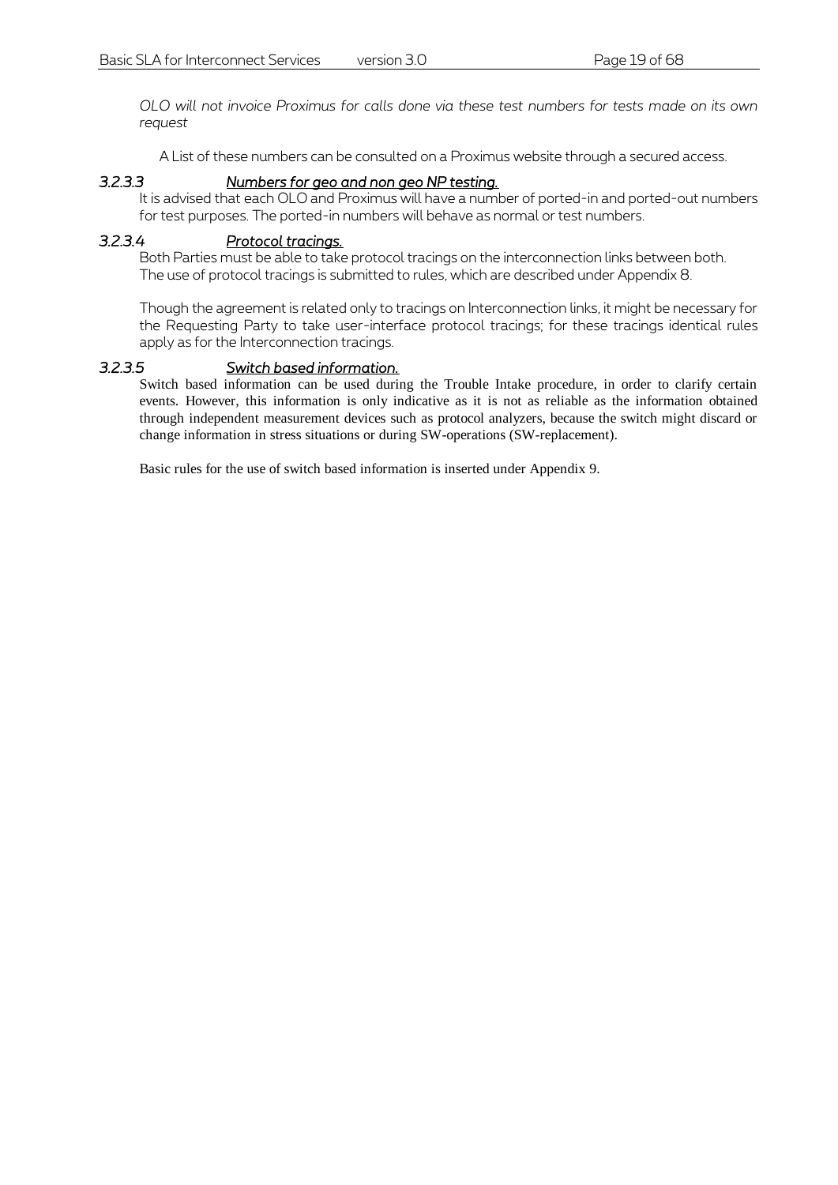*OLO will not invoice Proximus for calls done via these test numbers for tests made on its own request*

A List of these numbers can be consulted on a Proximus website through a secured access.

#### *3.2.3.3 Numbers for geo and non geo NP testing.*

It is advised that each OLO and Proximus will have a number of ported-in and ported-out numbers for test purposes. The ported-in numbers will behave as normal or test numbers.

#### *3.2.3.4 Protocol tracings.*

Both Parties must be able to take protocol tracings on the interconnection links between both. The use of protocol tracings is submitted to rules, which are described under Appendix 8.

Though the agreement is related only to tracings on Interconnection links, it might be necessary for the Requesting Party to take user-interface protocol tracings; for these tracings identical rules apply as for the Interconnection tracings.

#### *3.2.3.5 Switch based information.*

Switch based information can be used during the Trouble Intake procedure, in order to clarify certain events. However, this information is only indicative as it is not as reliable as the information obtained through independent measurement devices such as protocol analyzers, because the switch might discard or change information in stress situations or during SW-operations (SW-replacement).

Basic rules for the use of switch based information is inserted under Appendix 9.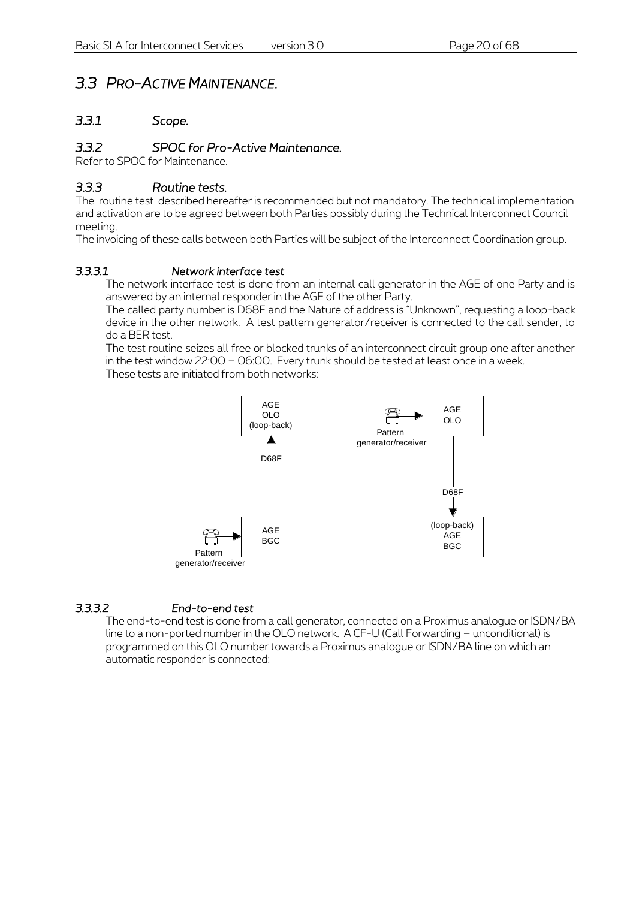## 3.3 PRO-ACTIVE MAINTENANCE.

### 3.3.1 Scope.

### 3.3.2 SPOC for Pro-Active Maintenance.

Refer to SPOC for Maintenance.

### 3.3.3 Routine tests.

The routine test described hereafter is recommended but not mandatory. The technical implementation and activation are to be agreed between both Parties possibly during the Technical Interconnect Council meeting.

The invoicing of these calls between both Parties will be subject of the Interconnect Coordination group.

#### 3.3.3.1 *Network interface test*

The network interface test is done from an internal call generator in the AGE of one Party and is answered by an internal responder in the AGE of the other Party.

The called party number is D68F and the Nature of address is "Unknown", requesting a loop-back device in the other network. A test pattern generator/receiver is connected to the call sender, to do a BER test.

The test routine seizes all free or blocked trunks of an interconnect circuit group one after another in the test window 22:00 – 06:00. Every trunk should be tested at least once in a week.

These tests are initiated from both networks:

AGE
OLO
(loop-back)

D68F

AGE
BGC

Pattern
generator/receiver

AGE
OLO

Pattern
generator/receiver

D68F

(loop-back)
AGE
BGC

#### 3.3.3.2 *End-to-end test*

The end-to-end test is done from a call generator, connected on a Proximus analogue or ISDN/BA line to a non-ported number in the OLO network. A CF-U (Call Forwarding – unconditional) is programmed on this OLO number towards a Proximus analogue or ISDN/BA line on which an automatic responder is connected: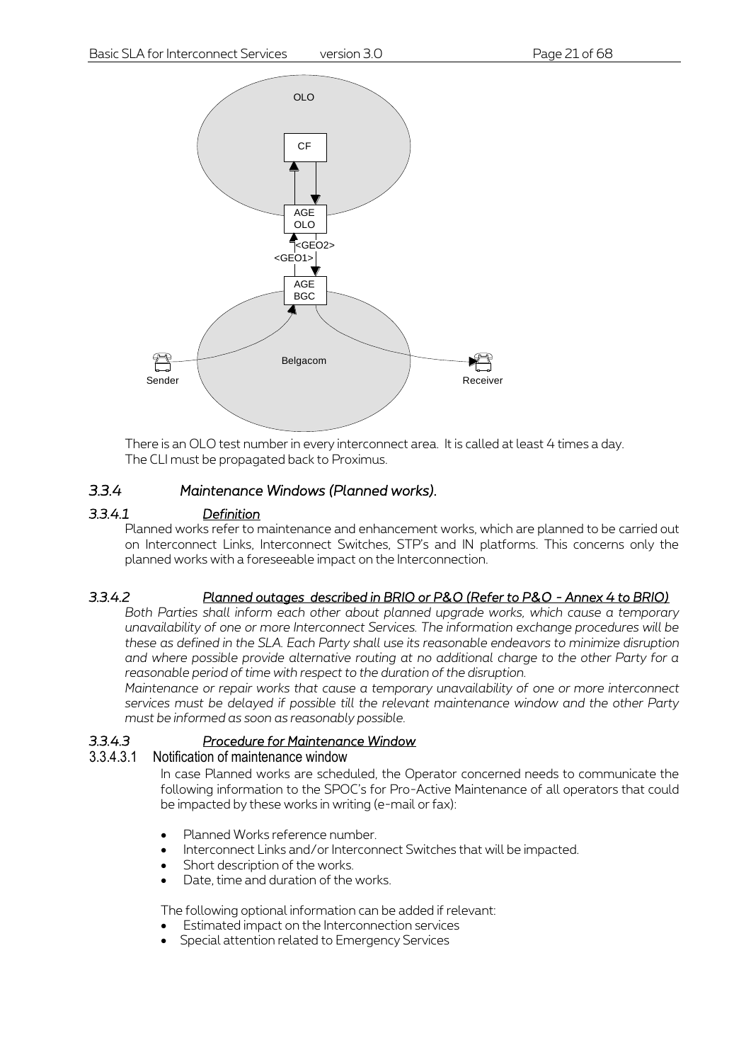OLO

CF

AGE OLO

<GEO2>

<GEO1>

AGE BGC

Belgacom

Sender

Receiver

There is an OLO test number in every interconnect area. It is called at least 4 times a day. The CLI must be propagated back to Proximus.

### *3.3.4 Maintenance Windows (Planned works).*

#### *3.3.4.1 Definition*

Planned works refer to maintenance and enhancement works, which are planned to be carried out on Interconnect Links, Interconnect Switches, STP's and IN platforms. This concerns only the planned works with a foreseeable impact on the Interconnection.

#### *3.3.4.2 Planned outages described in BRIO or P&O (Refer to P&O - Annex 4 to BRIO)*

*Both Parties shall inform each other about planned upgrade works, which cause a temporary unavailability of one or more Interconnect Services. The information exchange procedures will be these as defined in the SLA. Each Party shall use its reasonable endeavors to minimize disruption and where possible provide alternative routing at no additional charge to the other Party for a reasonable period of time with respect to the duration of the disruption.*

*Maintenance or repair works that cause a temporary unavailability of one or more interconnect services must be delayed if possible till the relevant maintenance window and the other Party must be informed as soon as reasonably possible.*

#### *3.3.4.3 Procedure for Maintenance Window*

##### 3.3.4.3.1 Notification of maintenance window

In case Planned works are scheduled, the Operator concerned needs to communicate the following information to the SPOC's for Pro-Active Maintenance of all operators that could be impacted by these works in writing (e-mail or fax):

- Planned Works reference number.
- Interconnect Links and/or Interconnect Switches that will be impacted.
- Short description of the works.
- Date, time and duration of the works.

The following optional information can be added if relevant:

- Estimated impact on the Interconnection services
- Special attention related to Emergency Services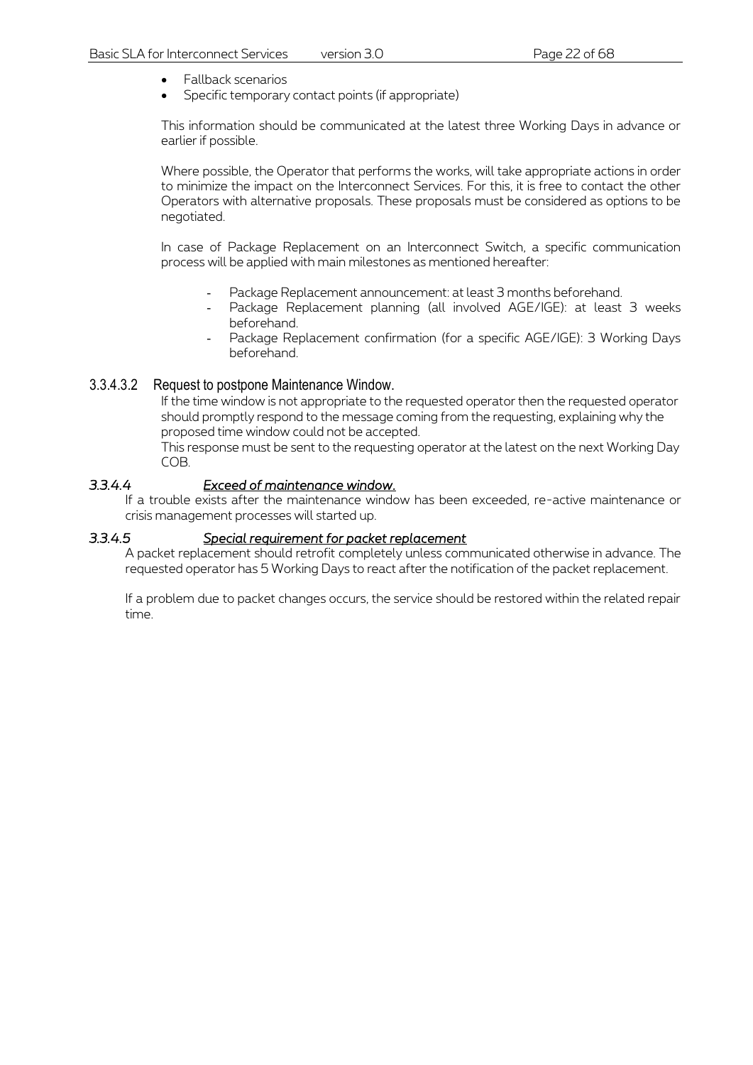- Fallback scenarios
- Specific temporary contact points (if appropriate)

This information should be communicated at the latest three Working Days in advance or earlier if possible.

Where possible, the Operator that performs the works, will take appropriate actions in order to minimize the impact on the Interconnect Services. For this, it is free to contact the other Operators with alternative proposals. These proposals must be considered as options to be negotiated.

In case of Package Replacement on an Interconnect Switch, a specific communication process will be applied with main milestones as mentioned hereafter:

- Package Replacement announcement: at least 3 months beforehand.
- Package Replacement planning (all involved AGE/IGE): at least 3 weeks beforehand.
- Package Replacement confirmation (for a specific AGE/IGE): 3 Working Days beforehand.

#### 3.3.4.3.2 Request to postpone Maintenance Window.

If the time window is not appropriate to the requested operator then the requested operator should promptly respond to the message coming from the requesting, explaining why the proposed time window could not be accepted.
This response must be sent to the requesting operator at the latest on the next Working Day COB.

### *3.3.4.4 Exceed of maintenance window.*

If a trouble exists after the maintenance window has been exceeded, re-active maintenance or crisis management processes will started up.

### *3.3.4.5 Special requirement for packet replacement*

A packet replacement should retrofit completely unless communicated otherwise in advance. The requested operator has 5 Working Days to react after the notification of the packet replacement.

If a problem due to packet changes occurs, the service should be restored within the related repair time.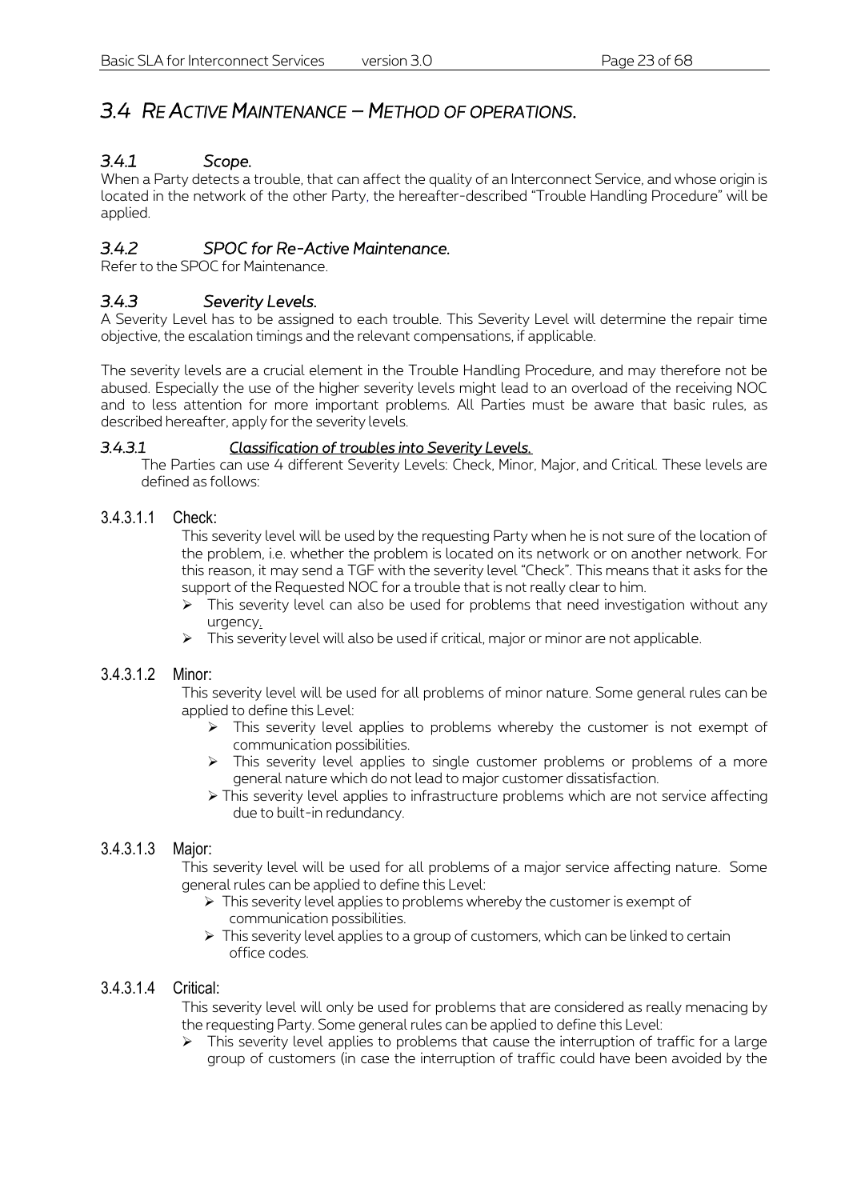## *3.4 RE ACTIVE MAINTENANCE – METHOD OF OPERATIONS.*

### *3.4.1 Scope.*

When a Party detects a trouble, that can affect the quality of an Interconnect Service, and whose origin is located in the network of the other Party, the hereafter-described "Trouble Handling Procedure" will be applied.

### *3.4.2 SPOC for Re-Active Maintenance.*

Refer to the SPOC for Maintenance.

### *3.4.3 Severity Levels.*

A Severity Level has to be assigned to each trouble. This Severity Level will determine the repair time objective, the escalation timings and the relevant compensations, if applicable.

The severity levels are a crucial element in the Trouble Handling Procedure, and may therefore not be abused. Especially the use of the higher severity levels might lead to an overload of the receiving NOC and to less attention for more important problems. All Parties must be aware that basic rules, as described hereafter, apply for the severity levels.

#### *3.4.3.1 Classification of troubles into Severity Levels.*

The Parties can use 4 different Severity Levels: Check, Minor, Major, and Critical. These levels are defined as follows:

##### 3.4.3.1.1 Check:

This severity level will be used by the requesting Party when he is not sure of the location of the problem, i.e. whether the problem is located on its network or on another network. For this reason, it may send a TGF with the severity level "Check". This means that it asks for the support of the Requested NOC for a trouble that is not really clear to him.

- This severity level can also be used for problems that need investigation without any urgency.
- This severity level will also be used if critical, major or minor are not applicable.

##### 3.4.3.1.2 Minor:

This severity level will be used for all problems of minor nature. Some general rules can be applied to define this Level:

- This severity level applies to problems whereby the customer is not exempt of communication possibilities.
- This severity level applies to single customer problems or problems of a more general nature which do not lead to major customer dissatisfaction.
- This severity level applies to infrastructure problems which are not service affecting due to built-in redundancy.

##### 3.4.3.1.3 Major:

This severity level will be used for all problems of a major service affecting nature. Some general rules can be applied to define this Level:

- This severity level applies to problems whereby the customer is exempt of communication possibilities.
- This severity level applies to a group of customers, which can be linked to certain office codes.

##### 3.4.3.1.4 Critical:

This severity level will only be used for problems that are considered as really menacing by the requesting Party. Some general rules can be applied to define this Level:

- This severity level applies to problems that cause the interruption of traffic for a large group of customers (in case the interruption of traffic could have been avoided by the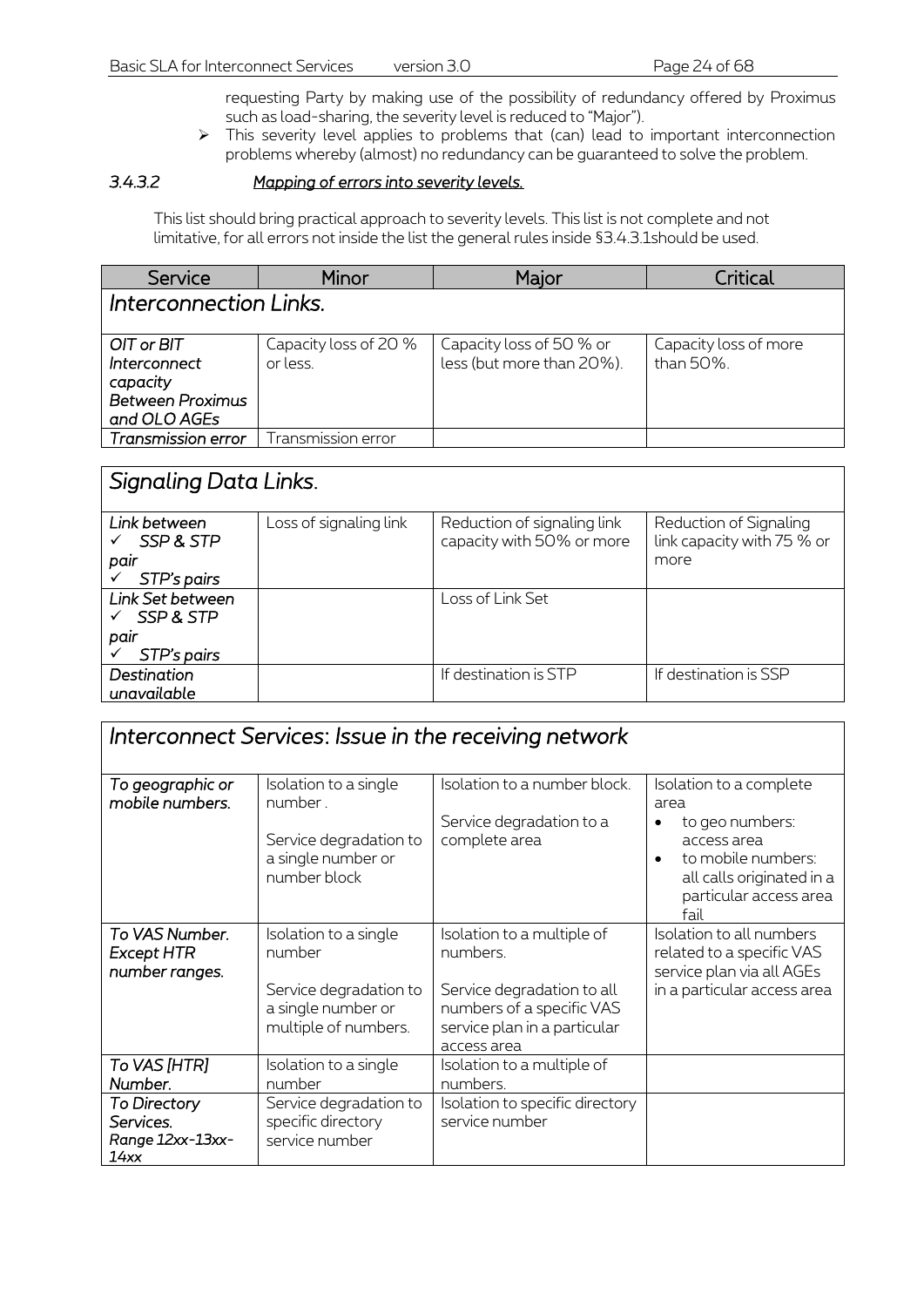requesting Party by making use of the possibility of redundancy offered by Proximus such as load-sharing, the severity level is reduced to "Major").

- This severity level applies to problems that (can) lead to important interconnection problems whereby (almost) no redundancy can be guaranteed to solve the problem.

### *3.4.3.2 Mapping of errors into severity levels.*

This list should bring practical approach to severity levels. This list is not complete and not limitative, for all errors not inside the list the general rules inside §3.4.3.1should be used.

| Service | Minor | Major | Critical |
|---|---|---|---|
| ***Interconnection Links.*** | | | |
| *OIT or BIT Interconnect capacity Between Proximus and OLO AGEs* | Capacity loss of 20 % or less. | Capacity loss of 50 % or less (but more than 20%). | Capacity loss of more than 50%. |
| *Transmission error* | Transmission error | | |

| | | | |
|---|---|---|---|
| ***Signaling Data Links.*** | | | |
| *Link between ✓ SSP & STP pair ✓ STP's pairs* | Loss of signaling link | Reduction of signaling link capacity with 50% or more | Reduction of Signaling link capacity with 75 % or more |
| *Link Set between ✓ SSP & STP pair ✓ STP's pairs* | | Loss of Link Set | |
| *Destination unavailable* | | If destination is STP | If destination is SSP |

| | | | |
|---|---|---|---|
| ***Interconnect Services: Issue in the receiving network*** | | | |
| *To geographic or mobile numbers.* | Isolation to a single number .<br><br>Service degradation to a single number or number block | Isolation to a number block.<br><br>Service degradation to a complete area | Isolation to a complete area<br>• to geo numbers: access area<br>• to mobile numbers: all calls originated in a particular access area fail |
| *To VAS Number. Except HTR number ranges.* | Isolation to a single number<br><br>Service degradation to a single number or multiple of numbers. | Isolation to a multiple of numbers.<br><br>Service degradation to all numbers of a specific VAS service plan in a particular access area | Isolation to all numbers related to a specific VAS service plan via all AGEs in a particular access area |
| *To VAS [HTR] Number.* | Isolation to a single number | Isolation to a multiple of numbers. | |
| *To Directory Services. Range 12xx-13xx-14xx* | Service degradation to specific directory service number | Isolation to specific directory service number | |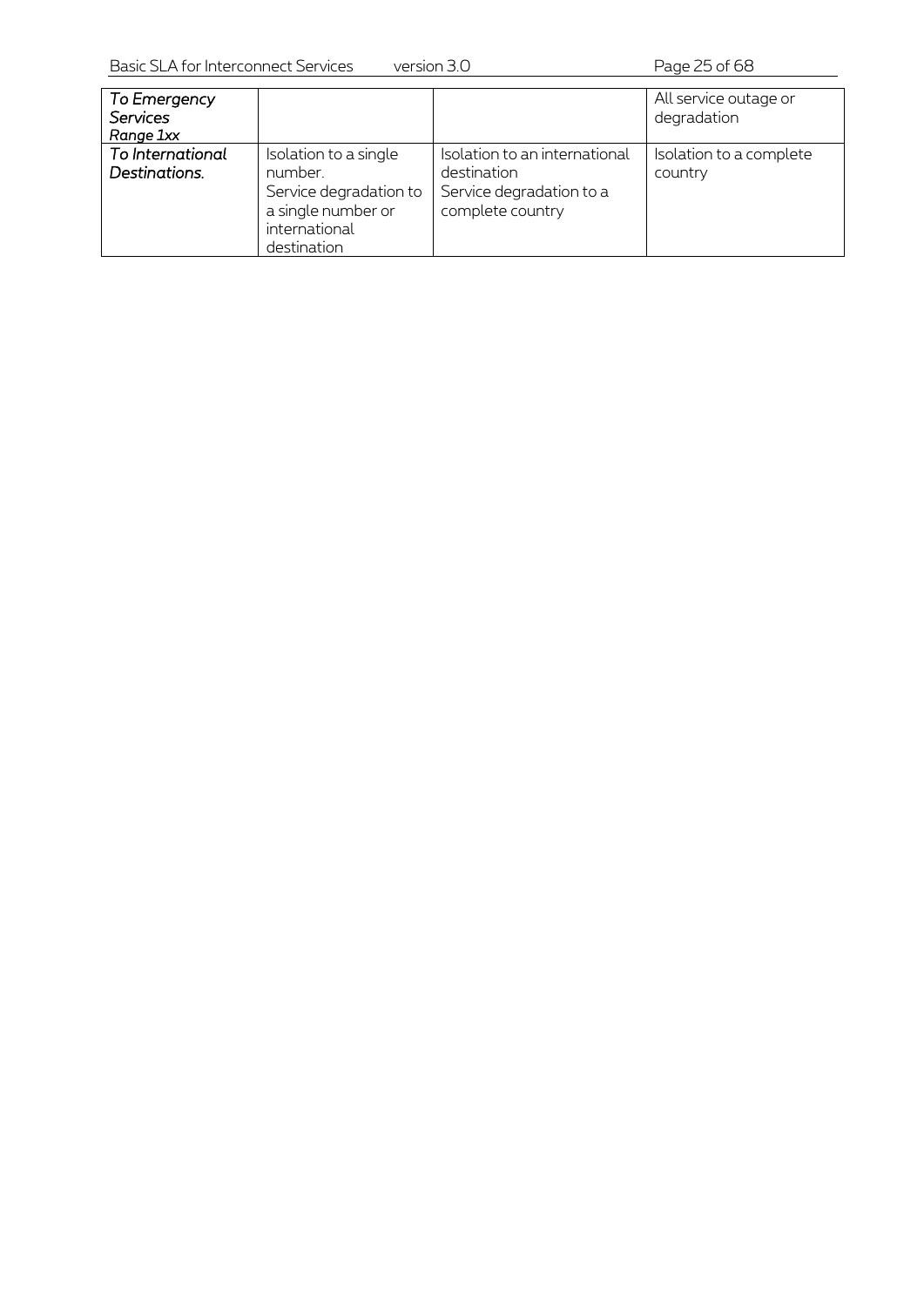| | | | |
|---|---|---|---|
| *To Emergency Services Range 1xx* | | | All service outage or degradation |
| *To International Destinations.* | Isolation to a single number. Service degradation to a single number or international destination | Isolation to an international destination Service degradation to a complete country | Isolation to a complete country |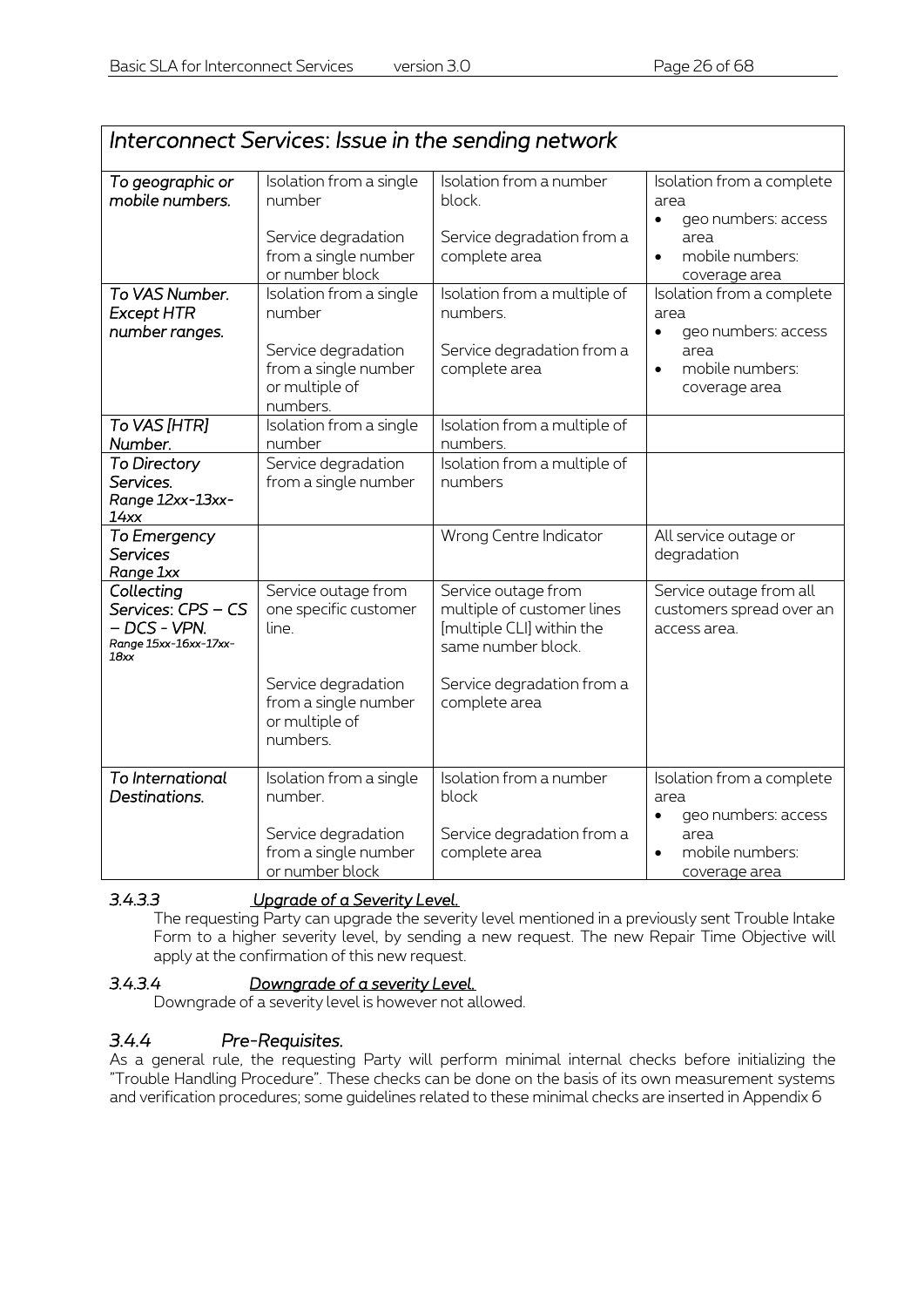| Interconnect Services: Issue in the sending network | | | |
|---|---|---|---|
| *To geographic or mobile numbers.* | Isolation from a single number<br><br>Service degradation from a single number or number block | Isolation from a number block.<br><br>Service degradation from a complete area | Isolation from a complete area<br>• geo numbers: access area<br>• mobile numbers: coverage area |
| *To VAS Number. Except HTR number ranges.* | Isolation from a single number<br><br>Service degradation from a single number or multiple of numbers. | Isolation from a multiple of numbers.<br><br>Service degradation from a complete area | Isolation from a complete area<br>• geo numbers: access area<br>• mobile numbers: coverage area |
| *To VAS [HTR] Number.* | Isolation from a single number | Isolation from a multiple of numbers. | |
| *To Directory Services. Range 12xx-13xx-14xx* | Service degradation from a single number | Isolation from a multiple of numbers | |
| *To Emergency Services Range 1xx* | | Wrong Centre Indicator | All service outage or degradation |
| *Collecting Services: CPS – CS – DCS - VPN. Range 15xx-16xx-17xx-18xx* | Service outage from one specific customer line.<br><br>Service degradation from a single number or multiple of numbers. | Service outage from multiple of customer lines [multiple CLI] within the same number block.<br><br>Service degradation from a complete area | Service outage from all customers spread over an access area. |
| *To International Destinations.* | Isolation from a single number.<br><br>Service degradation from a single number or number block | Isolation from a number block<br><br>Service degradation from a complete area | Isolation from a complete area<br>• geo numbers: access area<br>• mobile numbers: coverage area |

#### *3.4.3.3 Upgrade of a Severity Level.*

The requesting Party can upgrade the severity level mentioned in a previously sent Trouble Intake Form to a higher severity level, by sending a new request. The new Repair Time Objective will apply at the confirmation of this new request.

#### *3.4.3.4 Downgrade of a severity Level.*

Downgrade of a severity level is however not allowed.

### *3.4.4 Pre-Requisites.*

As a general rule, the requesting Party will perform minimal internal checks before initializing the "Trouble Handling Procedure". These checks can be done on the basis of its own measurement systems and verification procedures; some guidelines related to these minimal checks are inserted in Appendix 6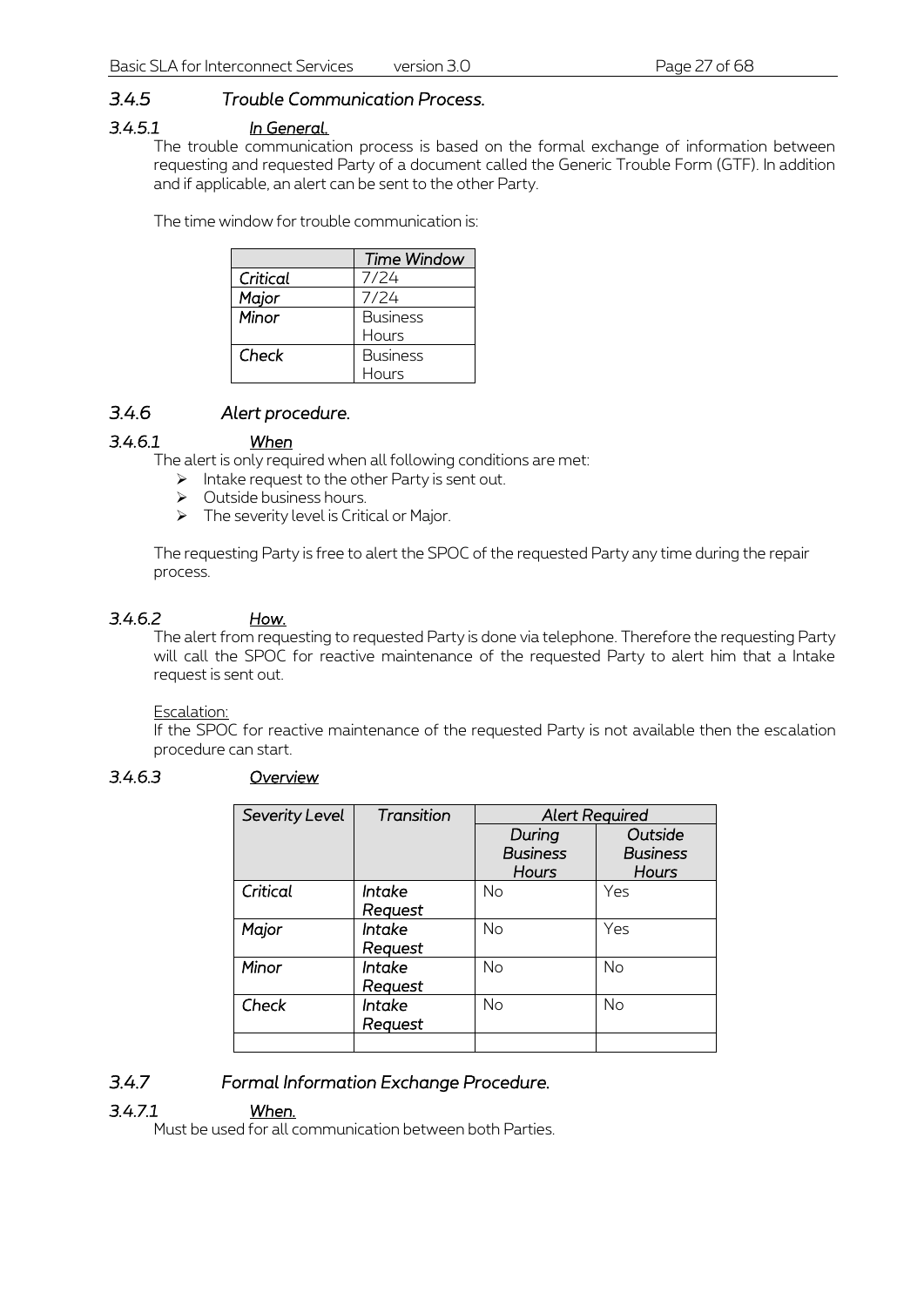### *3.4.5 Trouble Communication Process.*

#### *3.4.5.1 In General.*

The trouble communication process is based on the formal exchange of information between requesting and requested Party of a document called the Generic Trouble Form (GTF). In addition and if applicable, an alert can be sent to the other Party.

The time window for trouble communication is:

| | *Time Window* |
|---|---|
| *Critical* | 7/24 |
| *Major* | 7/24 |
| *Minor* | Business Hours |
| *Check* | Business Hours |

### *3.4.6 Alert procedure.*

#### *3.4.6.1 When*

The alert is only required when all following conditions are met:

- Intake request to the other Party is sent out.
- Outside business hours.
- The severity level is Critical or Major.

The requesting Party is free to alert the SPOC of the requested Party any time during the repair process.

#### *3.4.6.2 How.*

The alert from requesting to requested Party is done via telephone. Therefore the requesting Party will call the SPOC for reactive maintenance of the requested Party to alert him that a Intake request is sent out.

Escalation:

If the SPOC for reactive maintenance of the requested Party is not available then the escalation procedure can start.

#### *3.4.6.3 Overview*

| *Severity Level* | *Transition* | *Alert Required* | |
|---|---|---|---|
| | | *During Business Hours* | *Outside Business Hours* |
| *Critical* | *Intake Request* | No | Yes |
| *Major* | *Intake Request* | No | Yes |
| *Minor* | *Intake Request* | No | No |
| *Check* | *Intake Request* | No | No |
| | | | |

### *3.4.7 Formal Information Exchange Procedure.*

#### *3.4.7.1 When.*

Must be used for all communication between both Parties.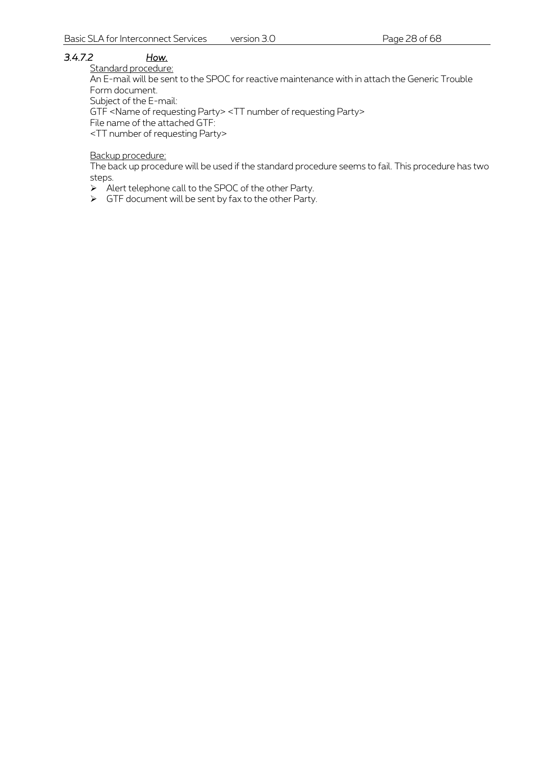#### *3.4.7.2 How.*

Standard procedure:

An E-mail will be sent to the SPOC for reactive maintenance with in attach the Generic Trouble Form document.

Subject of the E-mail:

GTF <Name of requesting Party> <TT number of requesting Party>

File name of the attached GTF:

<TT number of requesting Party>

Backup procedure:

The back up procedure will be used if the standard procedure seems to fail. This procedure has two steps.

- Alert telephone call to the SPOC of the other Party.
- GTF document will be sent by fax to the other Party.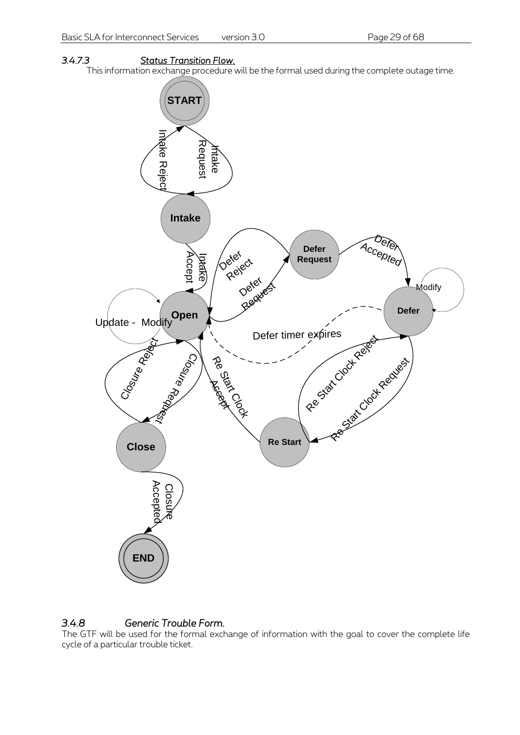### 3.4.7.3 *Status Transition Flow.*

This information exchange procedure will be the formal used during the complete outage time.

START
Intake Request
Intake Reject
Intake
Intake Accept
Open
Update - Modify
Defer Request
Defer Reject
Defer Request
Defer Accepted
Defer
Modify
Defer timer expires
Re Start Clock Reject
Re Start Clock Request
Re Start
Re Start Clock Accept
Closure Reject
Closure Request
Close
Closure Accepted
END

### 3.4.8 *Generic Trouble Form.*

The GTF will be used for the formal exchange of information with the goal to cover the complete life cycle of a particular trouble ticket.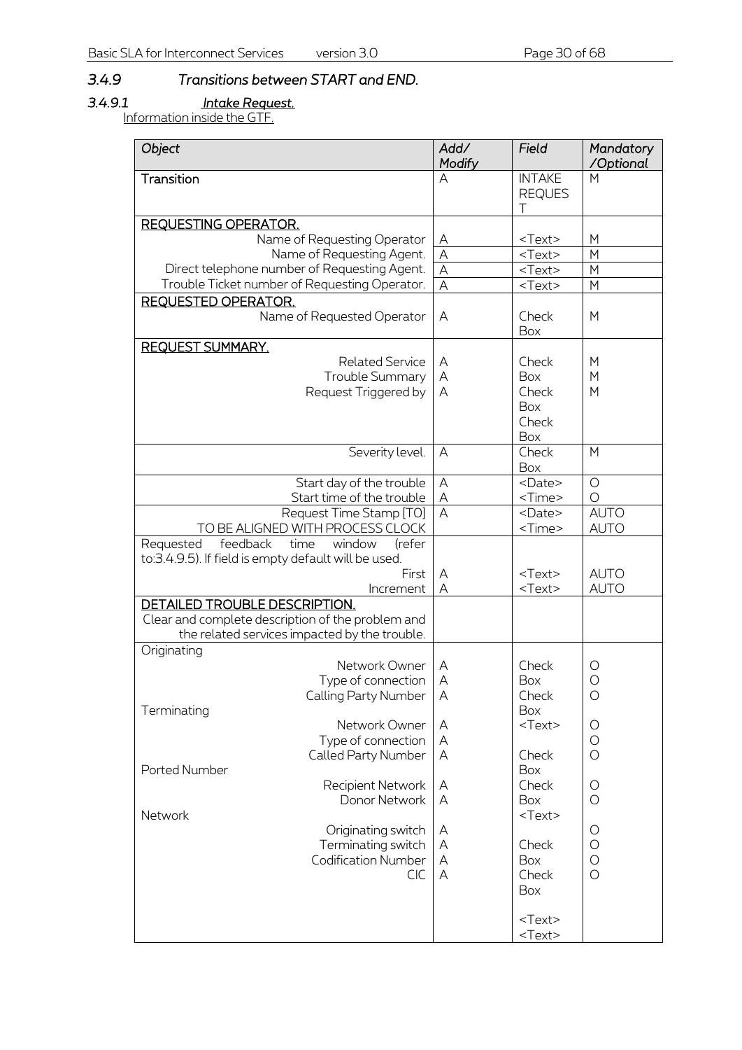### 3.4.9 *Transitions between START and END.*

#### 3.4.9.1 *Intake Request.*

Information inside the GTF.

| *Object* | *Add/ Modify* | *Field* | *Mandatory /Optional* |
|---|---|---|---|
| Transition | A | INTAKE REQUEST | M |
| REQUESTING OPERATOR. | | | |
| Name of Requesting Operator | A | <Text> | M |
| Name of Requesting Agent. | A | <Text> | M |
| Direct telephone number of Requesting Agent. | A | <Text> | M |
| Trouble Ticket number of Requesting Operator. | A | <Text> | M |
| REQUESTED OPERATOR. | | | |
| Name of Requested Operator | A | Check Box | M |
| REQUEST SUMMARY. | | | |
| Related Service | A | Check Box | M |
| Trouble Summary | A | Check Box | M |
| Request Triggered by | A | Check Box | M |
| Severity level. | A | Check Box | M |
| Start day of the trouble | A | <Date> | O |
| Start time of the trouble | A | <Time> | O |
| Request Time Stamp [T0] TO BE ALIGNED WITH PROCESS CLOCK | A | <Date> <Time> | AUTO AUTO |
| Requested feedback time window (refer to:3.4.9.5). If field is empty default will be used. | | | |
| First | A | <Text> | AUTO |
| Increment | A | <Text> | AUTO |
| DETAILED TROUBLE DESCRIPTION. Clear and complete description of the problem and the related services impacted by the trouble. | | | |
| Originating | | | |
| Network Owner | A | Check Box | O |
| Type of connection | A | Check Box | O |
| Calling Party Number | A | <Text> | O |
| Terminating | | | |
| Network Owner | A | Check Box | O |
| Type of connection | A | Check Box | O |
| Called Party Number | A | <Text> | O |
| Ported Number | | | |
| Recipient Network | A | Check Box | O |
| Donor Network | A | Check Box | O |
| Network | | | |
| Originating switch | A | <Text> | O |
| Terminating switch | A | <Text> | O |
| Codification Number | A | | O |
| CIC | A | | O |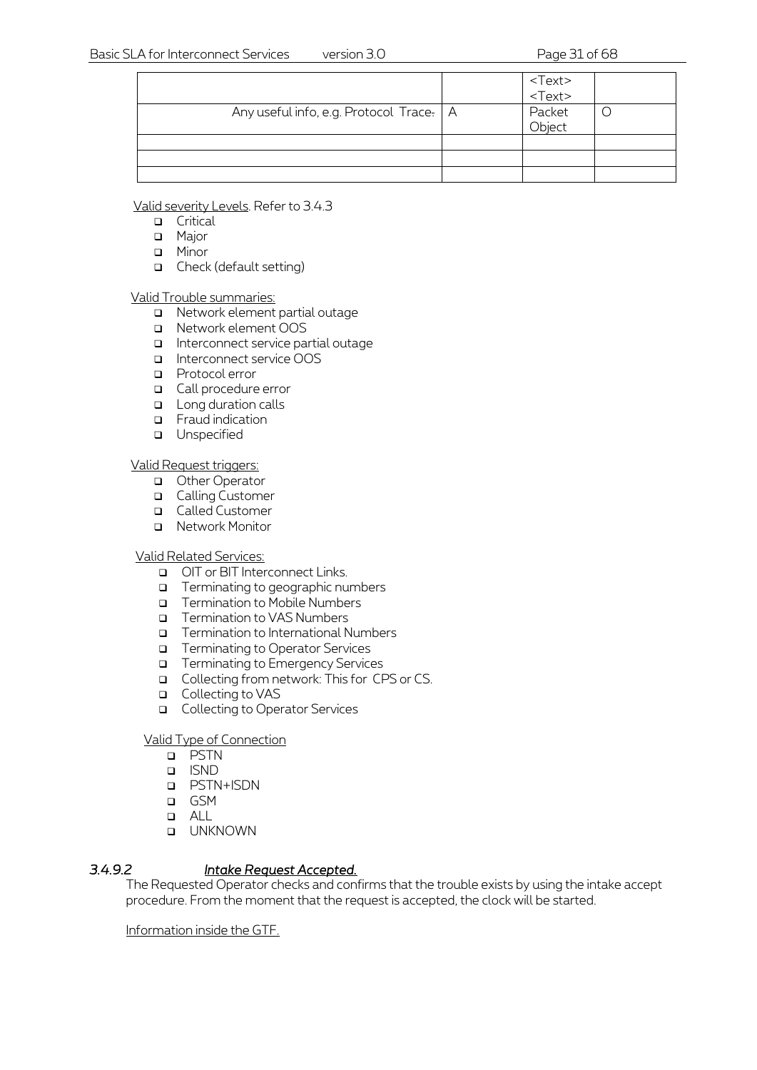| | | | |
|---|---|---|---|
| | | <Text> <Text> | |
| Any useful info, e.g. Protocol Trace. | A | Packet Object | O |
| | | | |
| | | | |
| | | | |

Valid severity Levels. Refer to 3.4.3

- Critical
- Major
- Minor
- Check (default setting)

Valid Trouble summaries:

- Network element partial outage
- Network element OOS
- Interconnect service partial outage
- Interconnect service OOS
- Protocol error
- Call procedure error
- Long duration calls
- Fraud indication
- Unspecified

Valid Request triggers:

- Other Operator
- Calling Customer
- Called Customer
- Network Monitor

Valid Related Services:

- OIT or BIT Interconnect Links.
- Terminating to geographic numbers
- Termination to Mobile Numbers
- Termination to VAS Numbers
- Termination to International Numbers
- Terminating to Operator Services
- Terminating to Emergency Services
- Collecting from network: This for CPS or CS.
- Collecting to VAS
- Collecting to Operator Services

Valid Type of Connection

- PSTN
- ISND
- PSTN+ISDN
- GSM
- ALL
- UNKNOWN

#### 3.4.9.2 *Intake Request Accepted.*

The Requested Operator checks and confirms that the trouble exists by using the intake accept procedure. From the moment that the request is accepted, the clock will be started.

Information inside the GTF.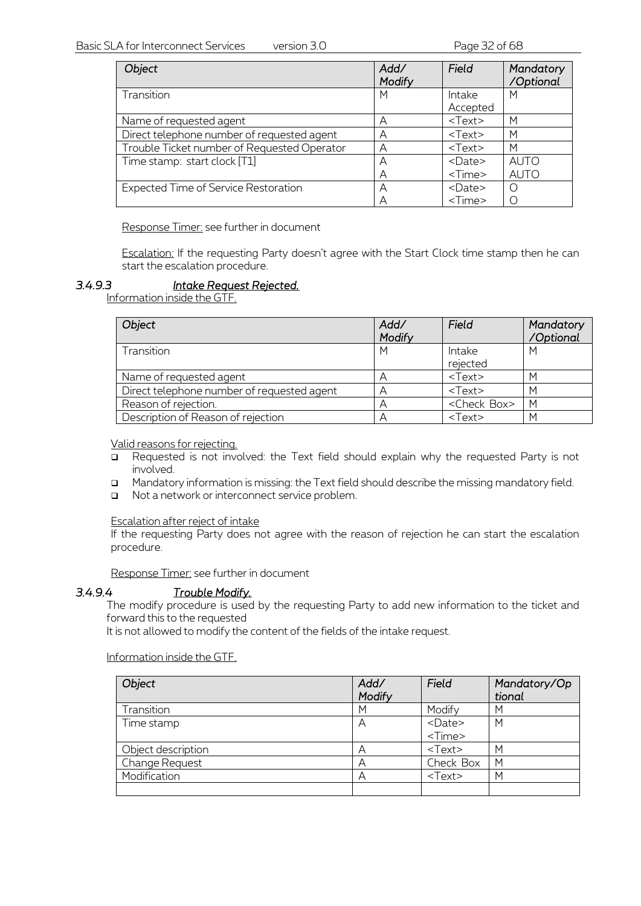| Object | Add/ Modify | Field | Mandatory /Optional |
|---|---|---|---|
| Transition | M | Intake Accepted | M |
| Name of requested agent | A | <Text> | M |
| Direct telephone number of requested agent | A | <Text> | M |
| Trouble Ticket number of Requested Operator | A | <Text> | M |
| Time stamp: start clock [T1] | A<br>A | <Date><br><Time> | AUTO<br>AUTO |
| Expected Time of Service Restoration | A<br>A | <Date><br><Time> | O<br>O |

Response Timer: see further in document

Escalation: If the requesting Party doesn't agree with the Start Clock time stamp then he can start the escalation procedure.

#### 3.4.9.3 *Intake Request Rejected.*

Information inside the GTF.

| Object | Add/ Modify | Field | Mandatory /Optional |
|---|---|---|---|
| Transition | M | Intake rejected | M |
| Name of requested agent | A | <Text> | M |
| Direct telephone number of requested agent | A | <Text> | M |
| Reason of rejection. | A | <Check Box> | M |
| Description of Reason of rejection | A | <Text> | M |

Valid reasons for rejecting.

- Requested is not involved: the Text field should explain why the requested Party is not involved.
- Mandatory information is missing: the Text field should describe the missing mandatory field.
- Not a network or interconnect service problem.

Escalation after reject of intake

If the requesting Party does not agree with the reason of rejection he can start the escalation procedure.

Response Timer: see further in document

#### 3.4.9.4 *Trouble Modify.*

The modify procedure is used by the requesting Party to add new information to the ticket and forward this to the requested

It is not allowed to modify the content of the fields of the intake request.

Information inside the GTF.

| Object | Add/ Modify | Field | Mandatory/Optional |
|---|---|---|---|
| Transition | M | Modify | M |
| Time stamp | A | <Date><br><Time> | M |
| Object description | A | <Text> | M |
| Change Request | A | Check Box | M |
| Modification | A | <Text> | M |
| | | | |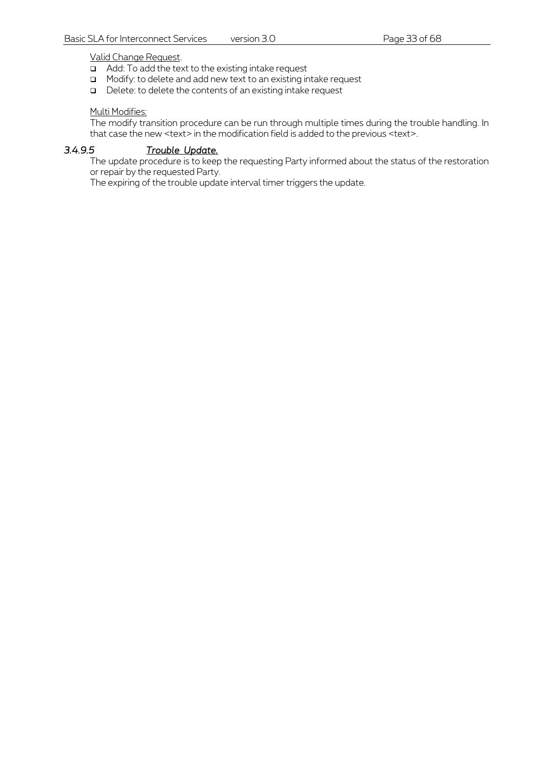<u>Valid Change Request</u>.

- Add: To add the text to the existing intake request
- Modify: to delete and add new text to an existing intake request
- Delete: to delete the contents of an existing intake request

<u>Multi Modifies:</u>

The modify transition procedure can be run through multiple times during the trouble handling. In that case the new <text> in the modification field is added to the previous <text>.

#### *3.4.9.5 Trouble Update.*

The update procedure is to keep the requesting Party informed about the status of the restoration or repair by the requested Party.

The expiring of the trouble update interval timer triggers the update.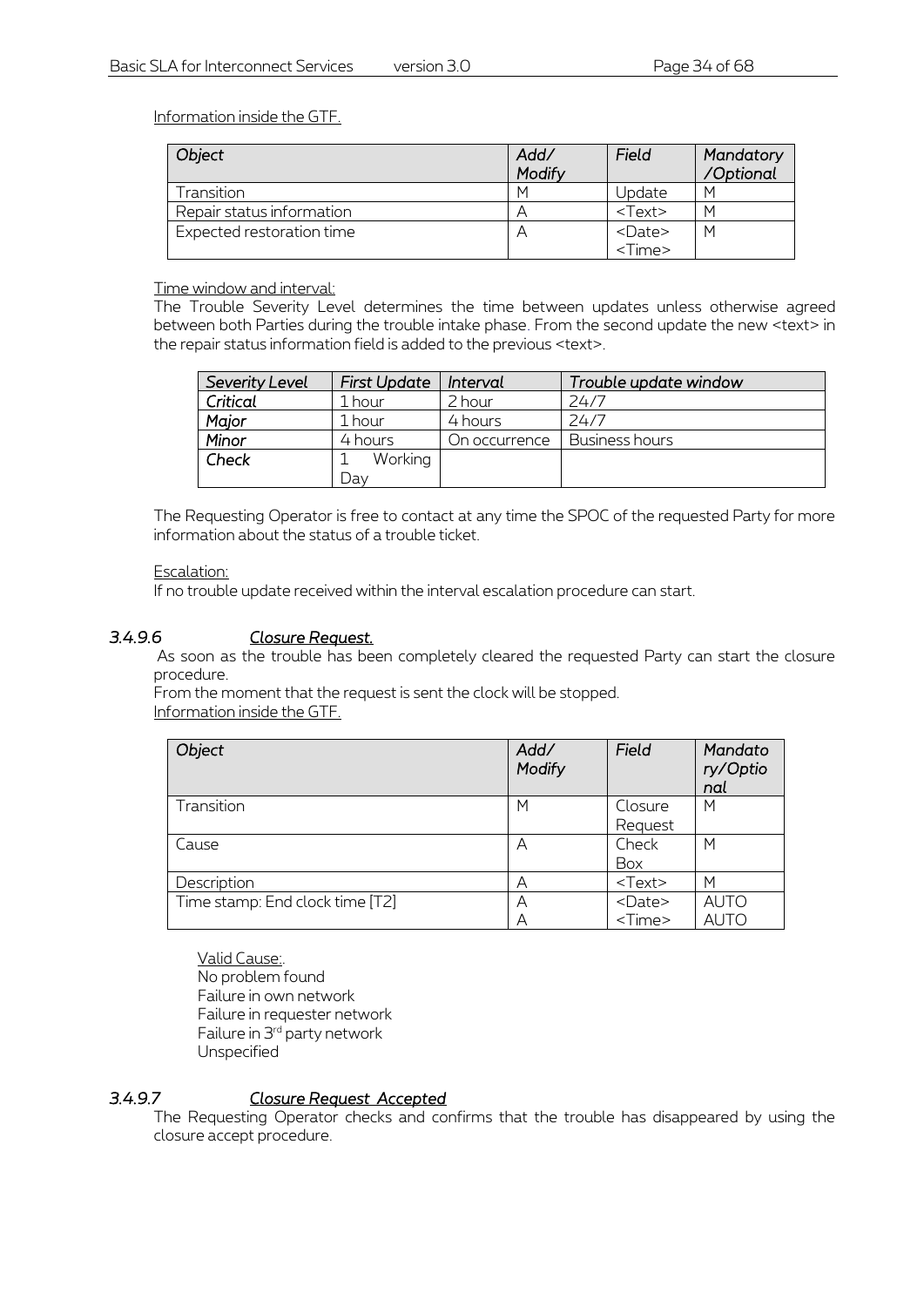Information inside the GTF.

| *Object* | *Add/ Modify* | *Field* | *Mandatory /Optional* |
|---|---|---|---|
| Transition | M | Update | M |
| Repair status information | A | <Text> | M |
| Expected restoration time | A | <Date> <Time> | M |

Time window and interval:

The Trouble Severity Level determines the time between updates unless otherwise agreed between both Parties during the trouble intake phase. From the second update the new <text> in the repair status information field is added to the previous <text>.

| *Severity Level* | *First Update* | *Interval* | *Trouble update window* |
|---|---|---|---|
| ***Critical*** | 1 hour | 2 hour | 24/7 |
| ***Major*** | 1 hour | 4 hours | 24/7 |
| ***Minor*** | 4 hours | On occurrence | Business hours |
| ***Check*** | 1 Working Day | | |

The Requesting Operator is free to contact at any time the SPOC of the requested Party for more information about the status of a trouble ticket.

Escalation:

If no trouble update received within the interval escalation procedure can start.

### *3.4.9.6 Closure Request.*

As soon as the trouble has been completely cleared the requested Party can start the closure procedure.

From the moment that the request is sent the clock will be stopped.

Information inside the GTF.

| *Object* | *Add/ Modify* | *Field* | *Mandatory/Optional* |
|---|---|---|---|
| Transition | M | Closure Request | M |
| Cause | A | Check Box | M |
| Description | A | <Text> | M |
| Time stamp: End clock time [T2] | A A | <Date> <Time> | AUTO AUTO |

Valid Cause:.
No problem found
Failure in own network
Failure in requester network
Failure in 3rd party network
Unspecified

### *3.4.9.7 Closure Request Accepted*

The Requesting Operator checks and confirms that the trouble has disappeared by using the closure accept procedure.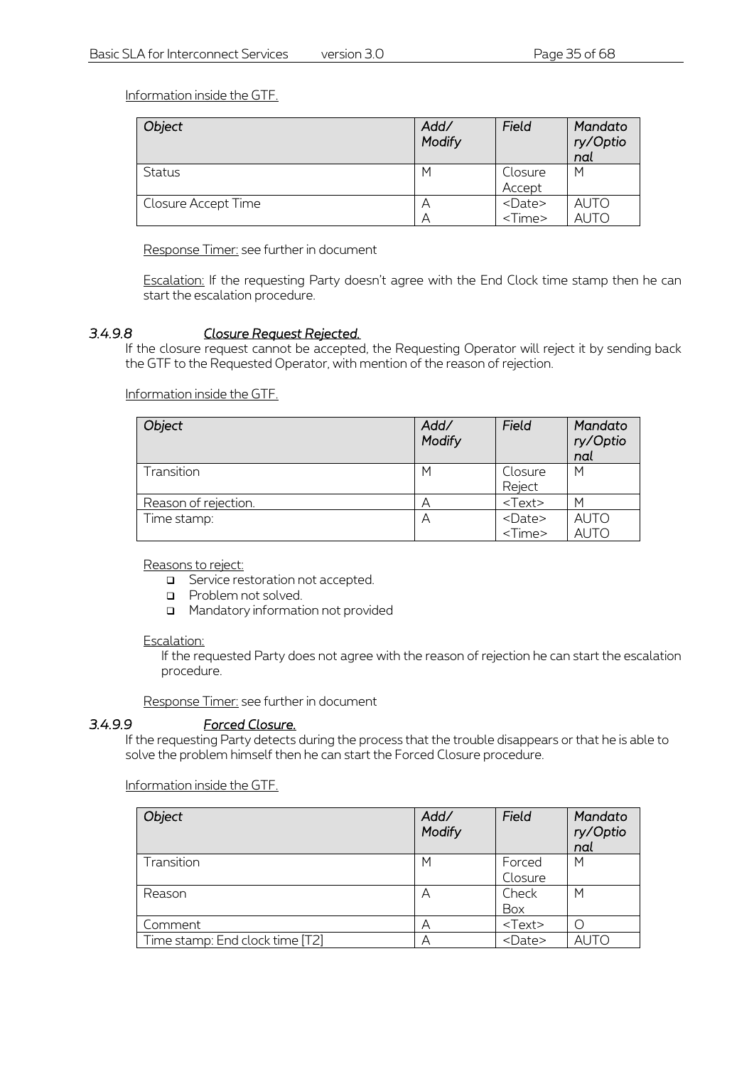Information inside the GTF.

| Object | Add/ Modify | Field | Mandatory/Optional |
|---|---|---|---|
| Status | M | Closure Accept | M |
| Closure Accept Time | A<br>A | <Date><br><Time> | AUTO<br>AUTO |

Response Timer: see further in document

Escalation: If the requesting Party doesn't agree with the End Clock time stamp then he can start the escalation procedure.

### 3.4.9.8 *Closure Request Rejected.*

If the closure request cannot be accepted, the Requesting Operator will reject it by sending back the GTF to the Requested Operator, with mention of the reason of rejection.

Information inside the GTF.

| Object | Add/ Modify | Field | Mandatory/Optional |
|---|---|---|---|
| Transition | M | Closure Reject | M |
| Reason of rejection. | A | <Text> | M |
| Time stamp: | A | <Date><br><Time> | AUTO<br>AUTO |

Reasons to reject:

- Service restoration not accepted.
- Problem not solved.
- Mandatory information not provided

Escalation:

If the requested Party does not agree with the reason of rejection he can start the escalation procedure.

Response Timer: see further in document

### 3.4.9.9 *Forced Closure.*

If the requesting Party detects during the process that the trouble disappears or that he is able to solve the problem himself then he can start the Forced Closure procedure.

Information inside the GTF.

| Object | Add/ Modify | Field | Mandatory/Optional |
|---|---|---|---|
| Transition | M | Forced Closure | M |
| Reason | A | Check Box | M |
| Comment | A | <Text> | O |
| Time stamp: End clock time [T2] | A | <Date> | AUTO |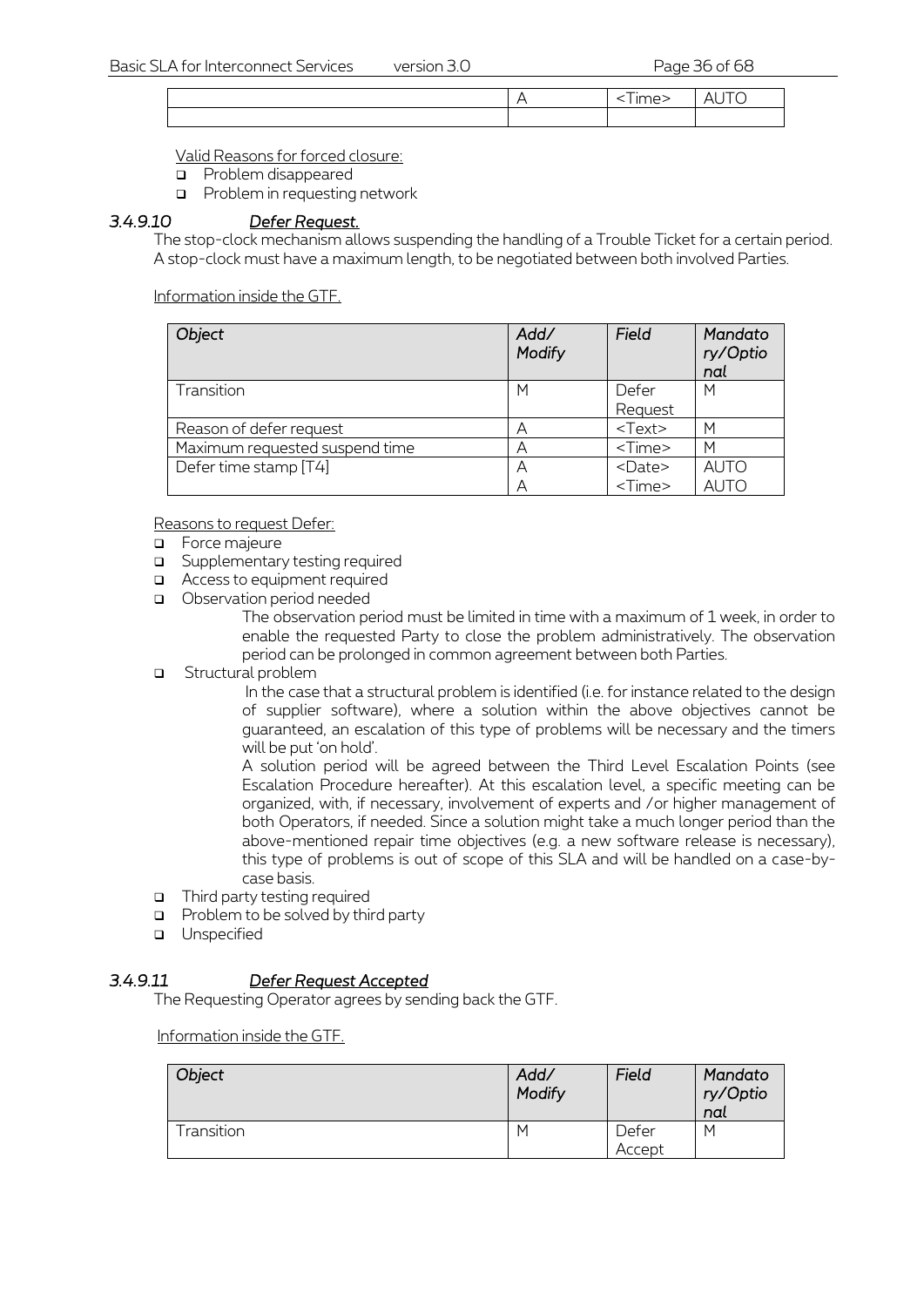| | | | |
|---|---|---|---|
| | A | <Time> | AUTO |
| | | | |

Valid Reasons for forced closure:

- Problem disappeared
- Problem in requesting network

### 3.4.9.10 *Defer Request.*

The stop-clock mechanism allows suspending the handling of a Trouble Ticket for a certain period. A stop-clock must have a maximum length, to be negotiated between both involved Parties.

Information inside the GTF.

| *Object* | *Add/ Modify* | *Field* | *Mandatory/Optional* |
|---|---|---|---|
| Transition | M | Defer Request | M |
| Reason of defer request | A | <Text> | M |
| Maximum requested suspend time | A | <Time> | M |
| Defer time stamp [T4] | A<br>A | <Date><br><Time> | AUTO<br>AUTO |

Reasons to request Defer:

- Force majeure
- Supplementary testing required
- Access to equipment required
- Observation period needed

  The observation period must be limited in time with a maximum of 1 week, in order to enable the requested Party to close the problem administratively. The observation period can be prolonged in common agreement between both Parties.

- Structural problem

  In the case that a structural problem is identified (i.e. for instance related to the design of supplier software), where a solution within the above objectives cannot be guaranteed, an escalation of this type of problems will be necessary and the timers will be put 'on hold'.

  A solution period will be agreed between the Third Level Escalation Points (see Escalation Procedure hereafter). At this escalation level, a specific meeting can be organized, with, if necessary, involvement of experts and /or higher management of both Operators, if needed. Since a solution might take a much longer period than the above-mentioned repair time objectives (e.g. a new software release is necessary), this type of problems is out of scope of this SLA and will be handled on a case-by-case basis.

- Third party testing required
- Problem to be solved by third party
- Unspecified

### 3.4.9.11 *Defer Request Accepted*

The Requesting Operator agrees by sending back the GTF.

Information inside the GTF.

| *Object* | *Add/ Modify* | *Field* | *Mandatory/Optional* |
|---|---|---|---|
| Transition | M | Defer Accept | M |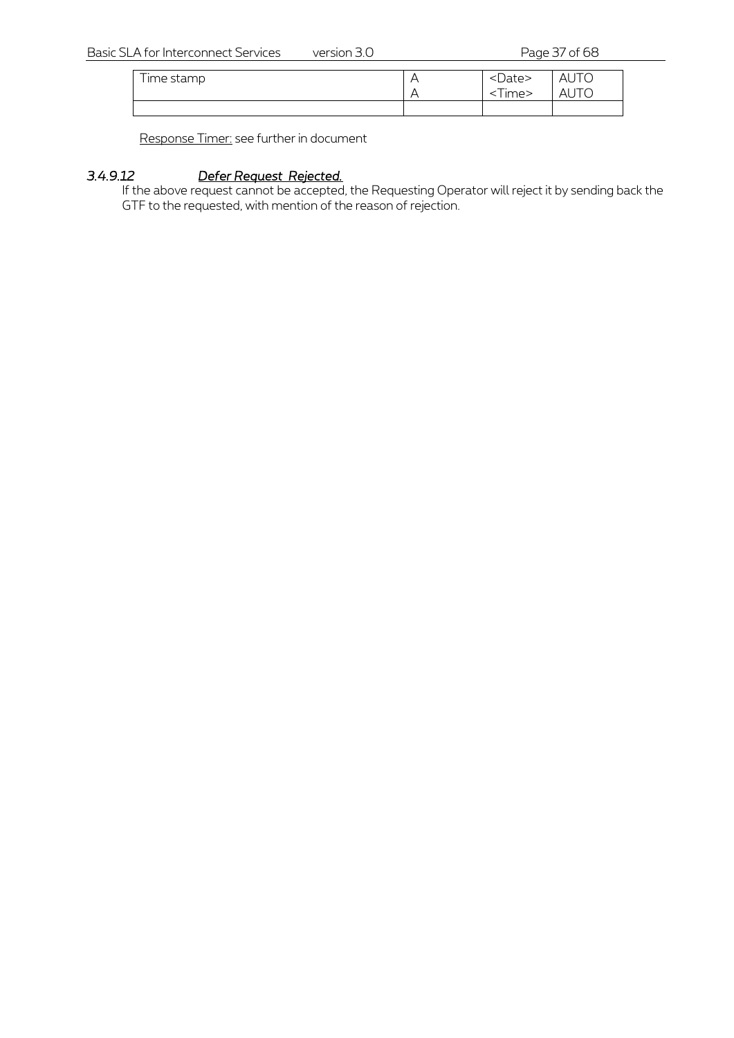| | | | |
|---|---|---|---|
| Time stamp | A<br>A | <Date><br><Time> | AUTO<br>AUTO |
| | | | |

Response Timer: see further in document

### *3.4.9.12 Defer Request Rejected.*

If the above request cannot be accepted, the Requesting Operator will reject it by sending back the GTF to the requested, with mention of the reason of rejection.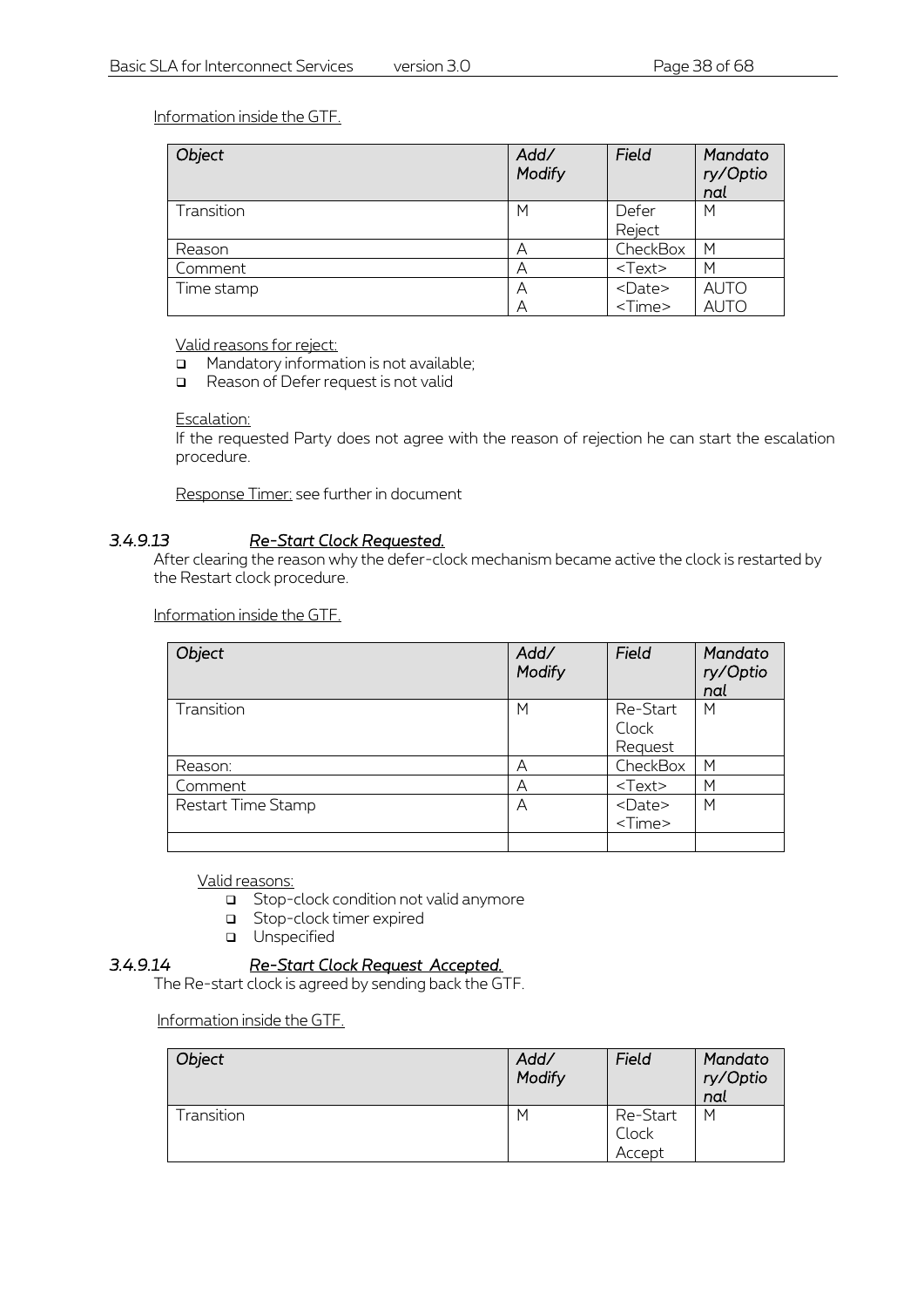Information inside the GTF.

| Object | Add/ Modify | Field | Mandatory/Optional |
|---|---|---|---|
| Transition | M | Defer Reject | M |
| Reason | A | CheckBox | M |
| Comment | A | <Text> | M |
| Time stamp | A<br>A | <Date><br><Time> | AUTO<br>AUTO |

Valid reasons for reject:

- Mandatory information is not available;
- Reason of Defer request is not valid

Escalation:
If the requested Party does not agree with the reason of rejection he can start the escalation procedure.

Response Timer: see further in document

### 3.4.9.13 *Re-Start Clock Requested.*

After clearing the reason why the defer-clock mechanism became active the clock is restarted by the Restart clock procedure.

Information inside the GTF.

| Object | Add/ Modify | Field | Mandatory/Optional |
|---|---|---|---|
| Transition | M | Re-Start Clock Request | M |
| Reason: | A | CheckBox | M |
| Comment | A | <Text> | M |
| Restart Time Stamp | A | <Date> <Time> | M |
| | | | |

Valid reasons:

- Stop-clock condition not valid anymore
- Stop-clock timer expired
- Unspecified

### 3.4.9.14 *Re-Start Clock Request Accepted.*

The Re-start clock is agreed by sending back the GTF.

Information inside the GTF.

| Object | Add/ Modify | Field | Mandatory/Optional |
|---|---|---|---|
| Transition | M | Re-Start Clock Accept | M |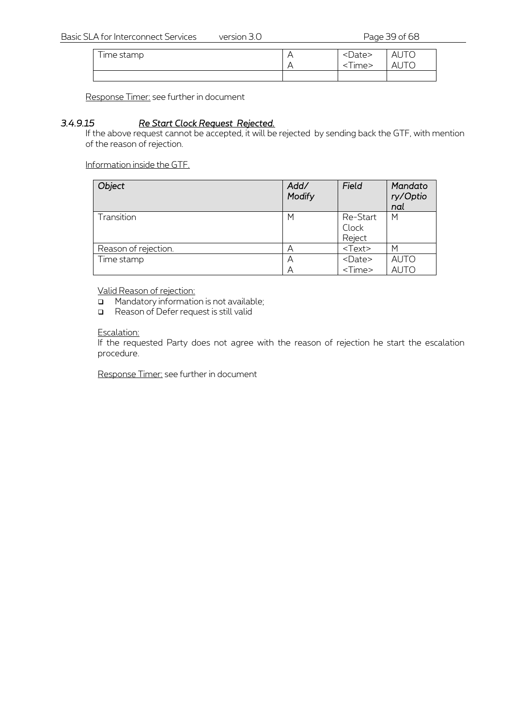| | | | |
|---|---|---|---|
| Time stamp | A<br>A | <Date><br><Time> | AUTO<br>AUTO |
| | | | |

Response Timer: see further in document

### *3.4.9.15 Re Start Clock Request Rejected.*

If the above request cannot be accepted, it will be rejected by sending back the GTF, with mention of the reason of rejection.

Information inside the GTF.

| *Object* | *Add/ Modify* | *Field* | *Mandatory/Optional* |
|---|---|---|---|
| Transition | M | Re-Start Clock Reject | M |
| Reason of rejection. | A | <Text> | M |
| Time stamp | A<br>A | <Date><br><Time> | AUTO<br>AUTO |

Valid Reason of rejection:

- Mandatory information is not available;
- Reason of Defer request is still valid

Escalation:

If the requested Party does not agree with the reason of rejection he start the escalation procedure.

Response Timer: see further in document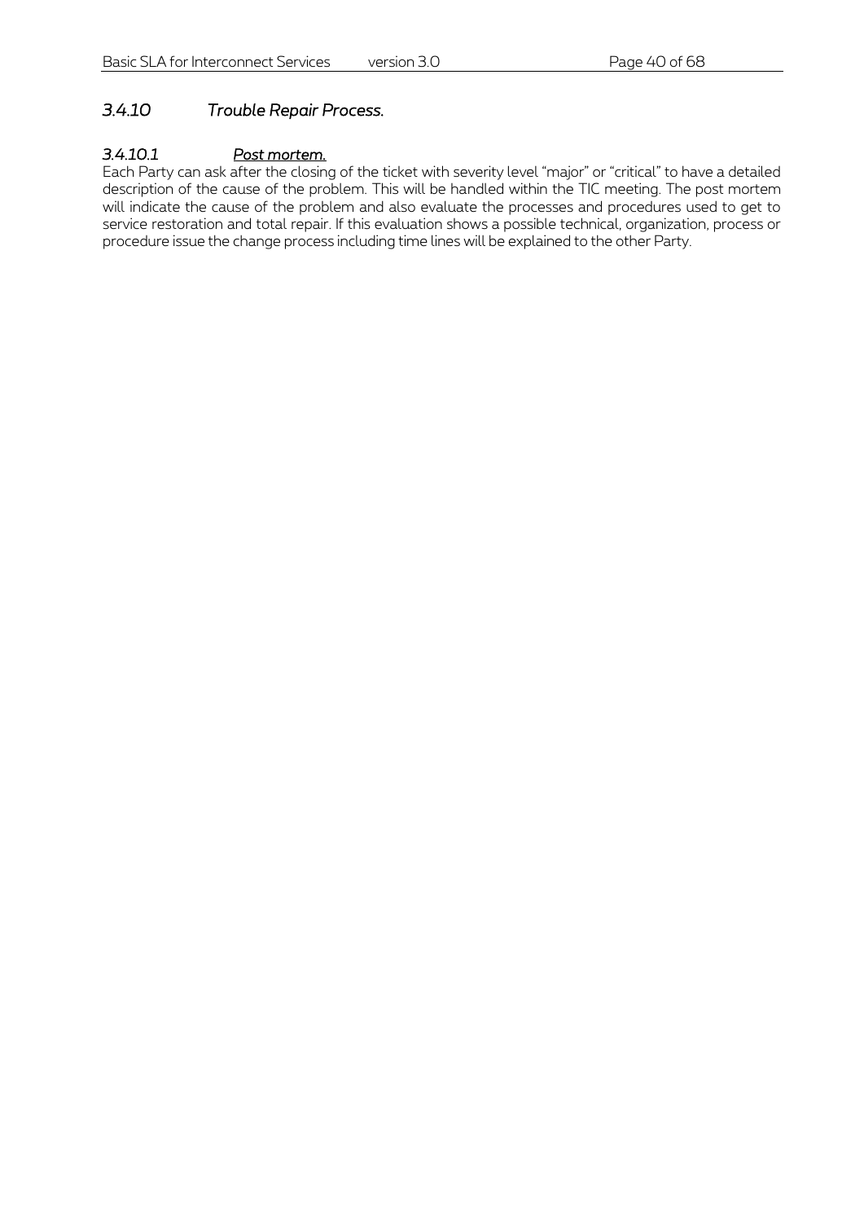### *3.4.10 Trouble Repair Process.*

#### *3.4.10.1 <u>Post mortem.</u>*

Each Party can ask after the closing of the ticket with severity level "major" or "critical" to have a detailed description of the cause of the problem. This will be handled within the TIC meeting. The post mortem will indicate the cause of the problem and also evaluate the processes and procedures used to get to service restoration and total repair. If this evaluation shows a possible technical, organization, process or procedure issue the change process including time lines will be explained to the other Party.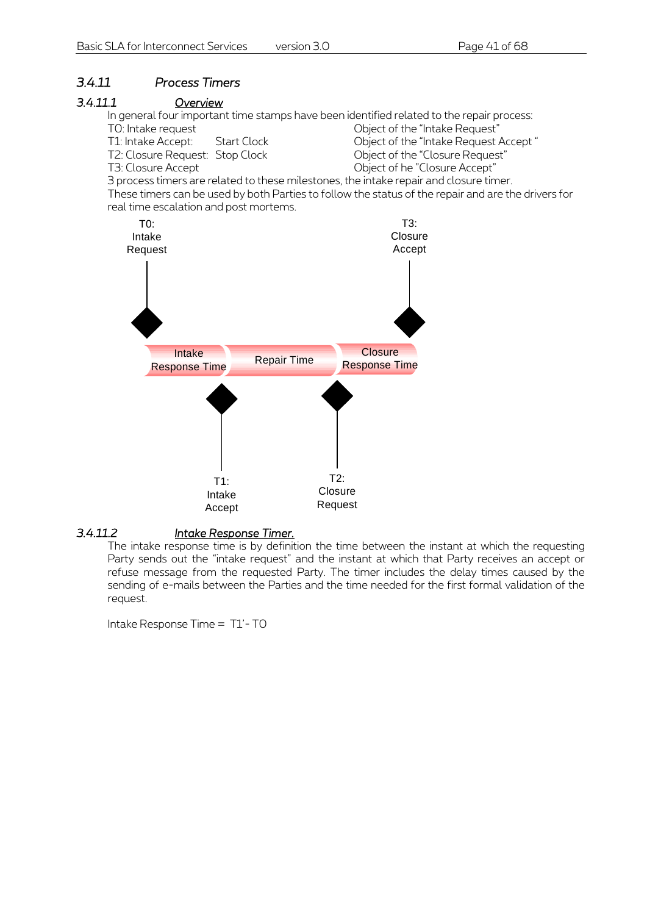### 3.4.11 Process Timers

#### 3.4.11.1 Overview

In general four important time stamps have been identified related to the repair process:

| | | |
|---|---|---|
| T0: Intake request | | Object of the “Intake Request” |
| T1: Intake Accept: | Start Clock | Object of the “Intake Request Accept “ |
| T2: Closure Request: | Stop Clock | Object of the “Closure Request” |
| T3: Closure Accept | | Object of he ”Closure Accept” |

3 process timers are related to these milestones, the intake repair and closure timer.

These timers can be used by both Parties to follow the status of the repair and are the drivers for real time escalation and post mortems.

T0: Intake Request

T3: Closure Accept

Intake Response Time

Repair Time

Closure Response Time

T1: Intake Accept

T2: Closure Request

#### 3.4.11.2 Intake Response Timer.

The intake response time is by definition the time between the instant at which the requesting Party sends out the “intake request” and the instant at which that Party receives an accept or refuse message from the requested Party. The timer includes the delay times caused by the sending of e-mails between the Parties and the time needed for the first formal validation of the request.

Intake Response Time = T1’- T0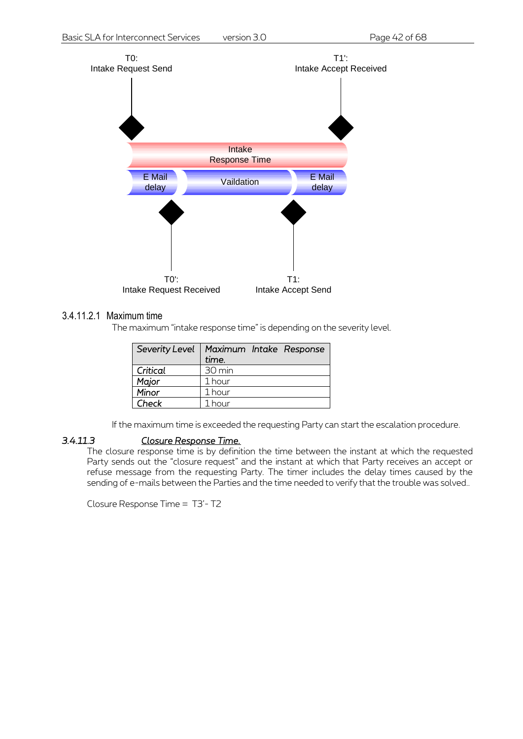T0:
Intake Request Send

T1':
Intake Accept Received

Intake
Response Time

E Mail
delay

Vaildation

E Mail
delay

T0':
Intake Request Received

T1:
Intake Accept Send

#### 3.4.11.2.1 Maximum time

The maximum "intake response time" is depending on the severity level.

| *Severity Level* | *Maximum Intake Response time.* |
|---|---|
| *Critical* | 30 min |
| *Major* | 1 hour |
| *Minor* | 1 hour |
| *Check* | 1 hour |

If the maximum time is exceeded the requesting Party can start the escalation procedure.

### *3.4.11.3 Closure Response Time.*

The closure response time is by definition the time between the instant at which the requested Party sends out the "closure request" and the instant at which that Party receives an accept or refuse message from the requesting Party. The timer includes the delay times caused by the sending of e-mails between the Parties and the time needed to verify that the trouble was solved..

Closure Response Time = T3'- T2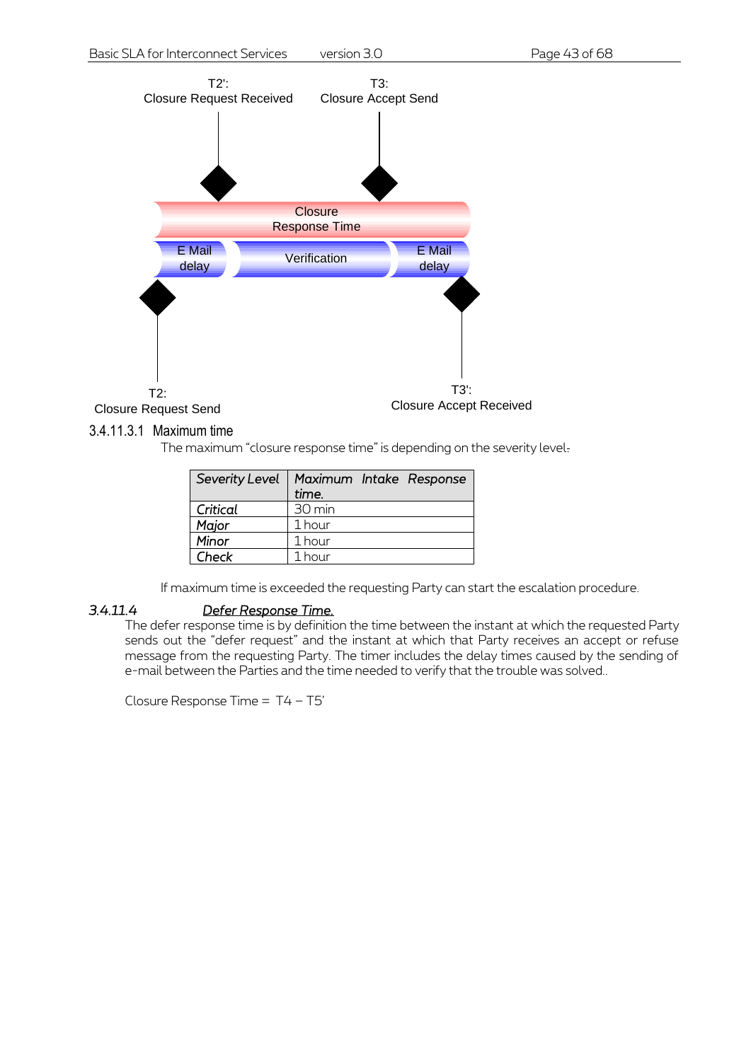T2':
Closure Request Received

T3:
Closure Accept Send

Closure
Response Time

E Mail
delay

Verification

E Mail
delay

T2:
Closure Request Send

T3':
Closure Accept Received

#### 3.4.11.3.1 Maximum time

The maximum "closure response time" is depending on the severity level.

| *Severity Level* | *Maximum Intake Response time.* |
|---|---|
| *Critical* | 30 min |
| *Major* | 1 hour |
| *Minor* | 1 hour |
| *Check* | 1 hour |

If maximum time is exceeded the requesting Party can start the escalation procedure.

### *3.4.11.4 <u>Defer Response Time.</u>*

The defer response time is by definition the time between the instant at which the requested Party sends out the "defer request" and the instant at which that Party receives an accept or refuse message from the requesting Party. The timer includes the delay times caused by the sending of e-mail between the Parties and the time needed to verify that the trouble was solved..

Closure Response Time = T4 – T5'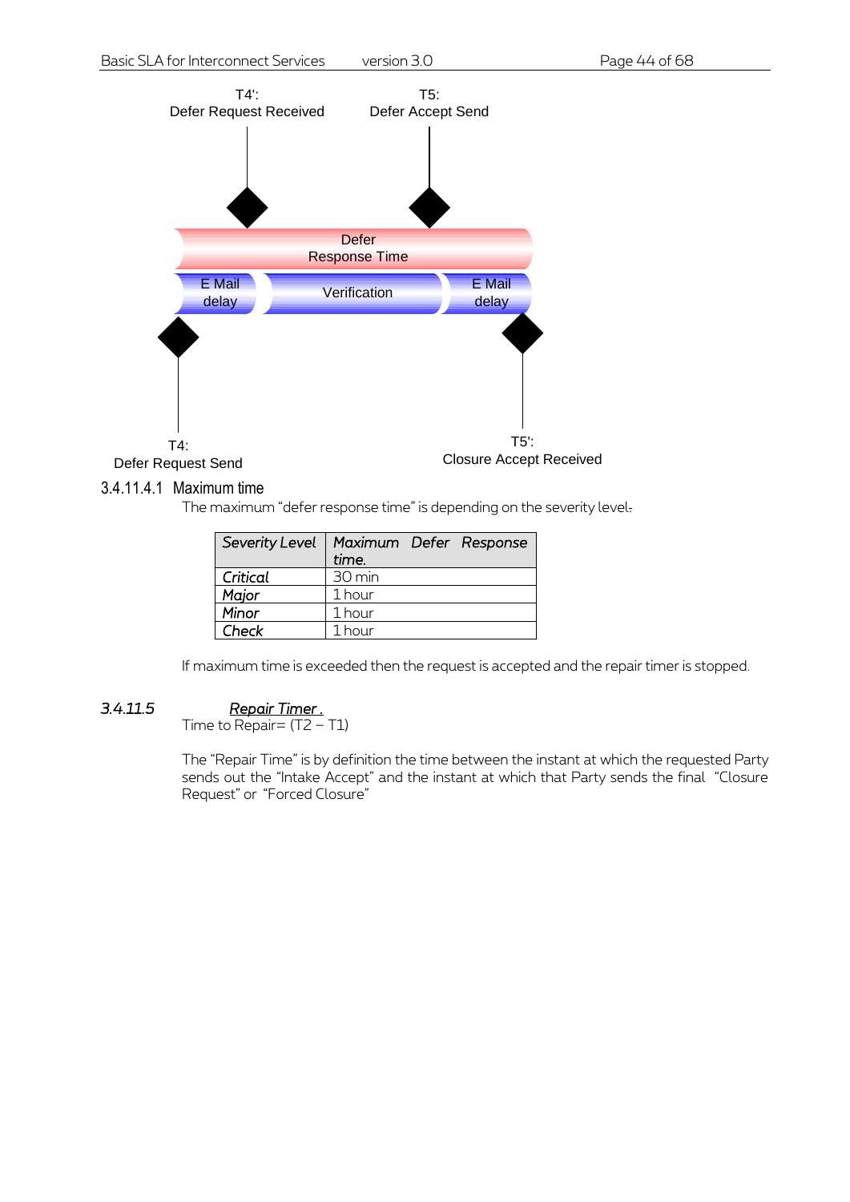T4':
Defer Request Received

T5:
Defer Accept Send

Defer
Response Time

E Mail
delay

Verification

E Mail
delay

T4:
Defer Request Send

T5':
Closure Accept Received

#### 3.4.11.4.1 Maximum time

The maximum "defer response time" is depending on the severity level.

| *Severity Level* | *Maximum Defer Response time.* |
|---|---|
| *Critical* | 30 min |
| *Major* | 1 hour |
| *Minor* | 1 hour |
| *Check* | 1 hour |

If maximum time is exceeded then the request is accepted and the repair timer is stopped.

### *3.4.11.5 Repair Timer .*

Time to Repair= (T2 – T1)

The "Repair Time" is by definition the time between the instant at which the requested Party sends out the "Intake Accept" and the instant at which that Party sends the final "Closure Request" or "Forced Closure"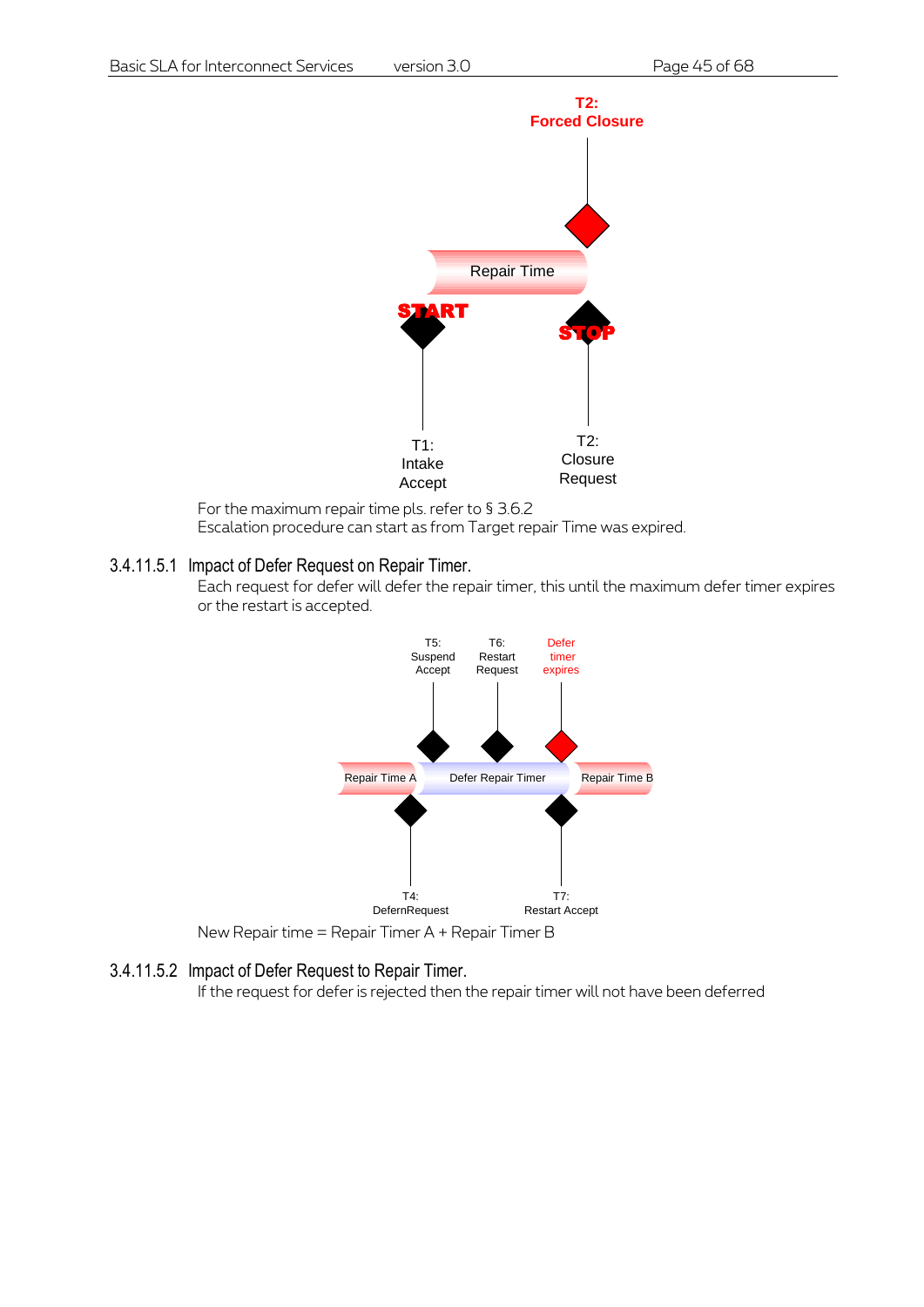T2:
Forced Closure

Repair Time

START

STOP

T1:
Intake
Accept

T2:
Closure
Request

For the maximum repair time pls. refer to § 3.6.2
Escalation procedure can start as from Target repair Time was expired.

#### 3.4.11.5.1 Impact of Defer Request on Repair Timer.

Each request for defer will defer the repair timer, this until the maximum defer timer expires or the restart is accepted.

T5:
Suspend
Accept

T6:
Restart
Request

Defer
timer
expires

Repair Time A

Defer Repair Timer

Repair Time B

T4:
DefernRequest

T7:
Restart Accept

New Repair time = Repair Timer A + Repair Timer B

#### 3.4.11.5.2 Impact of Defer Request to Repair Timer.

If the request for defer is rejected then the repair timer will not have been deferred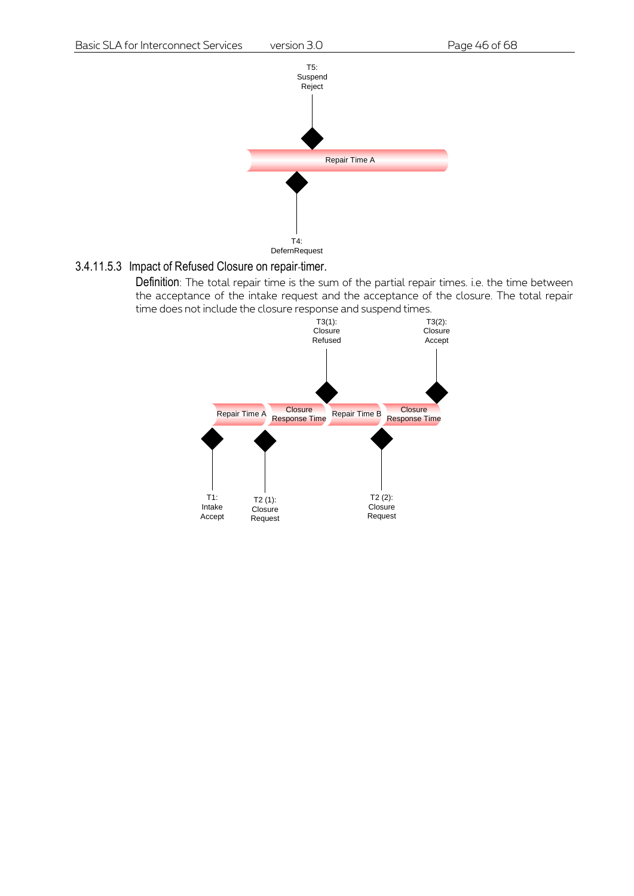T5:
Suspend
Reject

Repair Time A

T4:
DefernRequest

#### 3.4.11.5.3 Impact of Refused Closure on repair-timer.

Definition: The total repair time is the sum of the partial repair times. i.e. the time between the acceptance of the intake request and the acceptance of the closure. The total repair time does not include the closure response and suspend times.

T3(1):
Closure
Refused

T3(2):
Closure
Accept

Repair Time A | Closure Response Time | Repair Time B | Closure Response Time

T1:
Intake
Accept

T2 (1):
Closure
Request

T2 (2):
Closure
Request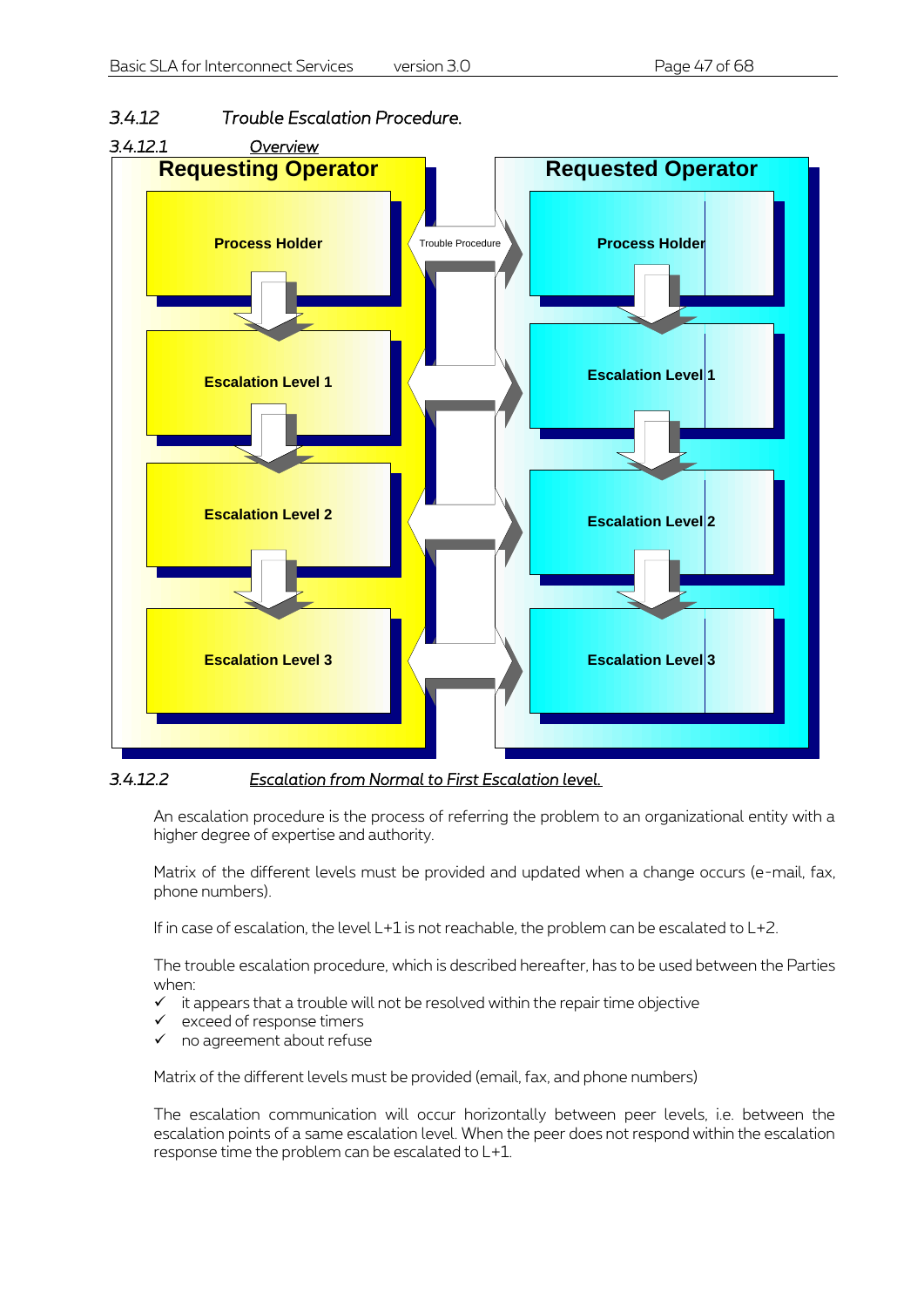### 3.4.12 Trouble Escalation Procedure.

#### 3.4.12.1 Overview

Requesting Operator

Process Holder

Escalation Level 1

Escalation Level 2

Escalation Level 3

Trouble Procedure

Requested Operator

Process Holder

Escalation Level 1

Escalation Level 2

Escalation Level 3

#### 3.4.12.2 Escalation from Normal to First Escalation level.

An escalation procedure is the process of referring the problem to an organizational entity with a higher degree of expertise and authority.

Matrix of the different levels must be provided and updated when a change occurs (e-mail, fax, phone numbers).

If in case of escalation, the level L+1 is not reachable, the problem can be escalated to L+2.

The trouble escalation procedure, which is described hereafter, has to be used between the Parties when:

- ✓ it appears that a trouble will not be resolved within the repair time objective
- ✓ exceed of response timers
- ✓ no agreement about refuse

Matrix of the different levels must be provided (email, fax, and phone numbers)

The escalation communication will occur horizontally between peer levels, i.e. between the escalation points of a same escalation level. When the peer does not respond within the escalation response time the problem can be escalated to L+1.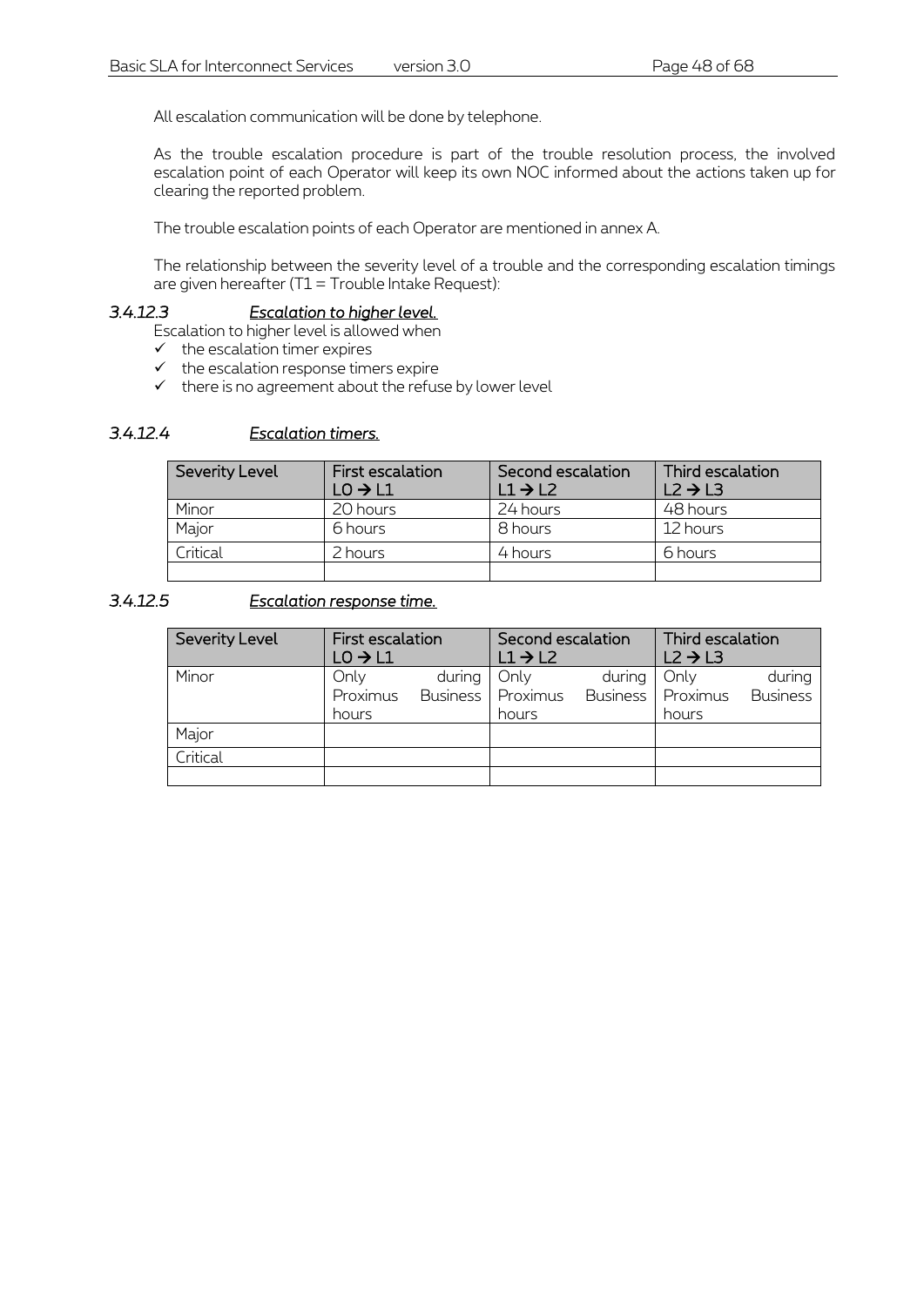All escalation communication will be done by telephone.

As the trouble escalation procedure is part of the trouble resolution process, the involved escalation point of each Operator will keep its own NOC informed about the actions taken up for clearing the reported problem.

The trouble escalation points of each Operator are mentioned in annex A.

The relationship between the severity level of a trouble and the corresponding escalation timings are given hereafter (T1 = Trouble Intake Request):

### *3.4.12.3 Escalation to higher level.*

Escalation to higher level is allowed when

- ✓ the escalation timer expires
- ✓ the escalation response timers expire
- ✓ there is no agreement about the refuse by lower level

### *3.4.12.4 Escalation timers.*

| Severity Level | First escalation L0 → L1 | Second escalation L1 → L2 | Third escalation L2 → L3 |
|---|---|---|---|
| Minor | 20 hours | 24 hours | 48 hours |
| Major | 6 hours | 8 hours | 12 hours |
| Critical | 2 hours | 4 hours | 6 hours |
| | | | |

### *3.4.12.5 Escalation response time.*

| Severity Level | First escalation L0 → L1 | Second escalation L1 → L2 | Third escalation L2 → L3 |
|---|---|---|---|
| Minor | Only during Proximus Business hours | Only during Proximus Business hours | Only during Proximus Business hours |
| Major | | | |
| Critical | | | |
| | | | |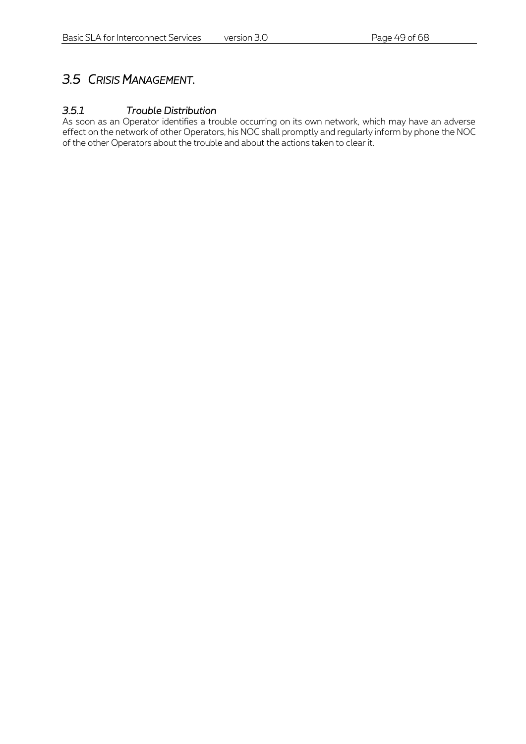## *3.5 CRISIS MANAGEMENT.*

### *3.5.1 Trouble Distribution*

As soon as an Operator identifies a trouble occurring on its own network, which may have an adverse effect on the network of other Operators, his NOC shall promptly and regularly inform by phone the NOC of the other Operators about the trouble and about the actions taken to clear it.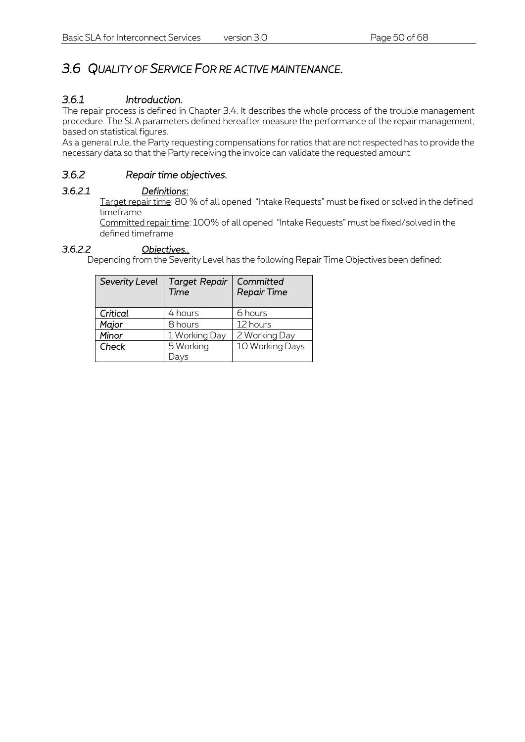## *3.6 QUALITY OF SERVICE FOR RE ACTIVE MAINTENANCE.*

### *3.6.1 Introduction.*

The repair process is defined in Chapter 3.4. It describes the whole process of the trouble management procedure. The SLA parameters defined hereafter measure the performance of the repair management, based on statistical figures.

As a general rule, the Party requesting compensations for ratios that are not respected has to provide the necessary data so that the Party receiving the invoice can validate the requested amount.

### *3.6.2 Repair time objectives.*

#### *3.6.2.1 Definitions:*

Target repair time: 80 % of all opened "Intake Requests" must be fixed or solved in the defined timeframe

Committed repair time: 100% of all opened "Intake Requests" must be fixed/solved in the defined timeframe

#### *3.6.2.2 Objectives..*

Depending from the Severity Level has the following Repair Time Objectives been defined:

| *Severity Level* | *Target Repair Time* | *Committed Repair Time* |
|---|---|---|
| *Critical* | 4 hours | 6 hours |
| *Major* | 8 hours | 12 hours |
| *Minor* | 1 Working Day | 2 Working Day |
| *Check* | 5 Working Days | 10 Working Days |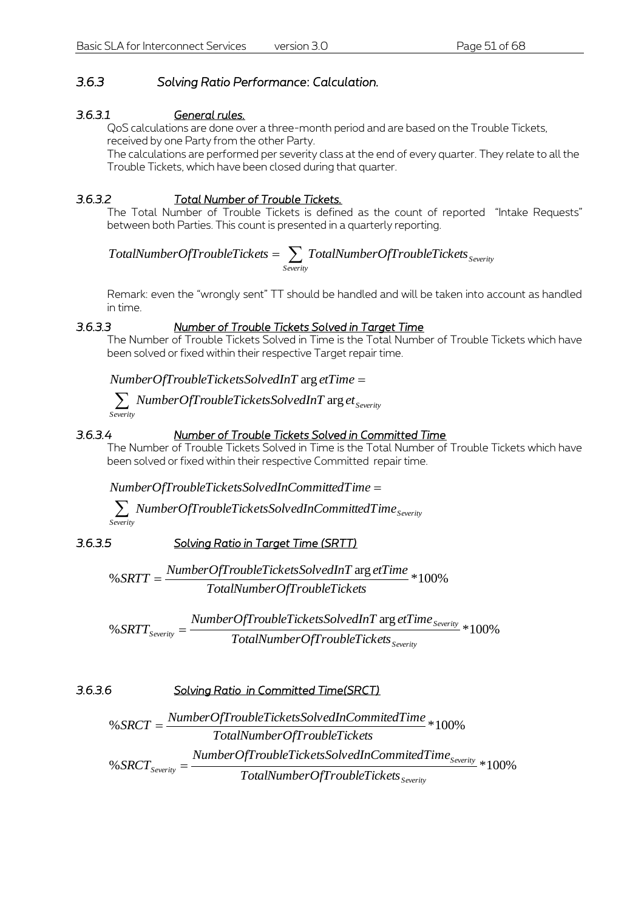### *3.6.3 Solving Ratio Performance: Calculation.*

#### *3.6.3.1 General rules.*

QoS calculations are done over a three-month period and are based on the Trouble Tickets, received by one Party from the other Party.
The calculations are performed per severity class at the end of every quarter. They relate to all the Trouble Tickets, which have been closed during that quarter.

#### *3.6.3.2 Total Number of Trouble Tickets.*

The Total Number of Trouble Tickets is defined as the count of reported "Intake Requests" between both Parties. This count is presented in a quarterly reporting.

$$TotalNumberOfTroubleTickets = \sum_{Severity} TotalNumberOfTroubleTickets_{Severity}$$

Remark: even the "wrongly sent" TT should be handled and will be taken into account as handled in time.

#### *3.6.3.3 Number of Trouble Tickets Solved in Target Time*

The Number of Trouble Tickets Solved in Time is the Total Number of Trouble Tickets which have been solved or fixed within their respective Target repair time.

$$NumberOfTroubleTicketsSolvedInTargetTime =$$
$$\sum_{Severity} NumberOfTroubleTicketsSolvedInTarget_{Severity}$$

#### *3.6.3.4 Number of Trouble Tickets Solved in Committed Time*

The Number of Trouble Tickets Solved in Time is the Total Number of Trouble Tickets which have been solved or fixed within their respective Committed repair time.

$$NumberOfTroubleTicketsSolvedInCommittedTime =$$
$$\sum_{Severity} NumberOfTroubleTicketsSolvedInCommittedTime_{Severity}$$

#### *3.6.3.5 Solving Ratio in Target Time (SRTT)*

$$\%SRTT = \frac{NumberOfTroubleTicketsSolvedInTargetTime}{TotalNumberOfTroubleTickets} * 100\%$$

$$\%SRTT_{Severity} = \frac{NumberOfTroubleTicketsSolvedInTargetTime_{Severity}}{TotalNumberOfTroubleTickets_{Severity}} * 100\%$$

#### *3.6.3.6 Solving Ratio in Committed Time(SRCT)*

$$\%SRCT = \frac{NumberOfTroubleTicketsSolvedInCommitedTime}{TotalNumberOfTroubleTickets} * 100\%$$

$$\%SRCT_{Severity} = \frac{NumberOfTroubleTicketsSolvedInCommitedTime_{Severity}}{TotalNumberOfTroubleTickets_{Severity}} * 100\%$$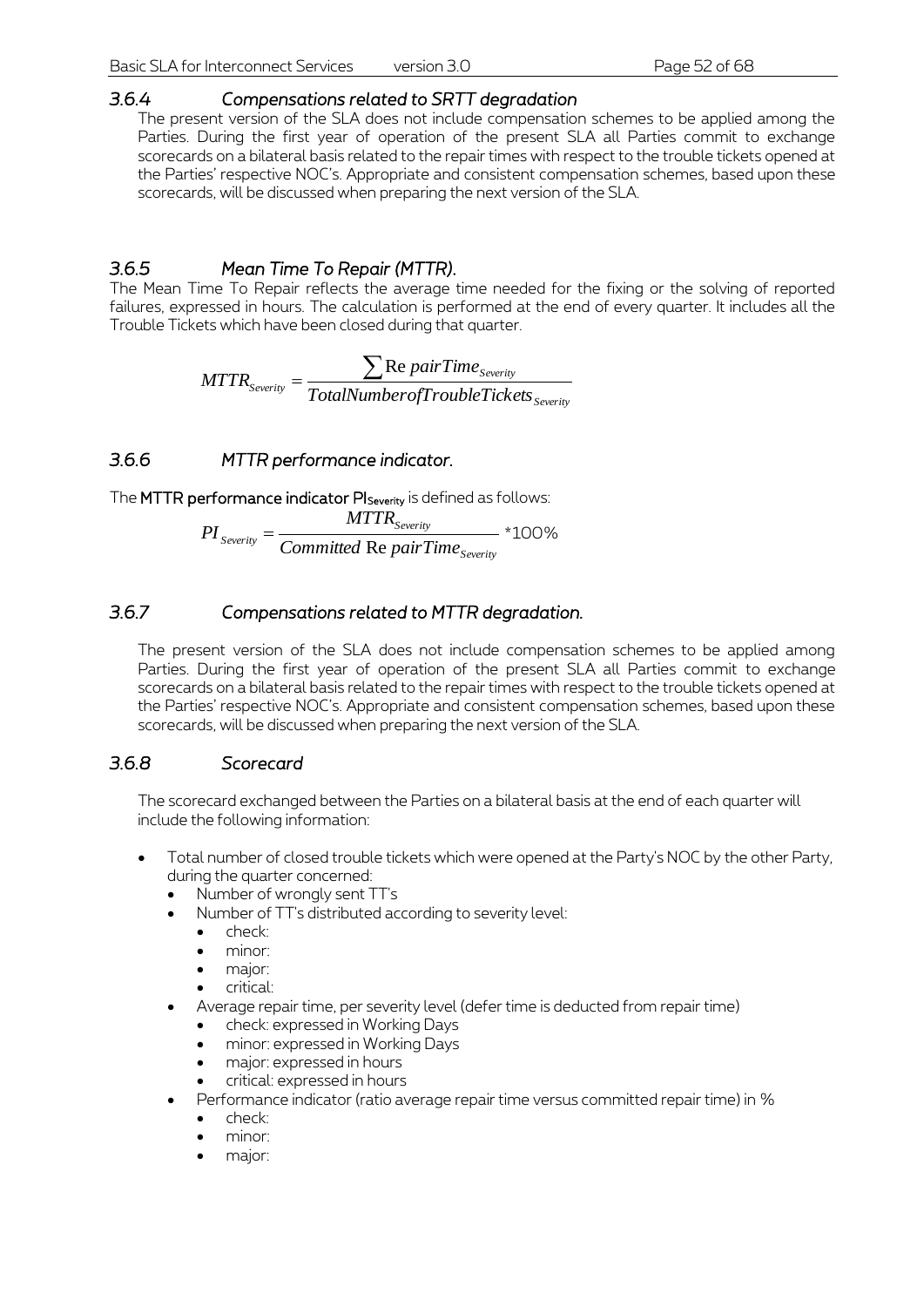### *3.6.4 Compensations related to SRTT degradation*

The present version of the SLA does not include compensation schemes to be applied among the Parties. During the first year of operation of the present SLA all Parties commit to exchange scorecards on a bilateral basis related to the repair times with respect to the trouble tickets opened at the Parties' respective NOC's. Appropriate and consistent compensation schemes, based upon these scorecards, will be discussed when preparing the next version of the SLA.

### *3.6.5 Mean Time To Repair (MTTR).*

The Mean Time To Repair reflects the average time needed for the fixing or the solving of reported failures, expressed in hours. The calculation is performed at the end of every quarter. It includes all the Trouble Tickets which have been closed during that quarter.

$$MTTR_{Severity} = \frac{\sum RepairTime_{Severity}}{TotalNumberofTroubleTickets_{Severity}}$$

### *3.6.6 MTTR performance indicator.*

The **MTTR performance indicator $PI_{Severity}$** is defined as follows:

$$PI_{Severity} = \frac{MTTR_{Severity}}{Committed\ RepairTime_{Severity}} * 100\%$$

### *3.6.7 Compensations related to MTTR degradation.*

The present version of the SLA does not include compensation schemes to be applied among Parties. During the first year of operation of the present SLA all Parties commit to exchange scorecards on a bilateral basis related to the repair times with respect to the trouble tickets opened at the Parties' respective NOC's. Appropriate and consistent compensation schemes, based upon these scorecards, will be discussed when preparing the next version of the SLA.

### *3.6.8 Scorecard*

The scorecard exchanged between the Parties on a bilateral basis at the end of each quarter will include the following information:

- Total number of closed trouble tickets which were opened at the Party's NOC by the other Party, during the quarter concerned:
  - Number of wrongly sent TT's
  - Number of TT's distributed according to severity level:
    - check:
    - minor:
    - major:
    - critical:
  - Average repair time, per severity level (defer time is deducted from repair time)
    - check: expressed in Working Days
    - minor: expressed in Working Days
    - major: expressed in hours
    - critical: expressed in hours
  - Performance indicator (ratio average repair time versus committed repair time) in %
    - check:
    - minor:
    - major: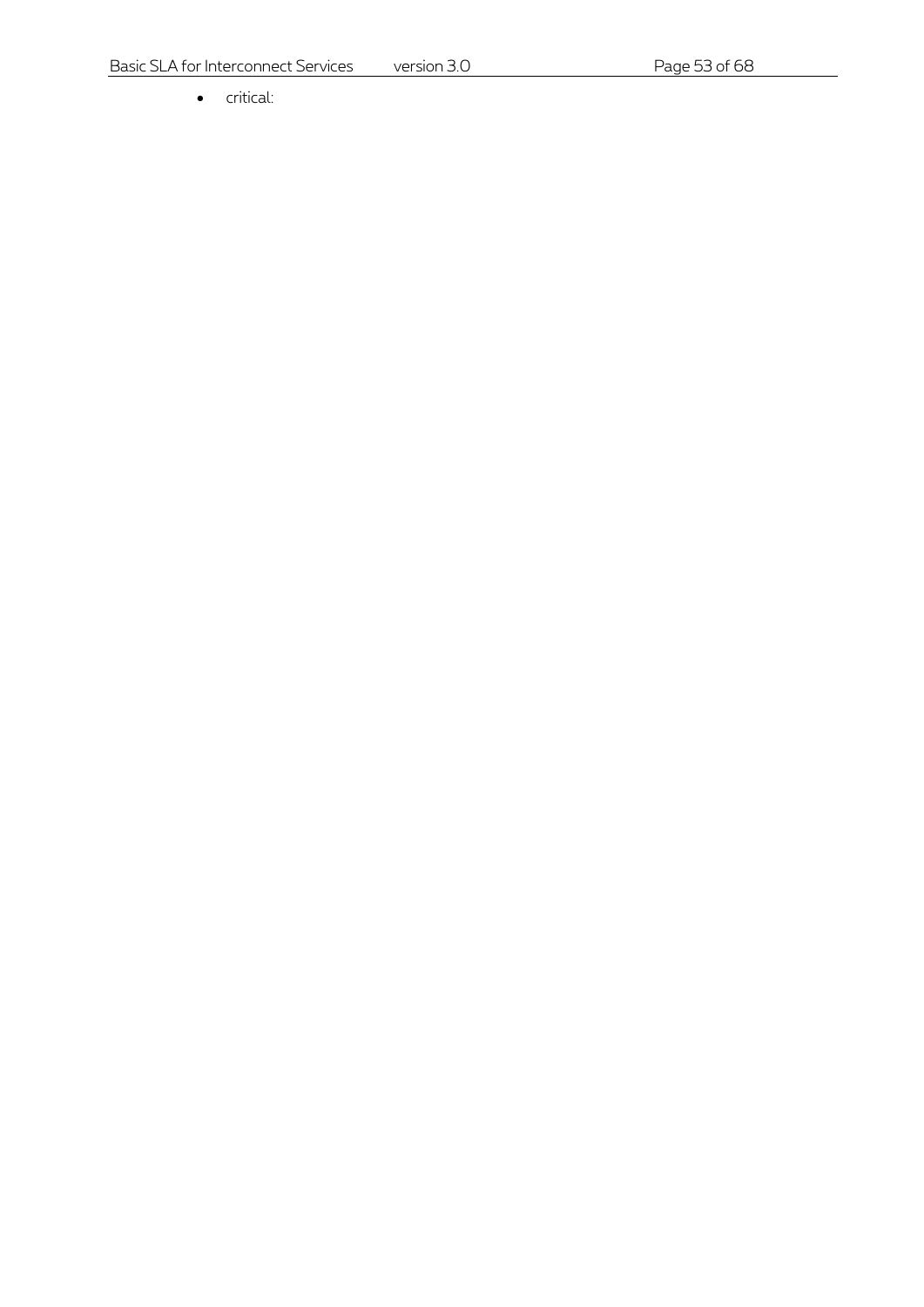- critical: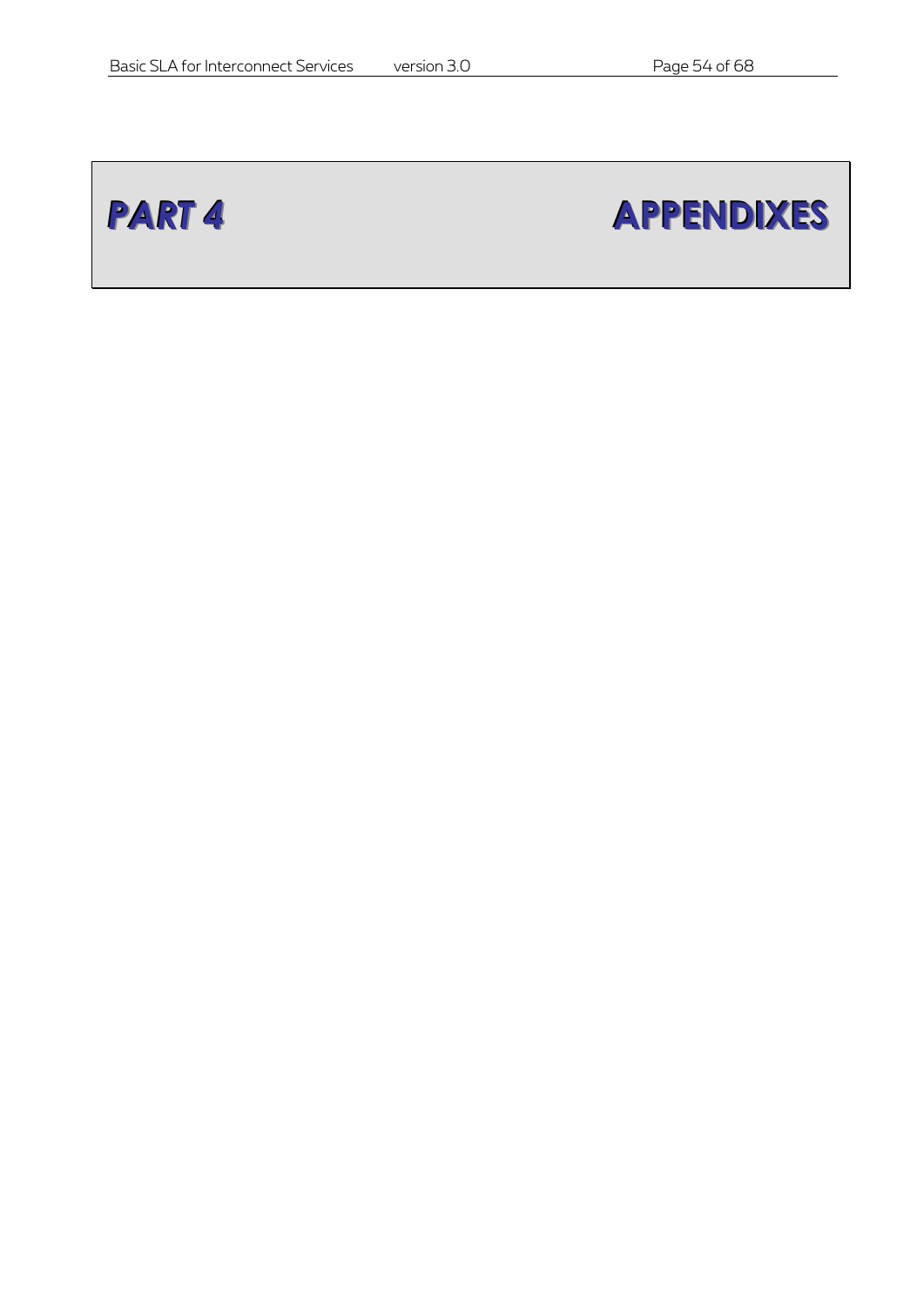# PART 4 APPENDIXES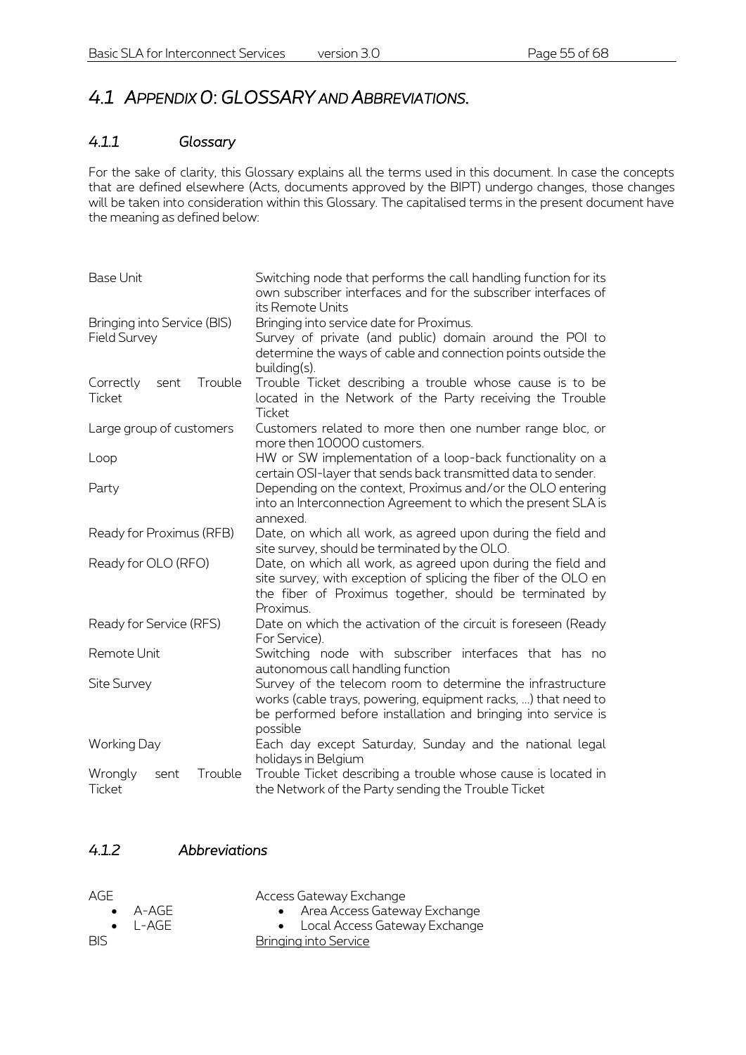## *4.1 Appendix 0: GLOSSARY and Abbreviations.*

### *4.1.1 Glossary*

For the sake of clarity, this Glossary explains all the terms used in this document. In case the concepts that are defined elsewhere (Acts, documents approved by the BIPT) undergo changes, those changes will be taken into consideration within this Glossary. The capitalised terms in the present document have the meaning as defined below:

| | |
|---|---|
| Base Unit | Switching node that performs the call handling function for its own subscriber interfaces and for the subscriber interfaces of its Remote Units |
| Bringing into Service (BIS) | Bringing into service date for Proximus. |
| Field Survey | Survey of private (and public) domain around the POI to determine the ways of cable and connection points outside the building(s). |
| Correctly sent Trouble Ticket | Trouble Ticket describing a trouble whose cause is to be located in the Network of the Party receiving the Trouble Ticket |
| Large group of customers | Customers related to more then one number range bloc, or more then 10000 customers. |
| Loop | HW or SW implementation of a loop-back functionality on a certain OSI-layer that sends back transmitted data to sender. |
| Party | Depending on the context, Proximus and/or the OLO entering into an Interconnection Agreement to which the present SLA is annexed. |
| Ready for Proximus (RFB) | Date, on which all work, as agreed upon during the field and site survey, should be terminated by the OLO. |
| Ready for OLO (RFO) | Date, on which all work, as agreed upon during the field and site survey, with exception of splicing the fiber of the OLO en the fiber of Proximus together, should be terminated by Proximus. |
| Ready for Service (RFS) | Date on which the activation of the circuit is foreseen (Ready For Service). |
| Remote Unit | Switching node with subscriber interfaces that has no autonomous call handling function |
| Site Survey | Survey of the telecom room to determine the infrastructure works (cable trays, powering, equipment racks, …) that need to be performed before installation and bringing into service is possible |
| Working Day | Each day except Saturday, Sunday and the national legal holidays in Belgium |
| Wrongly sent Trouble Ticket | Trouble Ticket describing a trouble whose cause is located in the Network of the Party sending the Trouble Ticket |

### *4.1.2 Abbreviations*

| | |
|---|---|
| AGE | Access Gateway Exchange |
| • A-AGE | • Area Access Gateway Exchange |
| • L-AGE | • Local Access Gateway Exchange |
| BIS | Bringing into Service |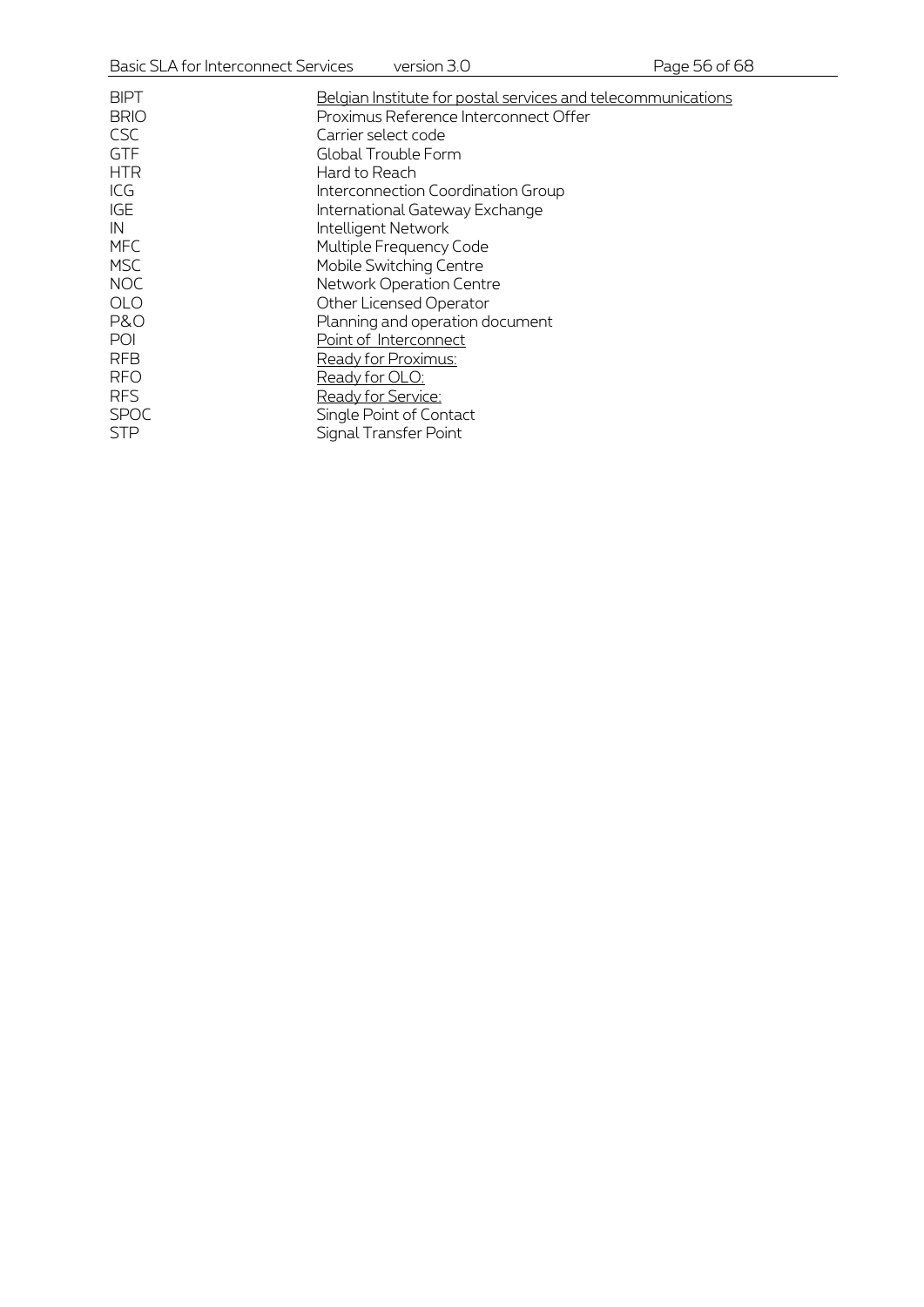| | |
|---|---|
| BIPT | Belgian Institute for postal services and telecommunications |
| BRIO | Proximus Reference Interconnect Offer |
| CSC | Carrier select code |
| GTF | Global Trouble Form |
| HTR | Hard to Reach |
| ICG | Interconnection Coordination Group |
| IGE | International Gateway Exchange |
| IN | Intelligent Network |
| MFC | Multiple Frequency Code |
| MSC | Mobile Switching Centre |
| NOC | Network Operation Centre |
| OLO | Other Licensed Operator |
| P&O | Planning and operation document |
| POI | Point of Interconnect |
| RFB | Ready for Proximus: |
| RFO | Ready for OLO: |
| RFS | Ready for Service: |
| SPOC | Single Point of Contact |
| STP | Signal Transfer Point |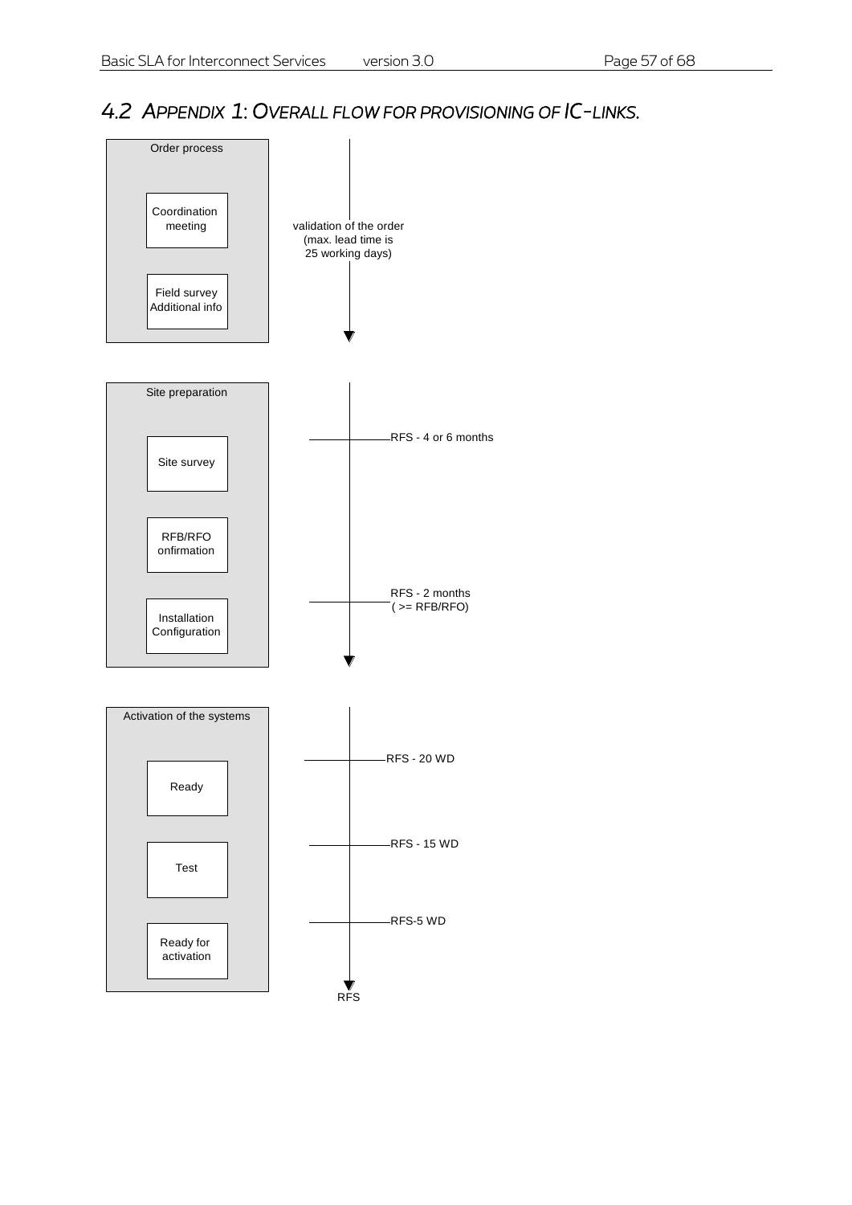## 4.2 Appendix 1: Overall flow for provisioning of IC-links.

Order process

Coordination meeting

Field survey Additional info

validation of the order (max. lead time is 25 working days)

Site preparation

Site survey

RFB/RFO onfirmation

Installation Configuration

RFS - 4 or 6 months

RFS - 2 months ( >= RFB/RFO)

Activation of the systems

Ready

Test

Ready for activation

RFS - 20 WD

RFS - 15 WD

RFS-5 WD

RFS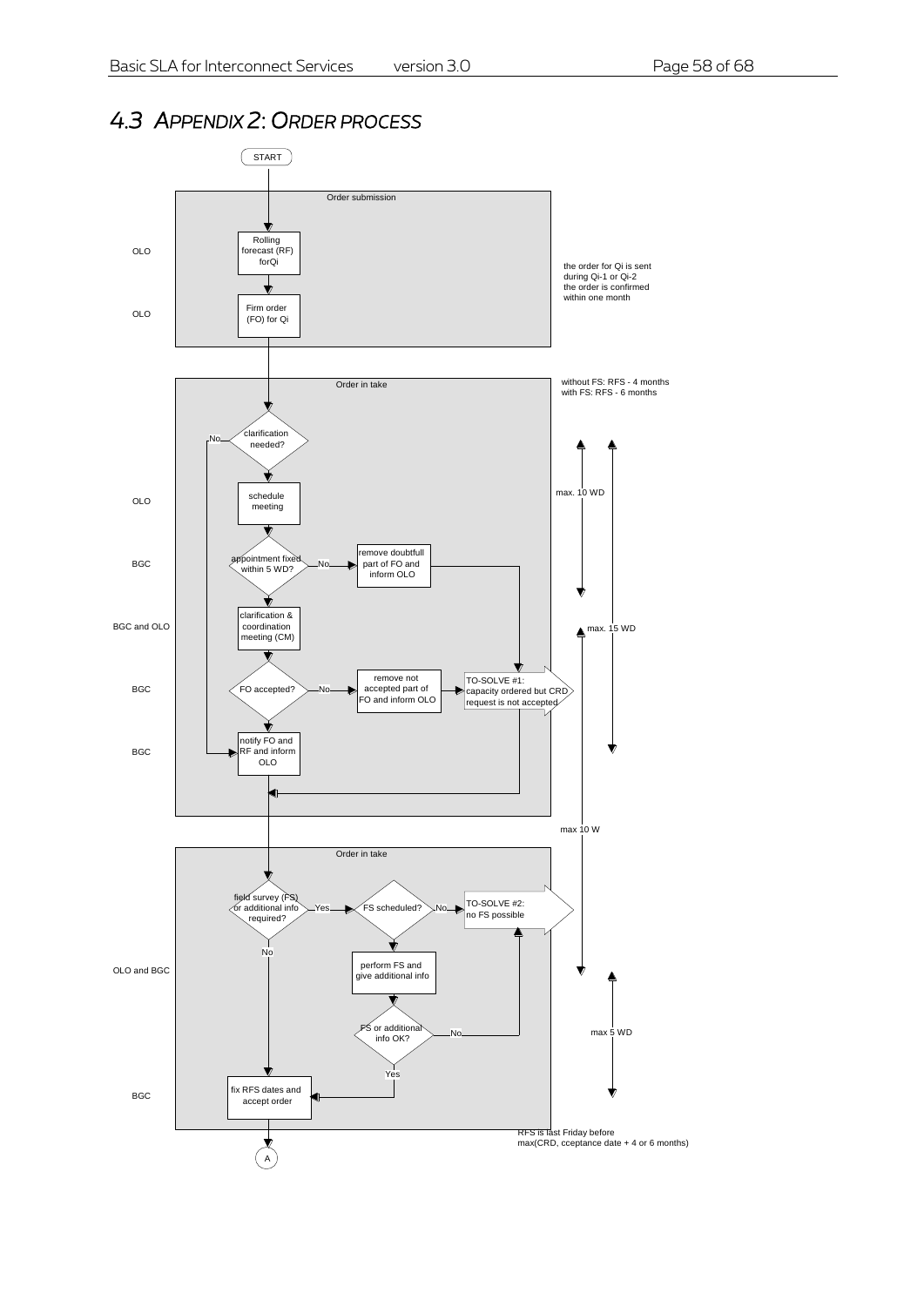## 4.3 Appendix 2: Order process

START

Order submission

OLO

Rolling forecast (RF) forQi

OLO

Firm order (FO) for Qi

the order for Qi is sent during Qi-1 or Qi-2
the order is confirmed within one month

Order in take

without FS: RFS - 4 months
with FS: RFS - 6 months

clarification needed?

No

OLO

schedule meeting

max. 10 WD

BGC

appointment fixed within 5 WD?

No

remove doubtfull part of FO and inform OLO

BGC and OLO

clarification & coordination meeting (CM)

max. 15 WD

BGC

FO accepted?

No

remove not accepted part of FO and inform OLO

TO-SOLVE #1: capacity ordered but CRD request is not accepted

BGC

notify FO and RF and inform OLO

max 10 W

Order in take

field survey (FS) or additional info required?

Yes

FS scheduled?

No

TO-SOLVE #2: no FS possible

No

OLO and BGC

perform FS and give additional info

FS or additional info OK?

No

max 5 WD

Yes

BGC

fix RFS dates and accept order

RFS is last Friday before max(CRD, cceptance date + 4 or 6 months)

A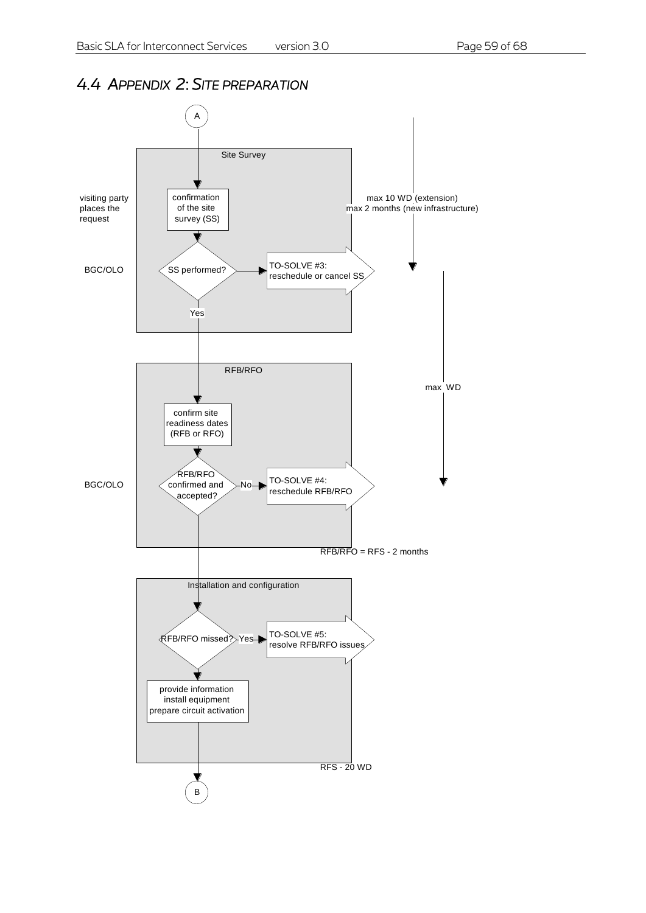## 4.4 Appendix 2: Site preparation

A

Site Survey

visiting party places the request

confirmation of the site survey (SS)

max 10 WD (extension)
max 2 months (new infrastructure)

BGC/OLO

SS performed?

TO-SOLVE #3: reschedule or cancel SS

Yes

RFB/RFO

max WD

confirm site readiness dates (RFB or RFO)

BGC/OLO

RFB/RFO confirmed and accepted?

No

TO-SOLVE #4: reschedule RFB/RFO

RFB/RFO = RFS - 2 months

Installation and configuration

RFB/RFO missed?

Yes

TO-SOLVE #5: resolve RFB/RFO issues

provide information
install equipment
prepare circuit activation

RFS - 20 WD

B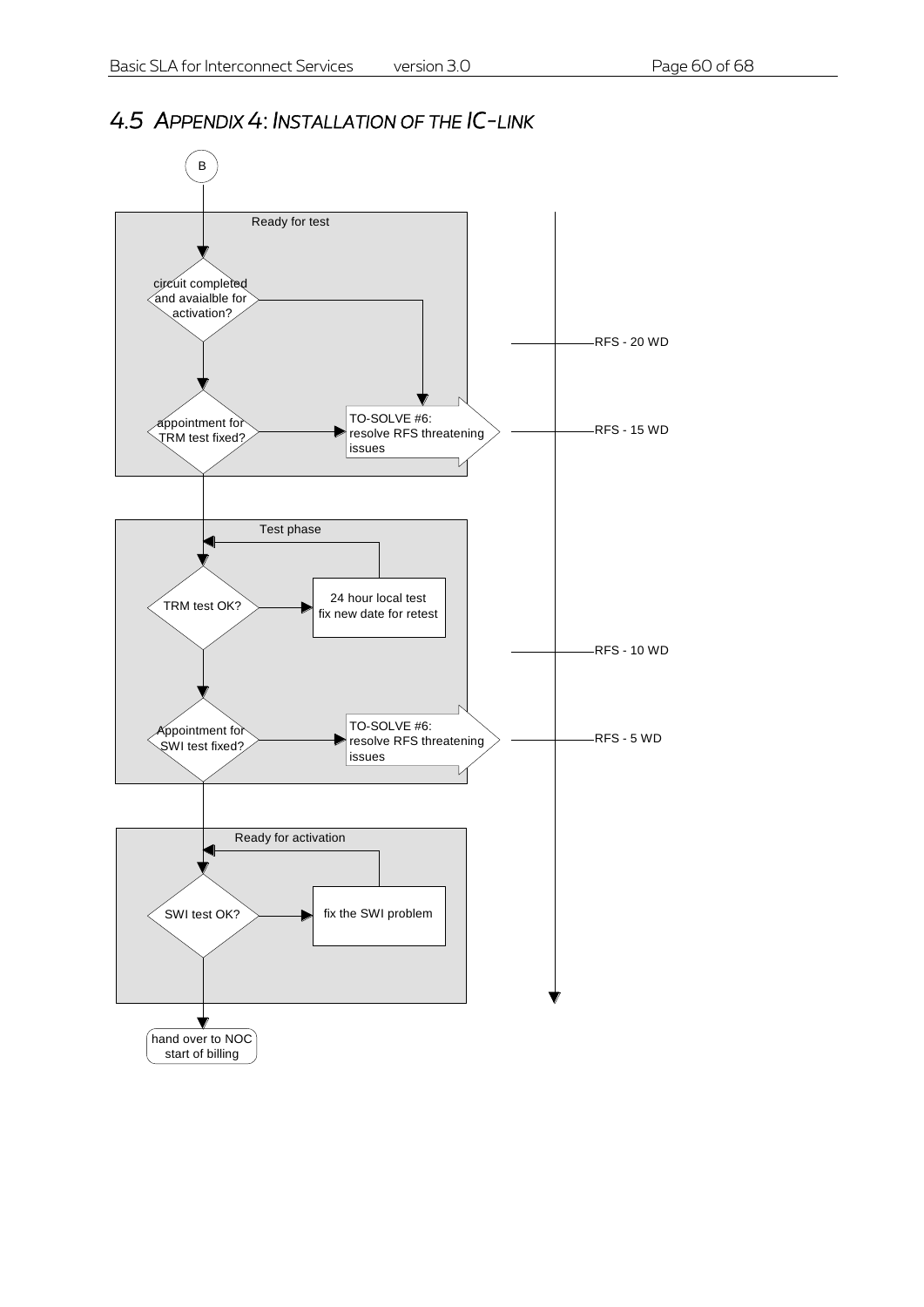## 4.5 Appendix 4: Installation of the IC-link

B

Ready for test

circuit completed and avaialble for activation?

appointment for TRM test fixed?

TO-SOLVE #6: resolve RFS threatening issues

RFS - 20 WD

RFS - 15 WD

Test phase

TRM test OK?

24 hour local test fix new date for retest

RFS - 10 WD

Appointment for SWI test fixed?

TO-SOLVE #6: resolve RFS threatening issues

RFS - 5 WD

Ready for activation

SWI test OK?

fix the SWI problem

hand over to NOC start of billing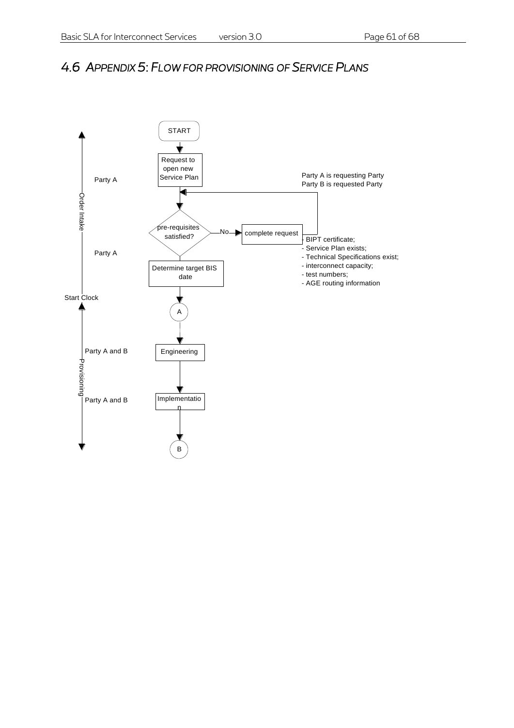# 4.6 APPENDIX 5: FLOW FOR PROVISIONING OF SERVICE PLANS

START

Request to open new Service Plan

Party A

Party A is requesting Party
Party B is requested Party

Order Intake

pre-requisites satisfied?

No

complete request

- BIPT certificate;
- Service Plan exists;
- Technical Specifications exist;
- interconnect capacity;
- test numbers;
- AGE routing information

Party A

Determine target BIS date

Start Clock

A

Party A and B

Engineering

Provisioning

Party A and B

Implementation

B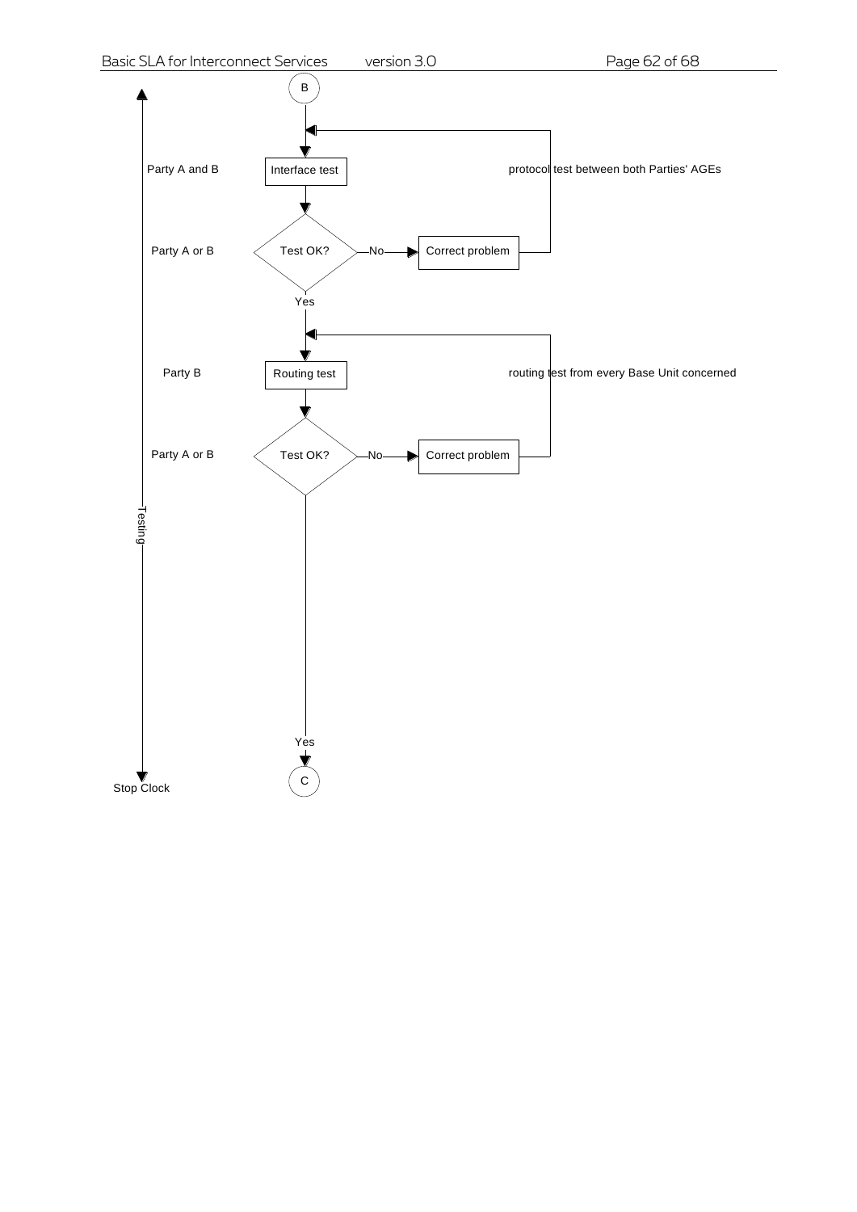B

Party A and B

Interface test

protocol test between both Parties' AGEs

Party A or B

Test OK?

No

Correct problem

Yes

Party B

Routing test

routing test from every Base Unit concerned

Party A or B

Test OK?

No

Correct problem

Testing

Yes

C

Stop Clock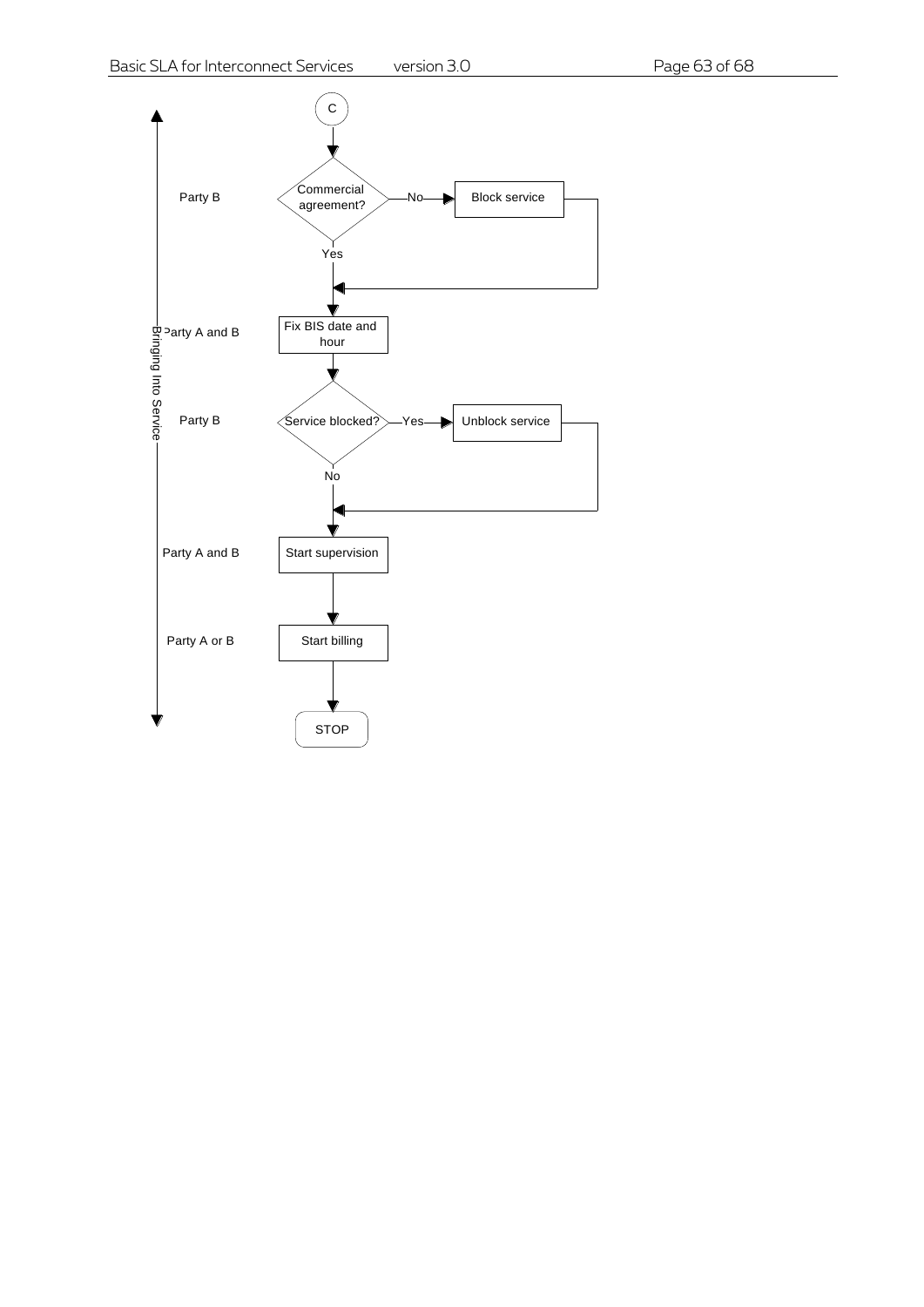C

Bringing Into Service

Party B

Commercial agreement?

No

Block service

Yes

Party A and B

Fix BIS date and hour

Party B

Service blocked?

Yes

Unblock service

No

Party A and B

Start supervision

Party A or B

Start billing

STOP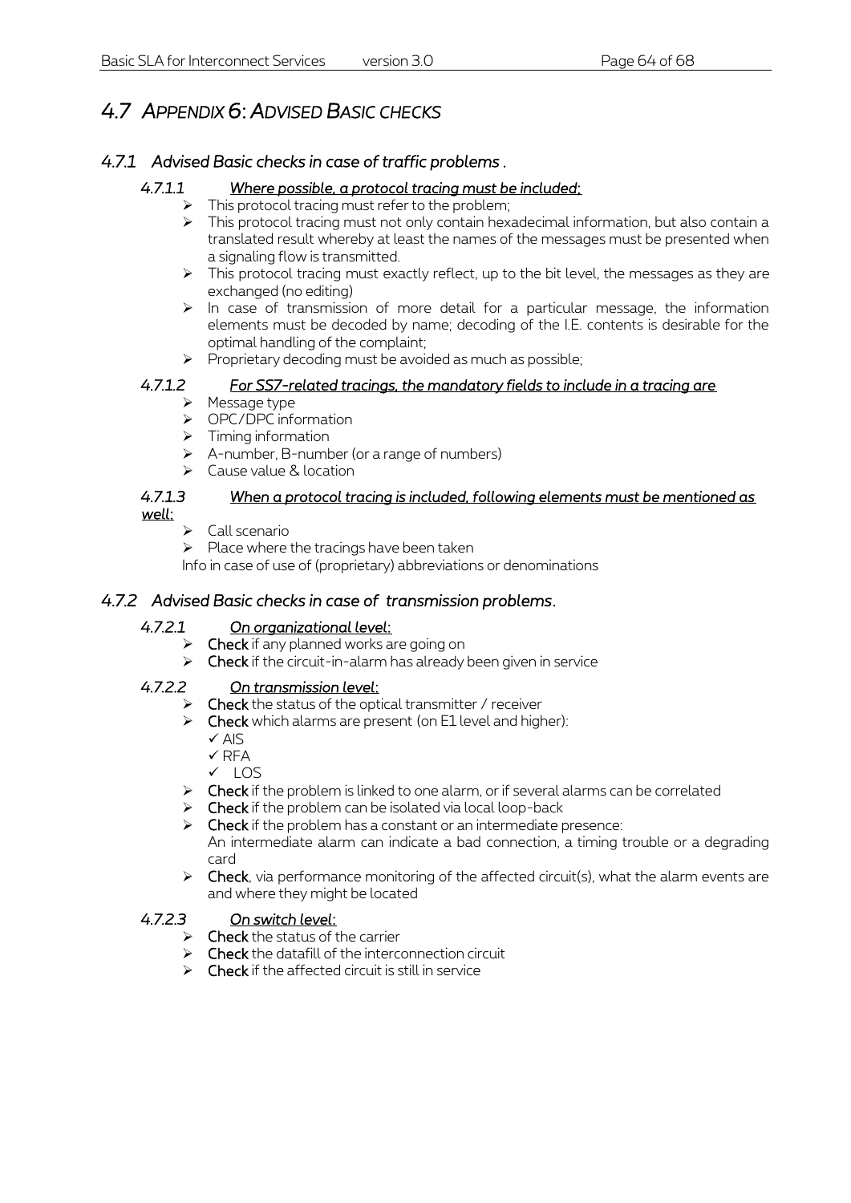## 4.7 *APPENDIX 6: ADVISED BASIC CHECKS*

### *4.7.1 Advised Basic checks in case of traffic problems .*

#### *4.7.1.1 Where possible, a protocol tracing must be included;*

- This protocol tracing must refer to the problem;
- This protocol tracing must not only contain hexadecimal information, but also contain a translated result whereby at least the names of the messages must be presented when a signaling flow is transmitted.
- This protocol tracing must exactly reflect, up to the bit level, the messages as they are exchanged (no editing)
- In case of transmission of more detail for a particular message, the information elements must be decoded by name; decoding of the I.E. contents is desirable for the optimal handling of the complaint;
- Proprietary decoding must be avoided as much as possible;

#### *4.7.1.2 For SS7-related tracings, the mandatory fields to include in a tracing are*

- Message type
- OPC/DPC information
- Timing information
- A-number, B-number (or a range of numbers)
- Cause value & location

#### *4.7.1.3 When a protocol tracing is included, following elements must be mentioned as well:*

- Call scenario
- Place where the tracings have been taken

Info in case of use of (proprietary) abbreviations or denominations

### *4.7.2 Advised Basic checks in case of transmission problems.*

#### *4.7.2.1 On organizational level:*

- **Check** if any planned works are going on
- **Check** if the circuit-in-alarm has already been given in service

#### *4.7.2.2 On transmission level:*

- **Check** the status of the optical transmitter / receiver
- **Check** which alarms are present (on E1 level and higher):
  - ✓ AIS
  - ✓ RFA
  - ✓ LOS
- **Check** if the problem is linked to one alarm, or if several alarms can be correlated
- **Check** if the problem can be isolated via local loop-back
- **Check** if the problem has a constant or an intermediate presence:
  An intermediate alarm can indicate a bad connection, a timing trouble or a degrading card
- **Check**, via performance monitoring of the affected circuit(s), what the alarm events are and where they might be located

#### *4.7.2.3 On switch level:*

- **Check** the status of the carrier
- **Check** the datafill of the interconnection circuit
- **Check** if the affected circuit is still in service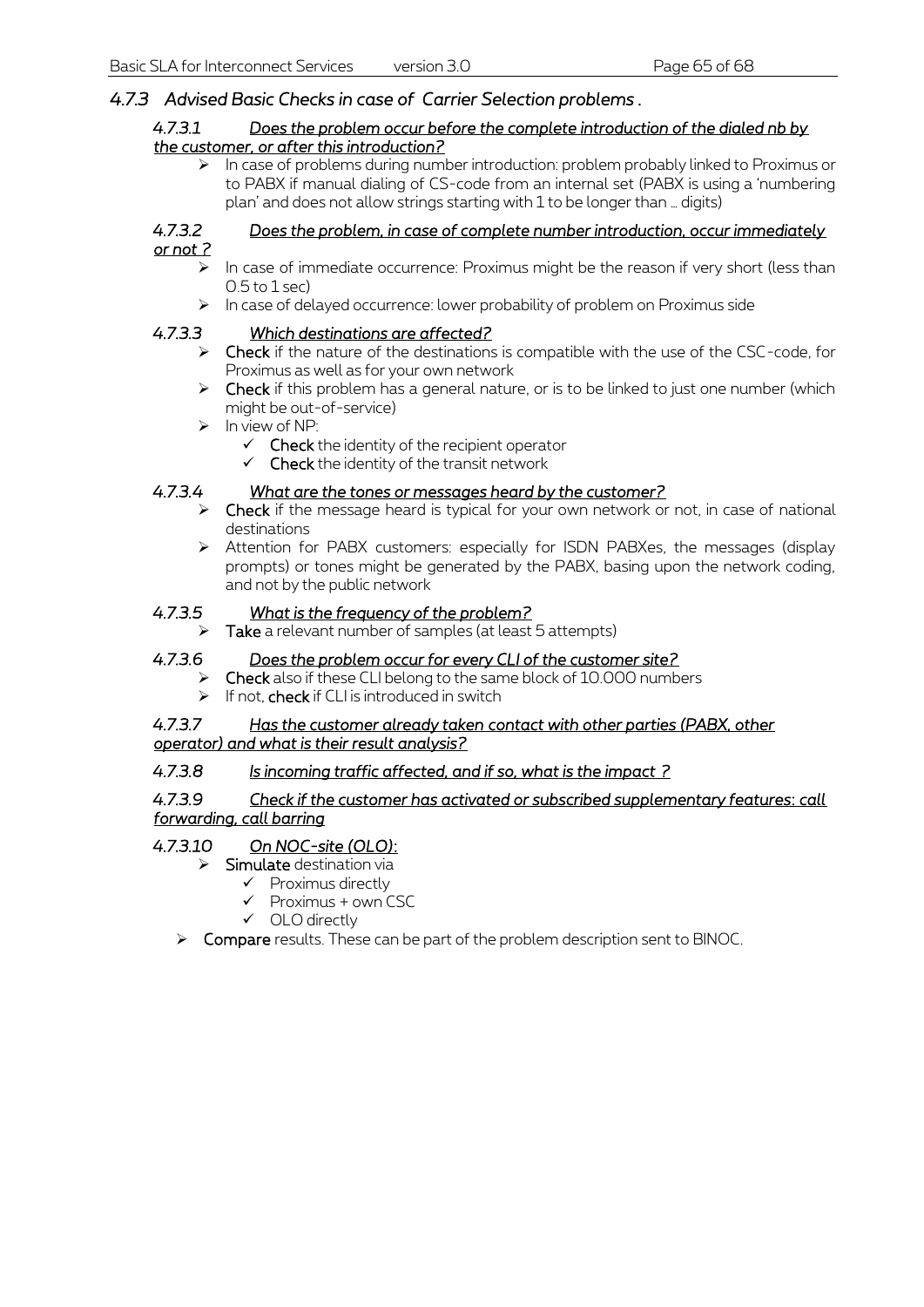### 4.7.3 Advised Basic Checks in case of Carrier Selection problems .

#### 4.7.3.1 Does the problem occur before the complete introduction of the dialed nb by the customer, or after this introduction?

- In case of problems during number introduction: problem probably linked to Proximus or to PABX if manual dialing of CS-code from an internal set (PABX is using a 'numbering plan' and does not allow strings starting with 1 to be longer than … digits)

#### 4.7.3.2 Does the problem, in case of complete number introduction, occur immediately or not ?

- In case of immediate occurrence: Proximus might be the reason if very short (less than 0.5 to 1 sec)
- In case of delayed occurrence: lower probability of problem on Proximus side

#### 4.7.3.3 Which destinations are affected?

- **Check** if the nature of the destinations is compatible with the use of the CSC-code, for Proximus as well as for your own network
- **Check** if this problem has a general nature, or is to be linked to just one number (which might be out-of-service)
- In view of NP:
  - ✓ **Check** the identity of the recipient operator
  - ✓ **Check** the identity of the transit network

#### 4.7.3.4 What are the tones or messages heard by the customer?

- **Check** if the message heard is typical for your own network or not, in case of national destinations
- Attention for PABX customers: especially for ISDN PABXes, the messages (display prompts) or tones might be generated by the PABX, basing upon the network coding, and not by the public network

#### 4.7.3.5 What is the frequency of the problem?

- **Take** a relevant number of samples (at least 5 attempts)

#### 4.7.3.6 Does the problem occur for every CLI of the customer site?

- **Check** also if these CLI belong to the same block of 10.000 numbers
- If not, **check** if CLI is introduced in switch

#### 4.7.3.7 Has the customer already taken contact with other parties (PABX, other operator) and what is their result analysis?

#### 4.7.3.8 Is incoming traffic affected, and if so, what is the impact ?

#### 4.7.3.9 Check if the customer has activated or subscribed supplementary features: call forwarding, call barring

#### 4.7.3.10 On NOC-site (OLO):

- **Simulate** destination via
  - ✓ Proximus directly
  - ✓ Proximus + own CSC
  - ✓ OLO directly
- **Compare** results. These can be part of the problem description sent to BINOC.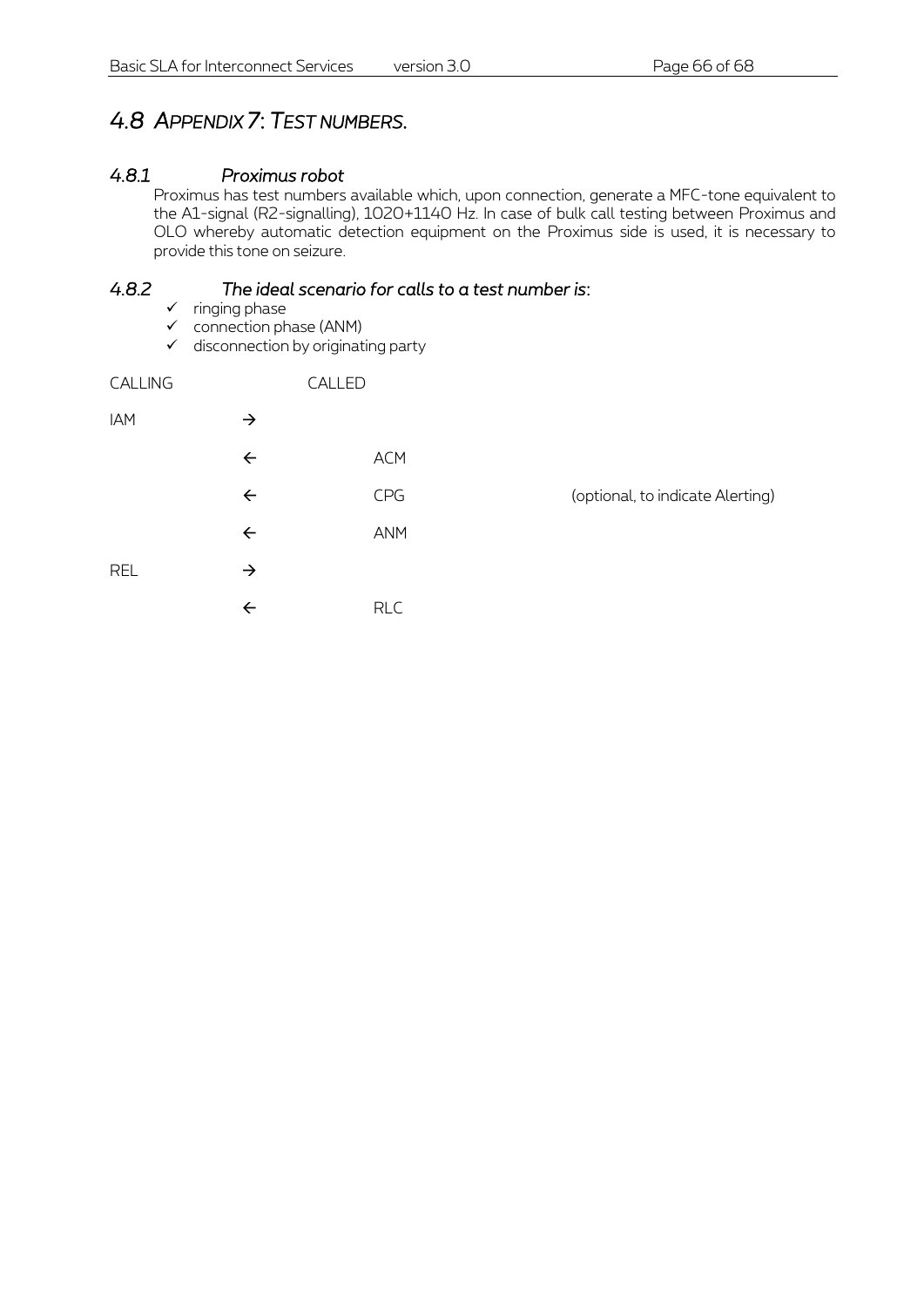## 4.8 APPENDIX 7: TEST NUMBERS.

### 4.8.1 Proximus robot

Proximus has test numbers available which, upon connection, generate a MFC-tone equivalent to the A1-signal (R2-signalling), 1020+1140 Hz. In case of bulk call testing between Proximus and OLO whereby automatic detection equipment on the Proximus side is used, it is necessary to provide this tone on seizure.

### 4.8.2 The ideal scenario for calls to a test number is:

- ✓ ringing phase
- ✓ connection phase (ANM)
- ✓ disconnection by originating party

| CALLING | | CALLED | |
|---|---|---|---|
| IAM | → | | |
| | ← | ACM | |
| | ← | CPG | (optional, to indicate Alerting) |
| | ← | ANM | |
| REL | → | | |
| | ← | RLC | |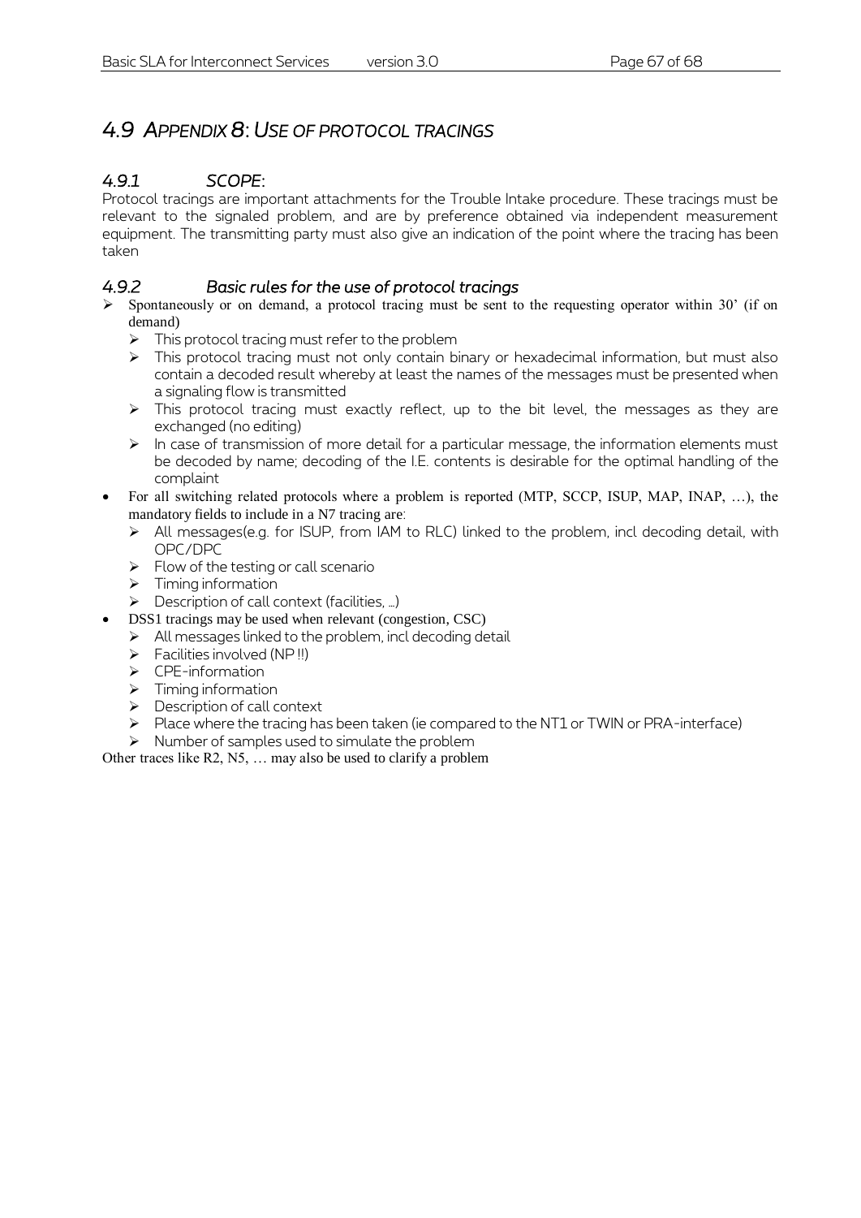## 4.9 APPENDIX 8: USE OF PROTOCOL TRACINGS

### 4.9.1 SCOPE:

Protocol tracings are important attachments for the Trouble Intake procedure. These tracings must be relevant to the signaled problem, and are by preference obtained via independent measurement equipment. The transmitting party must also give an indication of the point where the tracing has been taken

### 4.9.2 Basic rules for the use of protocol tracings

- Spontaneously or on demand, a protocol tracing must be sent to the requesting operator within 30' (if on demand)
  - This protocol tracing must refer to the problem
  - This protocol tracing must not only contain binary or hexadecimal information, but must also contain a decoded result whereby at least the names of the messages must be presented when a signaling flow is transmitted
  - This protocol tracing must exactly reflect, up to the bit level, the messages as they are exchanged (no editing)
  - In case of transmission of more detail for a particular message, the information elements must be decoded by name; decoding of the I.E. contents is desirable for the optimal handling of the complaint
- For all switching related protocols where a problem is reported (MTP, SCCP, ISUP, MAP, INAP, …), the mandatory fields to include in a N7 tracing are:
  - All messages(e.g. for ISUP, from IAM to RLC) linked to the problem, incl decoding detail, with OPC/DPC
  - Flow of the testing or call scenario
  - Timing information
  - Description of call context (facilities, …)
- DSS1 tracings may be used when relevant (congestion, CSC)
  - All messages linked to the problem, incl decoding detail
  - Facilities involved (NP !!)
  - CPE-information
  - Timing information
  - Description of call context
  - Place where the tracing has been taken (ie compared to the NT1 or TWIN or PRA-interface)
  - Number of samples used to simulate the problem

Other traces like R2, N5, … may also be used to clarify a problem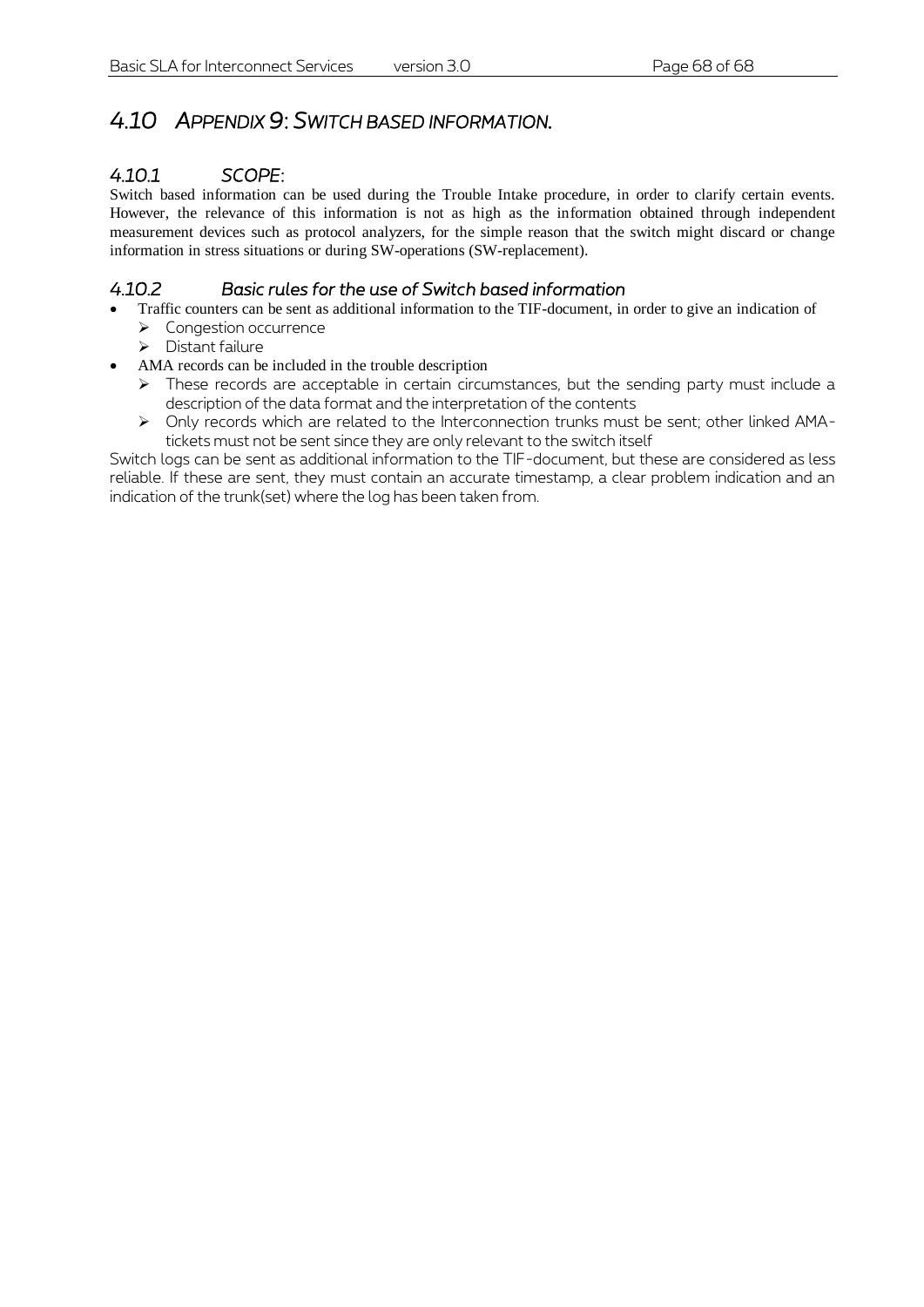## 4.10 *APPENDIX 9: SWITCH BASED INFORMATION.*

### *4.10.1 SCOPE*:

Switch based information can be used during the Trouble Intake procedure, in order to clarify certain events. However, the relevance of this information is not as high as the information obtained through independent measurement devices such as protocol analyzers, for the simple reason that the switch might discard or change information in stress situations or during SW-operations (SW-replacement).

### *4.10.2 Basic rules for the use of Switch based information*

- Traffic counters can be sent as additional information to the TIF-document, in order to give an indication of
  - Congestion occurrence
  - Distant failure
- AMA records can be included in the trouble description
  - These records are acceptable in certain circumstances, but the sending party must include a description of the data format and the interpretation of the contents
  - Only records which are related to the Interconnection trunks must be sent; other linked AMA-tickets must not be sent since they are only relevant to the switch itself

Switch logs can be sent as additional information to the TIF-document, but these are considered as less reliable. If these are sent, they must contain an accurate timestamp, a clear problem indication and an indication of the trunk(set) where the log has been taken from.